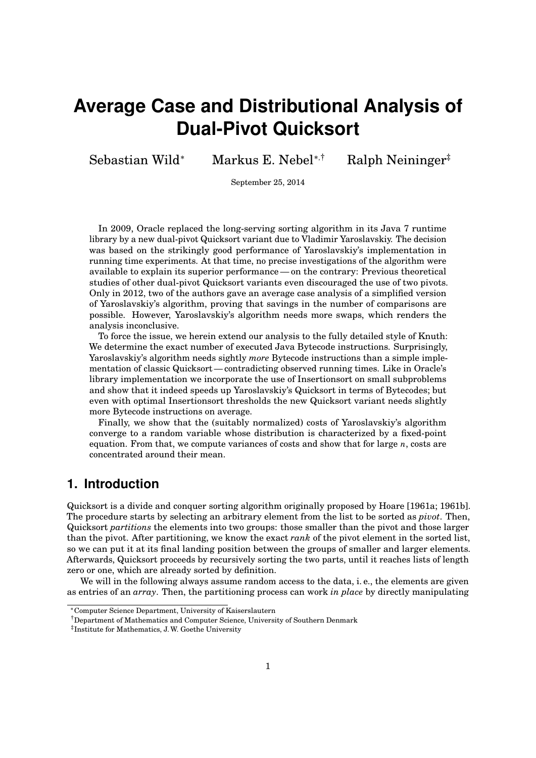# Average Case and Distributional Analysis of Dual-Pivot Quicksort

Sebastian Wild[*] Markus E. Nebel[*,†] Ralph Neininger[‡]

September 25, 2014

In 2009, Oracle replaced the long-serving sorting algorithm in its Java 7 runtime library by a new dual-pivot Quicksort variant due to Vladimir Yaroslavskiy. The decision was based on the strikingly good performance of Yaroslavskiy's implementation in running time experiments. At that time, no precise investigations of the algorithm were available to explain its superior performance — on the contrary: Previous theoretical studies of other dual-pivot Quicksort variants even discouraged the use of two pivots. Only in 2012, two of the authors gave an average case analysis of a simplified version of Yaroslavskiy's algorithm, proving that savings in the number of comparisons are possible. However, Yaroslavskiy's algorithm needs more swaps, which renders the analysis inconclusive.

To force the issue, we herein extend our analysis to the fully detailed style of Knuth: We determine the exact number of executed Java Bytecode instructions. Surprisingly, Yaroslavskiy's algorithm needs sightly *more* Bytecode instructions than a simple implementation of classic Quicksort — contradicting observed running times. Like in Oracle's library implementation we incorporate the use of Insertionsort on small subproblems and show that it indeed speeds up Yaroslavskiy's Quicksort in terms of Bytecodes; but even with optimal Insertionsort thresholds the new Quicksort variant needs slightly more Bytecode instructions on average.

Finally, we show that the (suitably normalized) costs of Yaroslavskiy's algorithm converge to a random variable whose distribution is characterized by a fixed-point equation. From that, we compute variances of costs and show that for large $n$, costs are concentrated around their mean.

## 1. Introduction

Quicksort is a divide and conquer sorting algorithm originally proposed by Hoare [1961a; 1961b]. The procedure starts by selecting an arbitrary element from the list to be sorted as *pivot*. Then, Quicksort *partitions* the elements into two groups: those smaller than the pivot and those larger than the pivot. After partitioning, we know the exact *rank* of the pivot element in the sorted list, so we can put it at its final landing position between the groups of smaller and larger elements. Afterwards, Quicksort proceeds by recursively sorting the two parts, until it reaches lists of length zero or one, which are already sorted by definition.

We will in the following always assume random access to the data, i. e., the elements are given as entries of an *array*. Then, the partitioning process can work *in place* by directly manipulating

[*] Computer Science Department, University of Kaiserslautern

[†] Department of Mathematics and Computer Science, University of Southern Denmark

[‡] Institute for Mathematics, J. W. Goethe University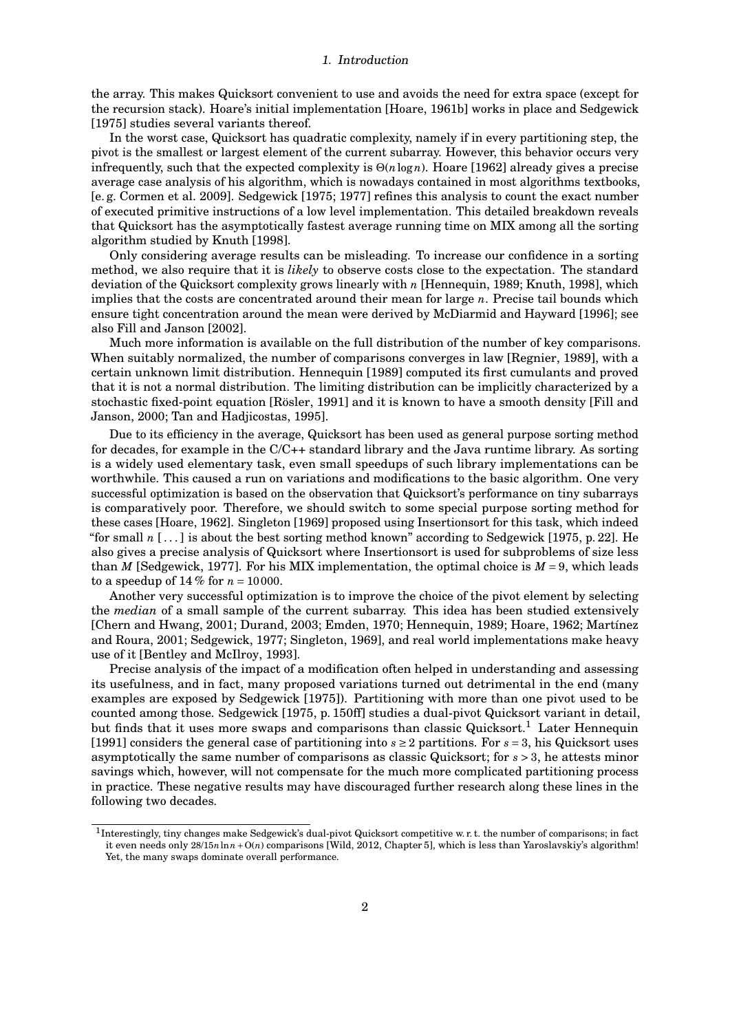the array. This makes Quicksort convenient to use and avoids the need for extra space (except for the recursion stack). Hoare's initial implementation [Hoare, 1961b] works in place and Sedgewick [1975] studies several variants thereof.

In the worst case, Quicksort has quadratic complexity, namely if in every partitioning step, the pivot is the smallest or largest element of the current subarray. However, this behavior occurs very infrequently, such that the expected complexity is $\Theta(n \log n)$. Hoare [1962] already gives a precise average case analysis of his algorithm, which is nowadays contained in most algorithms textbooks, [e. g. Cormen et al. 2009]. Sedgewick [1975; 1977] refines this analysis to count the exact number of executed primitive instructions of a low level implementation. This detailed breakdown reveals that Quicksort has the asymptotically fastest average running time on MIX among all the sorting algorithm studied by Knuth [1998].

Only considering average results can be misleading. To increase our confidence in a sorting method, we also require that it is *likely* to observe costs close to the expectation. The standard deviation of the Quicksort complexity grows linearly with $n$ [Hennequin, 1989; Knuth, 1998], which implies that the costs are concentrated around their mean for large $n$. Precise tail bounds which ensure tight concentration around the mean were derived by McDiarmid and Hayward [1996]; see also Fill and Janson [2002].

Much more information is available on the full distribution of the number of key comparisons. When suitably normalized, the number of comparisons converges in law [Regnier, 1989], with a certain unknown limit distribution. Hennequin [1989] computed its first cumulants and proved that it is not a normal distribution. The limiting distribution can be implicitly characterized by a stochastic fixed-point equation [Rösler, 1991] and it is known to have a smooth density [Fill and Janson, 2000; Tan and Hadjicostas, 1995].

Due to its efficiency in the average, Quicksort has been used as general purpose sorting method for decades, for example in the C/C++ standard library and the Java runtime library. As sorting is a widely used elementary task, even small speedups of such library implementations can be worthwhile. This caused a run on variations and modifications to the basic algorithm. One very successful optimization is based on the observation that Quicksort's performance on tiny subarrays is comparatively poor. Therefore, we should switch to some special purpose sorting method for these cases [Hoare, 1962]. Singleton [1969] proposed using Insertionsort for this task, which indeed "for small $n$ [...] is about the best sorting method known" according to Sedgewick [1975, p. 22]. He also gives a precise analysis of Quicksort where Insertionsort is used for subproblems of size less than $M$ [Sedgewick, 1977]. For his MIX implementation, the optimal choice is $M = 9$, which leads to a speedup of 14 % for $n = 10000$.

Another very successful optimization is to improve the choice of the pivot element by selecting the *median* of a small sample of the current subarray. This idea has been studied extensively [Chern and Hwang, 2001; Durand, 2003; Emden, 1970; Hennequin, 1989; Hoare, 1962; Martínez and Roura, 2001; Sedgewick, 1977; Singleton, 1969], and real world implementations make heavy use of it [Bentley and McIlroy, 1993].

Precise analysis of the impact of a modification often helped in understanding and assessing its usefulness, and in fact, many proposed variations turned out detrimental in the end (many examples are exposed by Sedgewick [1975]). Partitioning with more than one pivot used to be counted among those. Sedgewick [1975, p. 150ff] studies a dual-pivot Quicksort variant in detail, but finds that it uses more swaps and comparisons than classic Quicksort.[1] Later Hennequin [1991] considers the general case of partitioning into $s \geq 2$ partitions. For $s = 3$, his Quicksort uses asymptotically the same number of comparisons as classic Quicksort; for $s > 3$, he attests minor savings which, however, will not compensate for the much more complicated partitioning process in practice. These negative results may have discouraged further research along these lines in the following two decades.

[1] Interestingly, tiny changes make Sedgewick's dual-pivot Quicksort competitive w. r. t. the number of comparisons; in fact it even needs only $28/15 n \ln n + O(n)$ comparisons [Wild, 2012, Chapter 5], which is less than Yaroslavskiy's algorithm! Yet, the many swaps dominate overall performance.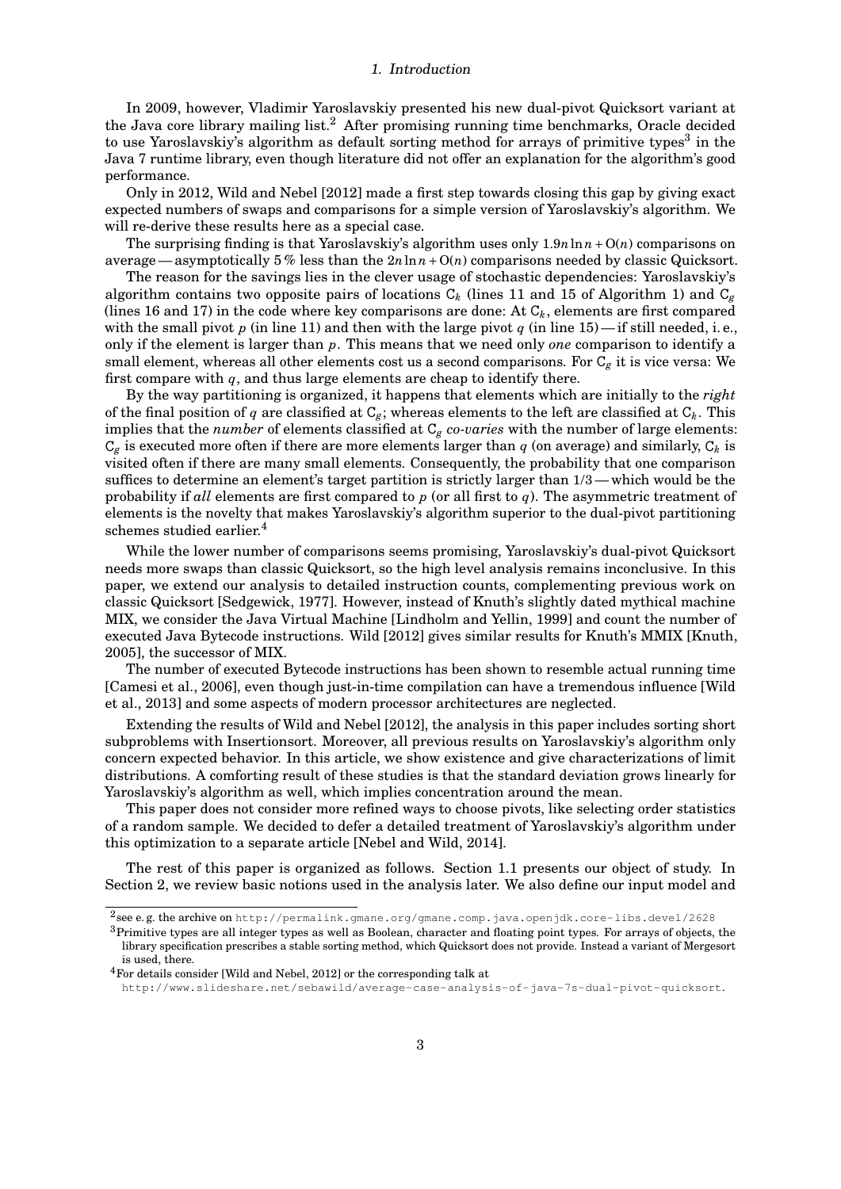In 2009, however, Vladimir Yaroslavskiy presented his new dual-pivot Quicksort variant at the Java core library mailing list.[2] After promising running time benchmarks, Oracle decided to use Yaroslavskiy's algorithm as default sorting method for arrays of primitive types[3] in the Java 7 runtime library, even though literature did not offer an explanation for the algorithm's good performance.

Only in 2012, Wild and Nebel [2012] made a first step towards closing this gap by giving exact expected numbers of swaps and comparisons for a simple version of Yaroslavskiy's algorithm. We will re-derive these results here as a special case.

The surprising finding is that Yaroslavskiy's algorithm uses only $1.9n\ln n + O(n)$ comparisons on average — asymptotically 5 % less than the $2n\ln n + O(n)$ comparisons needed by classic Quicksort.

The reason for the savings lies in the clever usage of stochastic dependencies: Yaroslavskiy's algorithm contains two opposite pairs of locations $C_k$ (lines 11 and 15 of Algorithm 1) and $C_g$ (lines 16 and 17) in the code where key comparisons are done: At $C_k$, elements are first compared with the small pivot $p$ (in line 11) and then with the large pivot $q$ (in line 15) — if still needed, i. e., only if the element is larger than $p$. This means that we need only *one* comparison to identify a small element, whereas all other elements cost us a second comparisons. For $C_g$ it is vice versa: We first compare with $q$, and thus large elements are cheap to identify there.

By the way partitioning is organized, it happens that elements which are initially to the *right* of the final position of $q$ are classified at $C_g$; whereas elements to the left are classified at $C_k$. This implies that the *number* of elements classified at $C_g$ *co-varies* with the number of large elements: $C_g$ is executed more often if there are more elements larger than $q$ (on average) and similarly, $C_k$ is visited often if there are many small elements. Consequently, the probability that one comparison suffices to determine an element's target partition is strictly larger than $1/3$ — which would be the probability if *all* elements are first compared to $p$ (or all first to $q$). The asymmetric treatment of elements is the novelty that makes Yaroslavskiy's algorithm superior to the dual-pivot partitioning schemes studied earlier.[4]

While the lower number of comparisons seems promising, Yaroslavskiy's dual-pivot Quicksort needs more swaps than classic Quicksort, so the high level analysis remains inconclusive. In this paper, we extend our analysis to detailed instruction counts, complementing previous work on classic Quicksort [Sedgewick, 1977]. However, instead of Knuth's slightly dated mythical machine MIX, we consider the Java Virtual Machine [Lindholm and Yellin, 1999] and count the number of executed Java Bytecode instructions. Wild [2012] gives similar results for Knuth's MMIX [Knuth, 2005], the successor of MIX.

The number of executed Bytecode instructions has been shown to resemble actual running time [Camesi et al., 2006], even though just-in-time compilation can have a tremendous influence [Wild et al., 2013] and some aspects of modern processor architectures are neglected.

Extending the results of Wild and Nebel [2012], the analysis in this paper includes sorting short subproblems with Insertionsort. Moreover, all previous results on Yaroslavskiy's algorithm only concern expected behavior. In this article, we show existence and give characterizations of limit distributions. A comforting result of these studies is that the standard deviation grows linearly for Yaroslavskiy's algorithm as well, which implies concentration around the mean.

This paper does not consider more refined ways to choose pivots, like selecting order statistics of a random sample. We decided to defer a detailed treatment of Yaroslavskiy's algorithm under this optimization to a separate article [Nebel and Wild, 2014].

The rest of this paper is organized as follows. Section 1.1 presents our object of study. In Section 2, we review basic notions used in the analysis later. We also define our input model and

[2] see e. g. the archive on http://permalink.gmane.org/gmane.comp.java.openjdk.core-libs.devel/2628

[3] Primitive types are all integer types as well as Boolean, character and floating point types. For arrays of objects, the library specification prescribes a stable sorting method, which Quicksort does not provide. Instead a variant of Mergesort is used, there.

[4] For details consider [Wild and Nebel, 2012] or the corresponding talk at http://www.slideshare.net/sebawild/average-case-analysis-of-java-7s-dual-pivot-quicksort.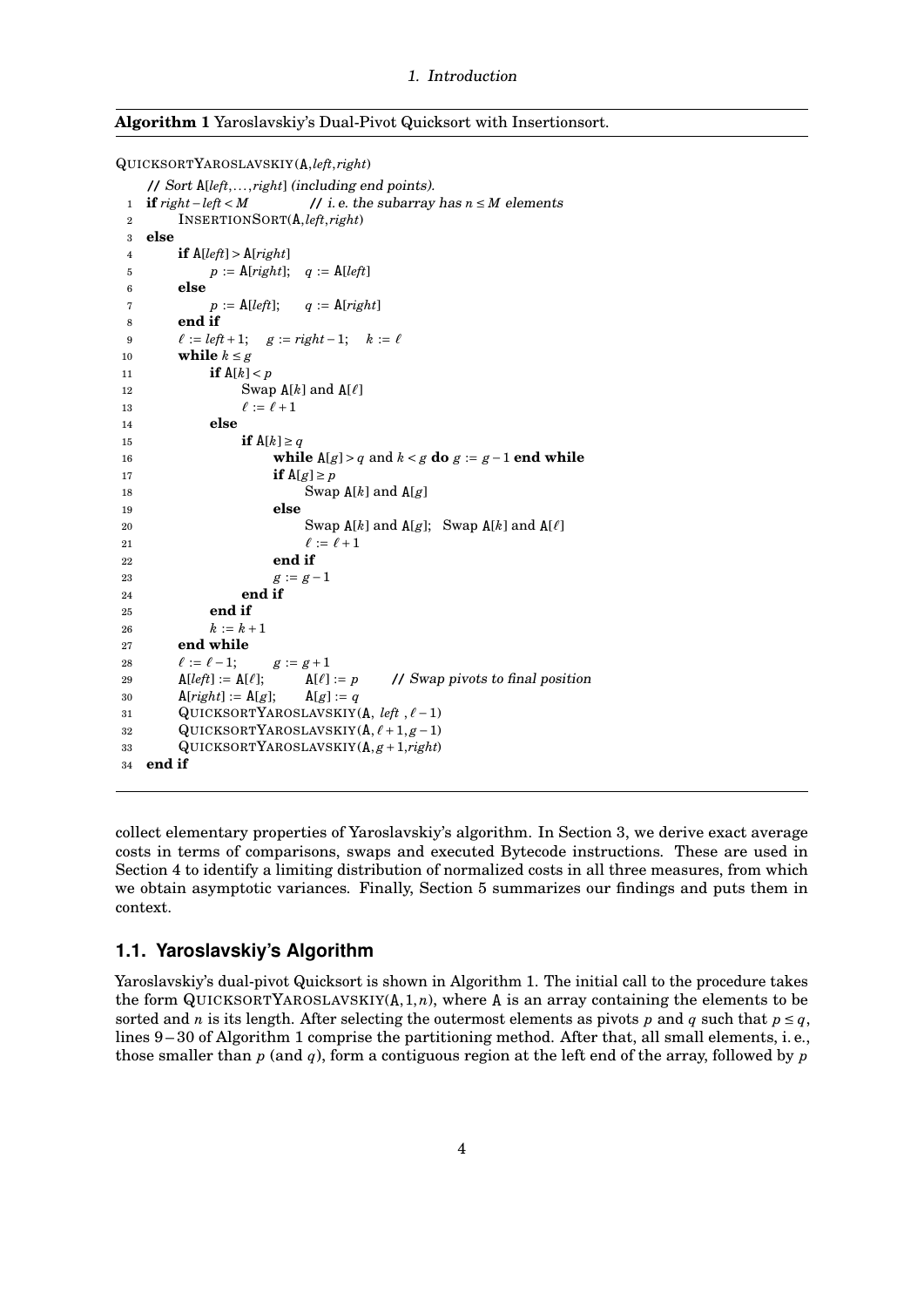**Algorithm 1** Yaroslavskiy's Dual-Pivot Quicksort with Insertionsort.

```
QuicksortYaroslavskiy(A, left, right)
    // Sort A[left,...,right] (including end points).
1   if right − left < M            // i. e. the subarray has n ≤ M elements
2       InsertionSort(A, left, right)
3   else
4       if A[left] > A[right]
5           p := A[right];   q := A[left]
6       else
7           p := A[left];    q := A[right]
8       end if
9       ℓ := left + 1;   g := right − 1;   k := ℓ
10      while k ≤ g
11          if A[k] < p
12              Swap A[k] and A[ℓ]
13              ℓ := ℓ + 1
14          else
15              if A[k] ≥ q
16                  while A[g] > q and k < g do g := g − 1 end while
17                  if A[g] ≥ p
18                      Swap A[k] and A[g]
19                  else
20                      Swap A[k] and A[g];   Swap A[k] and A[ℓ]
21                      ℓ := ℓ + 1
22                  end if
23                  g := g − 1
24              end if
25          end if
26          k := k + 1
27      end while
28      ℓ := ℓ − 1;      g := g + 1
29      A[left] := A[ℓ];      A[ℓ] := p        // Swap pivots to final position
30      A[right] := A[g];     A[g] := q
31      QuicksortYaroslavskiy(A, left , ℓ − 1)
32      QuicksortYaroslavskiy(A, ℓ + 1, g − 1)
33      QuicksortYaroslavskiy(A, g + 1, right)
34  end if
```

collect elementary properties of Yaroslavskiy's algorithm. In Section 3, we derive exact average costs in terms of comparisons, swaps and executed Bytecode instructions. These are used in Section 4 to identify a limiting distribution of normalized costs in all three measures, from which we obtain asymptotic variances. Finally, Section 5 summarizes our findings and puts them in context.

## 1.1. Yaroslavskiy's Algorithm

Yaroslavskiy's dual-pivot Quicksort is shown in Algorithm 1. The initial call to the procedure takes the form QuicksortYaroslavskiy(A, 1, $n$), where A is an array containing the elements to be sorted and $n$ is its length. After selecting the outermost elements as pivots $p$ and $q$ such that $p \le q$, lines 9 – 30 of Algorithm 1 comprise the partitioning method. After that, all small elements, i. e., those smaller than $p$ (and $q$), form a contiguous region at the left end of the array, followed by $p$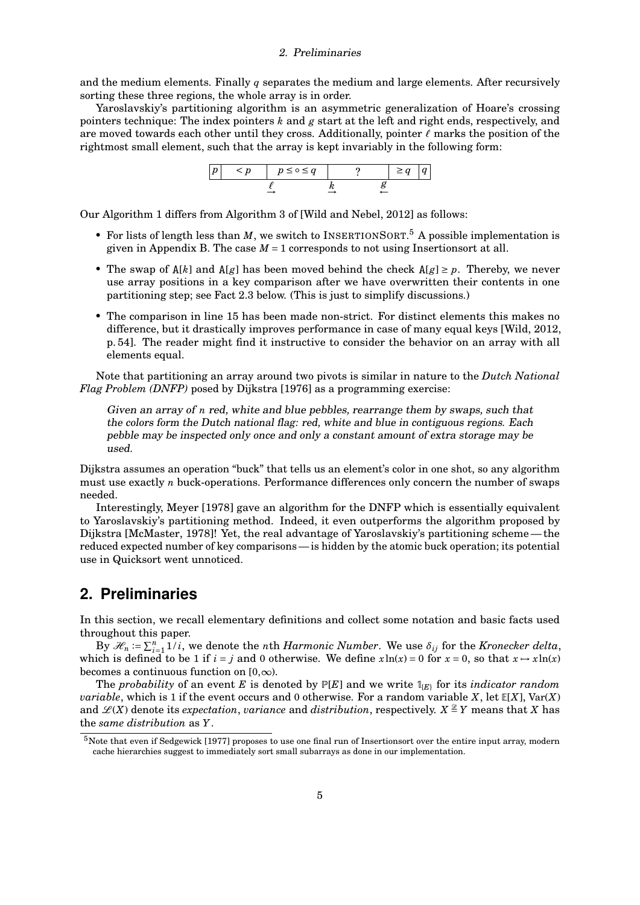and the medium elements. Finally $q$ separates the medium and large elements. After recursively sorting these three regions, the whole array is in order.

Yaroslavskiy's partitioning algorithm is an asymmetric generalization of Hoare's crossing pointers technique: The index pointers $k$ and $g$ start at the left and right ends, respectively, and are moved towards each other until they cross. Additionally, pointer $\ell$ marks the position of the rightmost small element, such that the array is kept invariably in the following form:

| $p$ | $< p$ | $p \le \circ \le q$ | ? | $\ge q$ | $q$ |
|---|---|---|---|---|---|
| | | $\underset{\rightarrow}{\ell}$ | $\underset{\rightarrow}{k}$ | $\underset{\leftarrow}{g}$ | |

Our Algorithm 1 differs from Algorithm 3 of [Wild and Nebel, 2012] as follows:

- For lists of length less than $M$, we switch to INSERTIONSORT.[5] A possible implementation is given in Appendix B. The case $M = 1$ corresponds to not using Insertionsort at all.
- The swap of A[$k$] and A[$g$] has been moved behind the check A[$g$] $\ge p$. Thereby, we never use array positions in a key comparison after we have overwritten their contents in one partitioning step; see Fact 2.3 below. (This is just to simplify discussions.)
- The comparison in line 15 has been made non-strict. For distinct elements this makes no difference, but it drastically improves performance in case of many equal keys [Wild, 2012, p. 54]. The reader might find it instructive to consider the behavior on an array with all elements equal.

Note that partitioning an array around two pivots is similar in nature to the *Dutch National Flag Problem (DNFP)* posed by Dijkstra [1976] as a programming exercise:

> *Given an array of $n$ red, white and blue pebbles, rearrange them by swaps, such that the colors form the Dutch national flag: red, white and blue in contiguous regions. Each pebble may be inspected only once and only a constant amount of extra storage may be used.*

Dijkstra assumes an operation "buck" that tells us an element's color in one shot, so any algorithm must use exactly $n$ buck-operations. Performance differences only concern the number of swaps needed.

Interestingly, Meyer [1978] gave an algorithm for the DNFP which is essentially equivalent to Yaroslavskiy's partitioning method. Indeed, it even outperforms the algorithm proposed by Dijkstra [McMaster, 1978]! Yet, the real advantage of Yaroslavskiy's partitioning scheme — the reduced expected number of key comparisons — is hidden by the atomic buck operation; its potential use in Quicksort went unnoticed.

## 2. Preliminaries

In this section, we recall elementary definitions and collect some notation and basic facts used throughout this paper.

By $\mathcal{H}_n := \sum_{i=1}^{n} 1/i$, we denote the $n$th *Harmonic Number*. We use $\delta_{ij}$ for the *Kronecker delta*, which is defined to be 1 if $i = j$ and 0 otherwise. We define $x\ln(x) = 0$ for $x = 0$, so that $x \mapsto x\ln(x)$ becomes a continuous function on $[0, \infty)$.

The *probability* of an event $E$ is denoted by $\mathbb{P}[E]$ and we write $\mathbb{1}_{\{E\}}$ for its *indicator random variable*, which is 1 if the event occurs and 0 otherwise. For a random variable $X$, let $\mathbb{E}[X]$, $\mathrm{Var}(X)$ and $\mathscr{L}(X)$ denote its *expectation*, *variance* and *distribution*, respectively. $X \overset{\mathscr{D}}{=} Y$ means that $X$ has the *same distribution* as $Y$.

[5] Note that even if Sedgewick [1977] proposes to use one final run of Insertionsort over the entire input array, modern cache hierarchies suggest to immediately sort small subarrays as done in our implementation.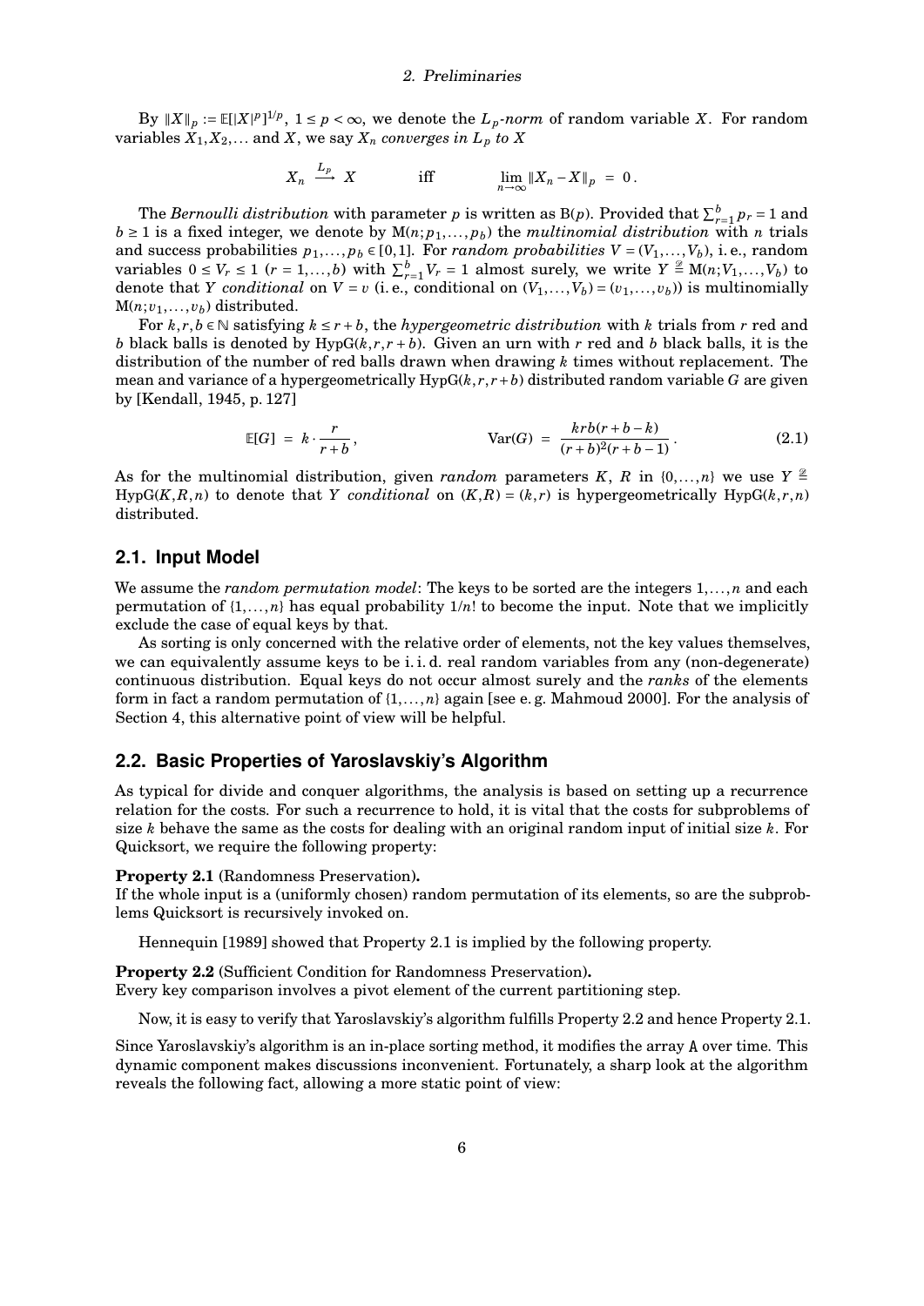By $\|X\|_p := \mathbb{E}[|X|^p]^{1/p}$, $1 \le p < \infty$, we denote the $L_p$*-norm* of random variable $X$. For random variables $X_1, X_2, \ldots$ and $X$, we say $X_n$ *converges in* $L_p$ *to* $X$

$$X_n \xrightarrow{L_p} X \qquad \text{iff} \qquad \lim_{n\to\infty} \|X_n - X\|_p = 0 .$$

The *Bernoulli distribution* with parameter $p$ is written as $\mathrm{B}(p)$. Provided that $\sum_{r=1}^{b} p_r = 1$ and $b \ge 1$ is a fixed integer, we denote by $\mathrm{M}(n; p_1, \ldots, p_b)$ the *multinomial distribution* with $n$ trials and success probabilities $p_1, \ldots, p_b \in [0,1]$. For *random probabilities* $V = (V_1, \ldots, V_b)$, i. e., random variables $0 \le V_r \le 1$ ($r = 1, \ldots, b$) with $\sum_{r=1}^{b} V_r = 1$ almost surely, we write $Y \stackrel{\mathcal{D}}{=} \mathrm{M}(n; V_1, \ldots, V_b)$ to denote that $Y$ *conditional* on $V = v$ (i. e., conditional on $(V_1, \ldots, V_b) = (v_1, \ldots, v_b)$) is multinomially $\mathrm{M}(n; v_1, \ldots, v_b)$ distributed.

For $k, r, b \in \mathbb{N}$ satisfying $k \le r + b$, the *hypergeometric distribution* with $k$ trials from $r$ red and $b$ black balls is denoted by $\mathrm{HypG}(k, r, r+b)$. Given an urn with $r$ red and $b$ black balls, it is the distribution of the number of red balls drawn when drawing $k$ times without replacement. The mean and variance of a hypergeometrically $\mathrm{HypG}(k, r, r+b)$ distributed random variable $G$ are given by [Kendall, 1945, p. 127]

$$\mathbb{E}[G] = k \cdot \frac{r}{r+b}, \qquad \mathrm{Var}(G) = \frac{krb(r+b-k)}{(r+b)^2(r+b-1)} . \tag{2.1}$$

As for the multinomial distribution, given *random* parameters $K$, $R$ in $\{0, \ldots, n\}$ we use $Y \stackrel{\mathcal{D}}{=} \mathrm{HypG}(K, R, n)$ to denote that $Y$ *conditional* on $(K, R) = (k, r)$ is hypergeometrically $\mathrm{HypG}(k, r, n)$ distributed.

## 2.1. Input Model

We assume the *random permutation model*: The keys to be sorted are the integers $1, \ldots, n$ and each permutation of $\{1, \ldots, n\}$ has equal probability $1/n!$ to become the input. Note that we implicitly exclude the case of equal keys by that.

As sorting is only concerned with the relative order of elements, not the key values themselves, we can equivalently assume keys to be i. i. d. real random variables from any (non-degenerate) continuous distribution. Equal keys do not occur almost surely and the *ranks* of the elements form in fact a random permutation of $\{1, \ldots, n\}$ again [see e. g. Mahmoud 2000]. For the analysis of Section 4, this alternative point of view will be helpful.

## 2.2. Basic Properties of Yaroslavskiy's Algorithm

As typical for divide and conquer algorithms, the analysis is based on setting up a recurrence relation for the costs. For such a recurrence to hold, it is vital that the costs for subproblems of size $k$ behave the same as the costs for dealing with an original random input of initial size $k$. For Quicksort, we require the following property:

**Property 2.1** (Randomness Preservation)**.**
If the whole input is a (uniformly chosen) random permutation of its elements, so are the subproblems Quicksort is recursively invoked on.

Hennequin [1989] showed that Property 2.1 is implied by the following property.

**Property 2.2** (Sufficient Condition for Randomness Preservation)**.**
Every key comparison involves a pivot element of the current partitioning step.

Now, it is easy to verify that Yaroslavskiy's algorithm fulfills Property 2.2 and hence Property 2.1.

Since Yaroslavskiy's algorithm is an in-place sorting method, it modifies the array A over time. This dynamic component makes discussions inconvenient. Fortunately, a sharp look at the algorithm reveals the following fact, allowing a more static point of view: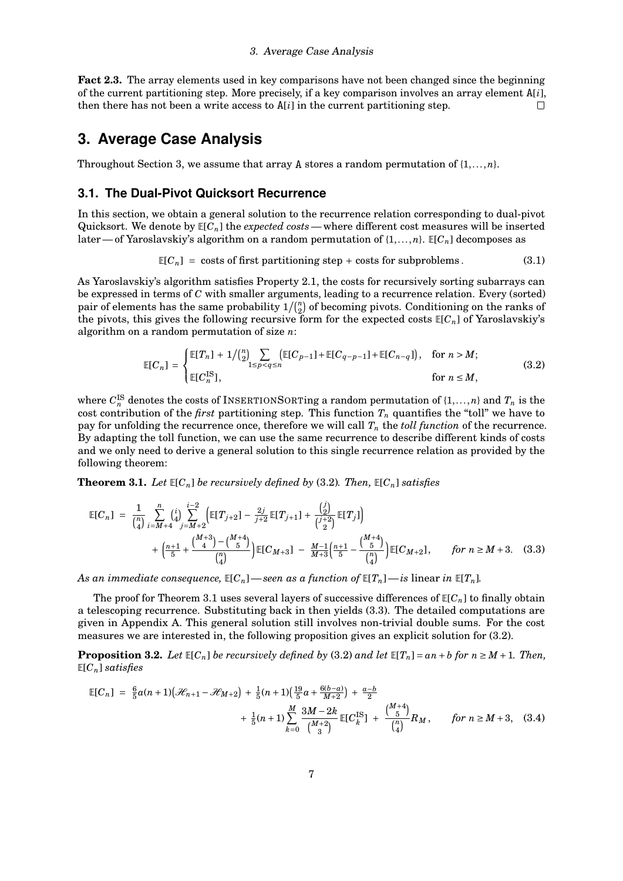**Fact 2.3.** The array elements used in key comparisons have not been changed since the beginning of the current partitioning step. More precisely, if a key comparison involves an array element $\mathtt{A}[i]$, then there has not been a write access to $\mathtt{A}[i]$ in the current partitioning step. $\square$

# 3. Average Case Analysis

Throughout Section 3, we assume that array A stores a random permutation of $\{1,\ldots,n\}$.

## 3.1. The Dual-Pivot Quicksort Recurrence

In this section, we obtain a general solution to the recurrence relation corresponding to dual-pivot Quicksort. We denote by $\mathbb{E}[C_n]$ the *expected costs* — where different cost measures will be inserted later — of Yaroslavskiy's algorithm on a random permutation of $\{1,\ldots,n\}$. $\mathbb{E}[C_n]$ decomposes as

$$\mathbb{E}[C_n] \;=\; \text{costs of first partitioning step} + \text{costs for subproblems}\,. \tag{3.1}$$

As Yaroslavskiy's algorithm satisfies Property 2.1, the costs for recursively sorting subarrays can be expressed in terms of $C$ with smaller arguments, leading to a recurrence relation. Every (sorted) pair of elements has the same probability $1/\binom{n}{2}$ of becoming pivots. Conditioning on the ranks of the pivots, this gives the following recursive form for the expected costs $\mathbb{E}[C_n]$ of Yaroslavskiy's algorithm on a random permutation of size $n$:

$$\mathbb{E}[C_n] = \begin{cases} \mathbb{E}[T_n] + 1/\binom{n}{2} \displaystyle\sum_{1\le p<q\le n} \big(\mathbb{E}[C_{p-1}] + \mathbb{E}[C_{q-p-1}] + \mathbb{E}[C_{n-q}]\big), & \text{for } n > M; \\ \mathbb{E}[C_n^{\mathrm{IS}}], & \text{for } n \le M, \end{cases} \tag{3.2}$$

where $C_n^{\mathrm{IS}}$ denotes the costs of InsertionSorting a random permutation of $\{1,\ldots,n\}$ and $T_n$ is the cost contribution of the *first* partitioning step. This function $T_n$ quantifies the "toll" we have to pay for unfolding the recurrence once, therefore we will call $T_n$ the *toll function* of the recurrence. By adapting the toll function, we can use the same recurrence to describe different kinds of costs and we only need to derive a general solution to this single recurrence relation as provided by the following theorem:

**Theorem 3.1.** *Let $\mathbb{E}[C_n]$ be recursively defined by* (3.2)*. Then, $\mathbb{E}[C_n]$ satisfies*

$$\begin{aligned}\mathbb{E}[C_n] \;=\; &\frac{1}{\binom{n}{4}} \sum_{i=M+4}^{n} \binom{i}{4} \sum_{j=M+2}^{i-2} \Big( \mathbb{E}[T_{j+2}] - \tfrac{2j}{j+2}\mathbb{E}[T_{j+1}] + \frac{\binom{j}{2}}{\binom{j+2}{2}}\mathbb{E}[T_j] \Big) \\ &+ \Big( \tfrac{n+1}{5} + \frac{\binom{M+3}{4} - \binom{M+4}{5}}{\binom{n}{4}} \Big)\mathbb{E}[C_{M+3}] \;-\; \tfrac{M-1}{M+3}\Big(\tfrac{n+1}{5} - \frac{\binom{M+4}{5}}{\binom{n}{4}}\Big)\mathbb{E}[C_{M+2}], \qquad \text{for } n \ge M+3. \end{aligned} \tag{3.3}$$

*As an immediate consequence, $\mathbb{E}[C_n]$ — seen as a function of $\mathbb{E}[T_n]$ — is* linear *in $\mathbb{E}[T_n]$.*

The proof for Theorem 3.1 uses several layers of successive differences of $\mathbb{E}[C_n]$ to finally obtain a telescoping recurrence. Substituting back in then yields (3.3). The detailed computations are given in Appendix A. This general solution still involves non-trivial double sums. For the cost measures we are interested in, the following proposition gives an explicit solution for (3.2).

**Proposition 3.2.** *Let $\mathbb{E}[C_n]$ be recursively defined by* (3.2) *and let $\mathbb{E}[T_n] = an + b$ for $n \ge M+1$. Then, $\mathbb{E}[C_n]$ satisfies*

$$\begin{aligned}\mathbb{E}[C_n] \;=\; &\tfrac{6}{5}a(n+1)\big(\mathcal{H}_{n+1} - \mathcal{H}_{M+2}\big) + \tfrac{1}{5}(n+1)\big(\tfrac{19}{5}a + \tfrac{6(b-a)}{M+2}\big) + \tfrac{a-b}{2} \\ &+ \tfrac{1}{5}(n+1)\sum_{k=0}^{M} \frac{3M-2k}{\binom{M+2}{3}}\mathbb{E}[C_k^{\mathrm{IS}}] + \frac{\binom{M+4}{5}}{\binom{n}{4}} R_M, \qquad \text{for } n \ge M+3, \end{aligned} \tag{3.4}$$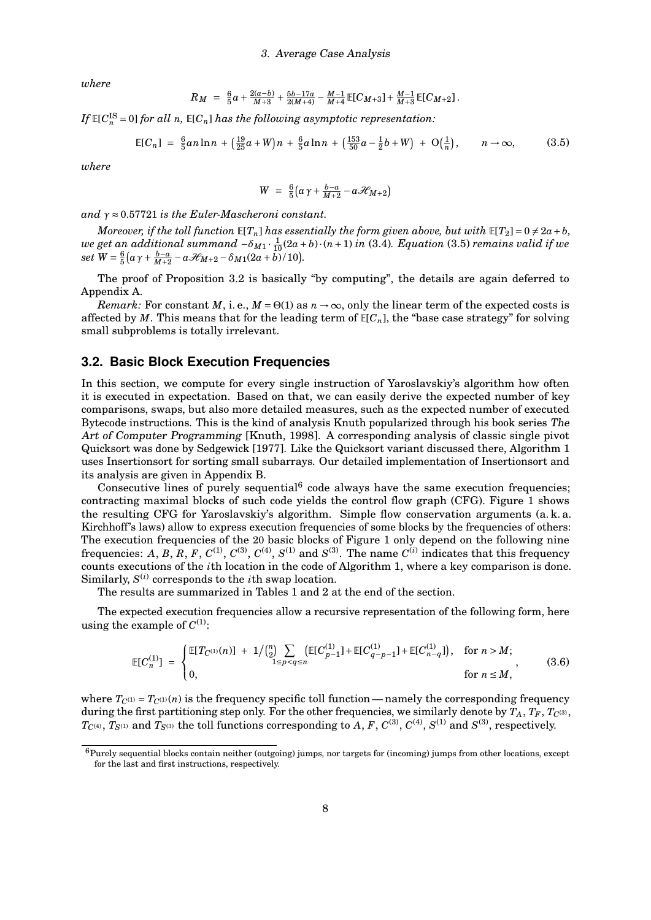*where*

$$R_M \;=\; \tfrac{6}{5}a + \tfrac{2(a-b)}{M+3} + \tfrac{5b-17a}{2(M+4)} - \tfrac{M-1}{M+4}\,\mathbb{E}[C_{M+3}] + \tfrac{M-1}{M+3}\,\mathbb{E}[C_{M+2}]\,.$$

*If* $\mathbb{E}[C_n^{\mathrm{IS}} = 0]$ *for all* $n$*,* $\mathbb{E}[C_n]$ *has the following asymptotic representation:*

$$\mathbb{E}[C_n] \;=\; \tfrac{6}{5}an\ln n \;+\; \big(\tfrac{19}{25}a + W\big)n \;+\; \tfrac{6}{5}a\ln n \;+\; \big(\tfrac{153}{50}a - \tfrac{1}{2}b + W\big) \;+\; \mathrm{O}\big(\tfrac{1}{n}\big), \qquad n\to\infty, \tag{3.5}$$

*where*

$$W \;=\; \tfrac{6}{5}\big(a\gamma + \tfrac{b-a}{M+2} - a\mathscr{H}_{M+2}\big)$$

*and* $\gamma \approx 0.57721$ *is the Euler-Mascheroni constant.*

*Moreover, if the toll function* $\mathbb{E}[T_n]$ *has essentially the form given above, but with* $\mathbb{E}[T_2] = 0 \neq 2a+b$*, we get an additional summand* $-\delta_{M1}\cdot\frac{1}{10}(2a+b)\cdot(n+1)$ *in* (3.4)*. Equation* (3.5) *remains valid if we set* $W = \frac{6}{5}\big(a\gamma + \frac{b-a}{M+2} - a\mathscr{H}_{M+2} - \delta_{M1}(2a+b)/10\big)$*.*

The proof of Proposition 3.2 is basically "by computing", the details are again deferred to Appendix A.

*Remark:* For constant $M$, i. e., $M = \Theta(1)$ as $n\to\infty$, only the linear term of the expected costs is affected by $M$. This means that for the leading term of $\mathbb{E}[C_n]$, the "base case strategy" for solving small subproblems is totally irrelevant.

## 3.2. Basic Block Execution Frequencies

In this section, we compute for every single instruction of Yaroslavskiy's algorithm how often it is executed in expectation. Based on that, we can easily derive the expected number of key comparisons, swaps, but also more detailed measures, such as the expected number of executed Bytecode instructions. This is the kind of analysis Knuth popularized through his book series *The Art of Computer Programming* [Knuth, 1998]. A corresponding analysis of classic single pivot Quicksort was done by Sedgewick [1977]. Like the Quicksort variant discussed there, Algorithm 1 uses Insertionsort for sorting small subarrays. Our detailed implementation of Insertionsort and its analysis are given in Appendix B.

Consecutive lines of purely sequential[6] code always have the same execution frequencies; contracting maximal blocks of such code yields the control flow graph (CFG). Figure 1 shows the resulting CFG for Yaroslavskiy's algorithm. Simple flow conservation arguments (a. k. a. Kirchhoff's laws) allow to express execution frequencies of some blocks by the frequencies of others: The execution frequencies of the 20 basic blocks of Figure 1 only depend on the following nine frequencies: $A$, $B$, $R$, $F$, $C^{(1)}$, $C^{(3)}$, $C^{(4)}$, $S^{(1)}$ and $S^{(3)}$. The name $C^{(i)}$ indicates that this frequency counts executions of the $i$th location in the code of Algorithm 1, where a key comparison is done. Similarly, $S^{(i)}$ corresponds to the $i$th swap location.

The results are summarized in Tables 1 and 2 at the end of the section.

The expected execution frequencies allow a recursive representation of the following form, here using the example of $C^{(1)}$:

$$\mathbb{E}[C_n^{(1)}] \;=\; \begin{cases} \mathbb{E}[T_{C^{(1)}}(n)] \;+\; 1\big/\binom{n}{2}\displaystyle\sum_{1\le p<q\le n}\big(\mathbb{E}[C_{p-1}^{(1)}] + \mathbb{E}[C_{q-p-1}^{(1)}] + \mathbb{E}[C_{n-q}^{(1)}]\big), & \text{for } n > M;\\ 0, & \text{for } n \le M, \end{cases} \tag{3.6}$$

where $T_{C^{(1)}} = T_{C^{(1)}}(n)$ is the frequency specific toll function — namely the corresponding frequency during the first partitioning step only. For the other frequencies, we similarly denote by $T_A$, $T_F$, $T_{C^{(3)}}$, $T_{C^{(4)}}$, $T_{S^{(1)}}$ and $T_{S^{(3)}}$ the toll functions corresponding to $A$, $F$, $C^{(3)}$, $C^{(4)}$, $S^{(1)}$ and $S^{(3)}$, respectively.

---

[6] Purely sequential blocks contain neither (outgoing) jumps, nor targets for (incoming) jumps from other locations, except for the last and first instructions, respectively.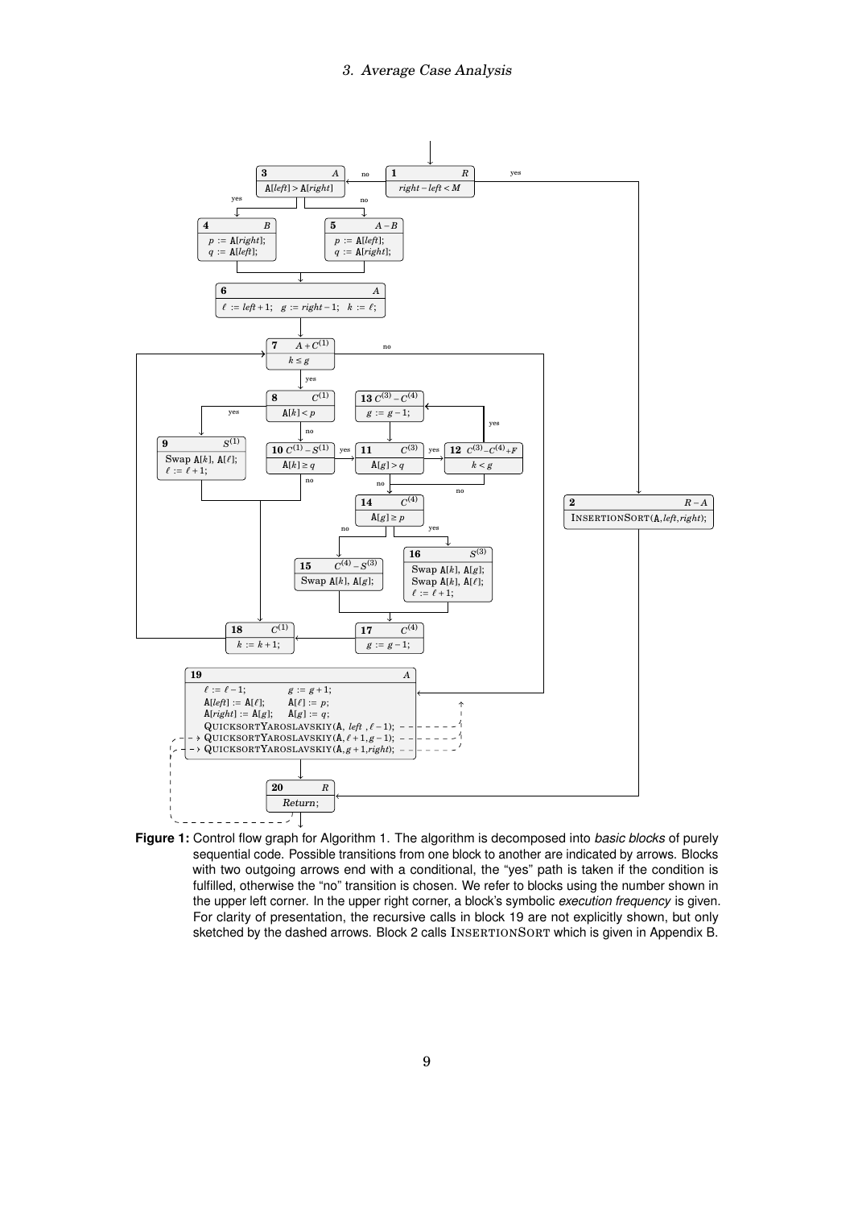**1** $R$ — $right - left < M$ (yes → 2; no → 3)

**2** $R - A$ — INSERTIONSORT(A, *left*, *right*);

**3** $A$ — $\mathtt{A}[left] > \mathtt{A}[right]$ (yes → 4; no → 5)

**4** $B$ — $p := \mathtt{A}[right]$; $q := \mathtt{A}[left]$;

**5** $A - B$ — $p := \mathtt{A}[left]$; $q := \mathtt{A}[right]$;

**6** $A$ — $\ell := left + 1$; $g := right - 1$; $k := \ell$;

**7** $A + C^{(1)}$ — $k \le g$ (yes → 8; no → 19)

**8** $C^{(1)}$ — $\mathtt{A}[k] < p$ (yes → 9; no → 10)

**9** $S^{(1)}$ — Swap $\mathtt{A}[k]$, $\mathtt{A}[\ell]$; $\ell := \ell + 1$;

**10** $C^{(1)} - S^{(1)}$ — $\mathtt{A}[k] \ge q$ (yes → 11; no → 18)

**11** $C^{(3)}$ — $\mathtt{A}[g] > q$ (yes → 12; no → 14)

**12** $C^{(3)} - C^{(4)} + F$ — $k < g$ (yes → 13; no → 14)

**13** $C^{(3)} - C^{(4)}$ — $g := g - 1$;

**14** $C^{(4)}$ — $\mathtt{A}[g] \ge p$ (yes → 16; no → 15)

**15** $C^{(4)} - S^{(3)}$ — Swap $\mathtt{A}[k]$, $\mathtt{A}[g]$;

**16** $S^{(3)}$ — Swap $\mathtt{A}[k]$, $\mathtt{A}[g]$; Swap $\mathtt{A}[k]$, $\mathtt{A}[\ell]$; $\ell := \ell + 1$;

**17** $C^{(4)}$ — $g := g - 1$;

**18** $C^{(1)}$ — $k := k + 1$;

**19** $A$ — $\ell := \ell - 1$; $g := g + 1$; $\mathtt{A}[left] := \mathtt{A}[\ell]$; $\mathtt{A}[\ell] := p$; $\mathtt{A}[right] := \mathtt{A}[g]$; $\mathtt{A}[g] := q$; QUICKSORTYAROSLAVSKIY(A, *left*, $\ell - 1$); QUICKSORTYAROSLAVSKIY(A, $\ell + 1$, $g - 1$); QUICKSORTYAROSLAVSKIY(A, $g + 1$, *right*);

**20** $R$ — *Return*;

**Figure 1:** Control flow graph for Algorithm 1. The algorithm is decomposed into *basic blocks* of purely sequential code. Possible transitions from one block to another are indicated by arrows. Blocks with two outgoing arrows end with a conditional, the "yes" path is taken if the condition is fulfilled, otherwise the "no" transition is chosen. We refer to blocks using the number shown in the upper left corner. In the upper right corner, a block's symbolic *execution frequency* is given. For clarity of presentation, the recursive calls in block 19 are not explicitly shown, but only sketched by the dashed arrows. Block 2 calls INSERTIONSORT which is given in Appendix B.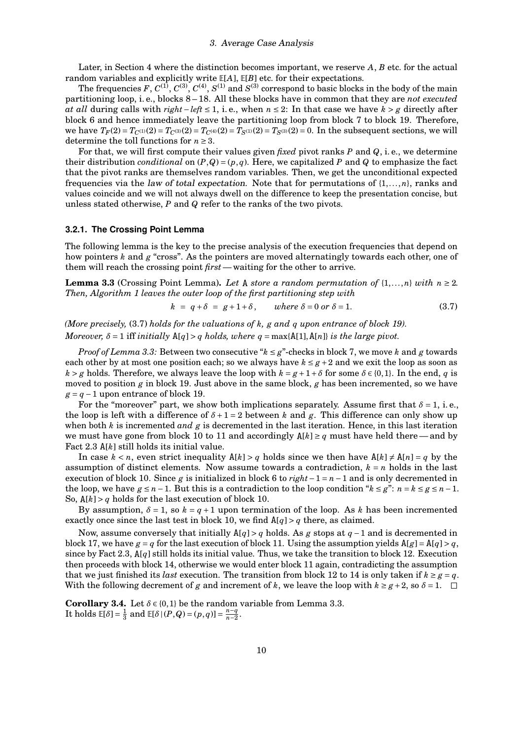Later, in Section 4 where the distinction becomes important, we reserve $A$, $B$ etc. for the actual random variables and explicitly write $\mathbb{E}[A]$, $\mathbb{E}[B]$ etc. for their expectations.

The frequencies $F$, $C^{(1)}$, $C^{(3)}$, $C^{(4)}$, $S^{(1)}$ and $S^{(3)}$ correspond to basic blocks in the body of the main partitioning loop, i. e., blocks 8 – 18. All these blocks have in common that they are *not executed at all* during calls with $right - left \le 1$, i. e., when $n \le 2$: In that case we have $k > g$ directly after block 6 and hence immediately leave the partitioning loop from block 7 to block 19. Therefore, we have $T_F(2) = T_{C^{(1)}}(2) = T_{C^{(3)}}(2) = T_{C^{(4)}}(2) = T_{S^{(1)}}(2) = T_{S^{(3)}}(2) = 0$. In the subsequent sections, we will determine the toll functions for $n \ge 3$.

For that, we will first compute their values given *fixed* pivot ranks $P$ and $Q$, i. e., we determine their distribution *conditional* on $(P,Q) = (p,q)$. Here, we capitalized $P$ and $Q$ to emphasize the fact that the pivot ranks are themselves random variables. Then, we get the unconditional expected frequencies via the *law of total expectation*. Note that for permutations of $\{1,\ldots,n\}$, ranks and values coincide and we will not always dwell on the difference to keep the presentation concise, but unless stated otherwise, $P$ and $Q$ refer to the ranks of the two pivots.

### 3.2.1. The Crossing Point Lemma

The following lemma is the key to the precise analysis of the execution frequencies that depend on how pointers $k$ and $g$ "cross". As the pointers are moved alternatingly towards each other, one of them will reach the crossing point *first* — waiting for the other to arrive.

**Lemma 3.3** (Crossing Point Lemma)**.** *Let* A *store a random permutation of* $\{1,\ldots,n\}$ *with* $n \ge 2$*. Then, Algorithm 1 leaves the outer loop of the first partitioning step with*

$$k = q + \delta = g + 1 + \delta, \qquad \text{where } \delta = 0 \text{ or } \delta = 1. \tag{3.7}$$

*(More precisely,* (3.7) *holds for the valuations of k, g and q upon entrance of block 19).*
*Moreover,* $\delta = 1$ iff *initially* $\mathtt{A}[q] > q$ *holds, where* $q = \max\{\mathtt{A}[1], \mathtt{A}[n]\}$ *is the large pivot.*

*Proof of Lemma 3.3:* Between two consecutive "$k \le g$"-checks in block 7, we move $k$ and $g$ towards each other by at most one position each; so we always have $k \le g + 2$ and we exit the loop as soon as $k > g$ holds. Therefore, we always leave the loop with $k = g + 1 + \delta$ for some $\delta \in \{0,1\}$. In the end, $q$ is moved to position $g$ in block 19. Just above in the same block, $g$ has been incremented, so we have $g = q - 1$ upon entrance of block 19.

For the "moreover" part, we show both implications separately. Assume first that $\delta = 1$, i. e., the loop is left with a difference of $\delta + 1 = 2$ between $k$ and $g$. This difference can only show up when both $k$ is incremented *and* $g$ is decremented in the last iteration. Hence, in this last iteration we must have gone from block 10 to 11 and accordingly $\mathtt{A}[k] \ge q$ must have held there — and by Fact 2.3 $\mathtt{A}[k]$ still holds its initial value.

In case $k < n$, even strict inequality $\mathtt{A}[k] > q$ holds since we then have $\mathtt{A}[k] \ne \mathtt{A}[n] = q$ by the assumption of distinct elements. Now assume towards a contradiction, $k = n$ holds in the last execution of block 10. Since $g$ is initialized in block 6 to $right - 1 = n - 1$ and is only decremented in the loop, we have $g \le n - 1$. But this is a contradiction to the loop condition "$k \le g$": $n = k \le g \le n - 1$. So, $\mathtt{A}[k] > q$ holds for the last execution of block 10.

By assumption, $\delta = 1$, so $k = q + 1$ upon termination of the loop. As $k$ has been incremented exactly once since the last test in block 10, we find $\mathtt{A}[q] > q$ there, as claimed.

Now, assume conversely that initially $\mathtt{A}[q] > q$ holds. As $g$ stops at $q - 1$ and is decremented in block 17, we have $g = q$ for the last execution of block 11. Using the assumption yields $\mathtt{A}[g] = \mathtt{A}[q] > q$, since by Fact 2.3, $\mathtt{A}[q]$ still holds its initial value. Thus, we take the transition to block 12. Execution then proceeds with block 14, otherwise we would enter block 11 again, contradicting the assumption that we just finished its *last* execution. The transition from block 12 to 14 is only taken if $k \ge g = q$. With the following decrement of $g$ and increment of $k$, we leave the loop with $k \ge g + 2$, so $\delta = 1$. $\square$

**Corollary 3.4.** Let $\delta \in \{0,1\}$ be the random variable from Lemma 3.3.
It holds $\mathbb{E}[\delta] = \frac{1}{3}$ and $\mathbb{E}[\delta \,|\, (P,Q) = (p,q)] = \frac{n-q}{n-2}$.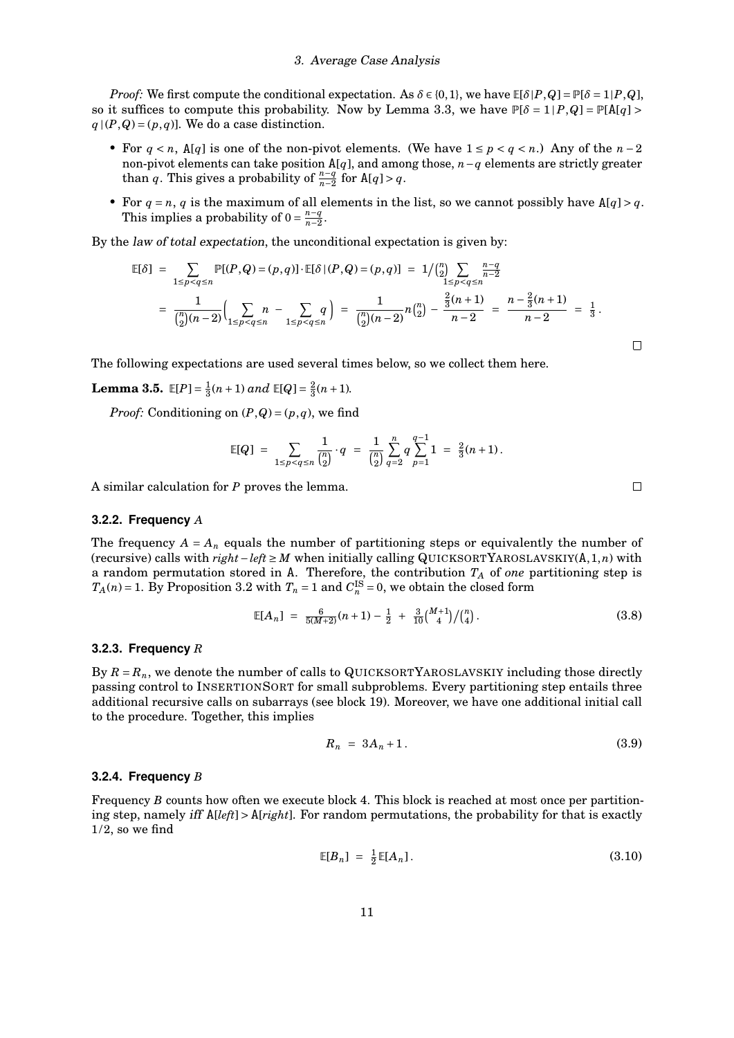*Proof:* We first compute the conditional expectation. As $\delta \in \{0,1\}$, we have $\mathbb{E}[\delta \mid P,Q] = \mathbb{P}[\delta = 1 \mid P,Q]$, so it suffices to compute this probability. Now by Lemma 3.3, we have $\mathbb{P}[\delta = 1 \mid P,Q] = \mathbb{P}[\mathtt{A}[q] > q \mid (P,Q) = (p,q)]$. We do a case distinction.

- For $q < n$, $\mathtt{A}[q]$ is one of the non-pivot elements. (We have $1 \le p < q < n$.) Any of the $n-2$ non-pivot elements can take position $\mathtt{A}[q]$, and among those, $n-q$ elements are strictly greater than $q$. This gives a probability of $\frac{n-q}{n-2}$ for $\mathtt{A}[q] > q$.
- For $q = n$, $q$ is the maximum of all elements in the list, so we cannot possibly have $\mathtt{A}[q] > q$. This implies a probability of $0 = \frac{n-q}{n-2}$.

By the *law of total expectation*, the unconditional expectation is given by:

$$
\begin{aligned}
\mathbb{E}[\delta] &= \sum_{1 \le p < q \le n} \mathbb{P}[(P,Q) = (p,q)] \cdot \mathbb{E}[\delta \mid (P,Q) = (p,q)] \;=\; 1\Big/\tbinom{n}{2} \sum_{1 \le p < q \le n} \frac{n-q}{n-2} \\
&= \frac{1}{\binom{n}{2}(n-2)} \Big( \sum_{1 \le p < q \le n} n \;-\; \sum_{1 \le p < q \le n} q \Big) \;=\; \frac{1}{\binom{n}{2}(n-2)} n\tbinom{n}{2} - \frac{\frac{2}{3}(n+1)}{n-2} \;=\; \frac{n - \frac{2}{3}(n+1)}{n-2} \;=\; \frac{1}{3}\,.
\end{aligned}
$$

□

The following expectations are used several times below, so we collect them here.

**Lemma 3.5.** $\mathbb{E}[P] = \frac{1}{3}(n+1)$ *and* $\mathbb{E}[Q] = \frac{2}{3}(n+1)$.

*Proof:* Conditioning on $(P,Q) = (p,q)$, we find

$$
\mathbb{E}[Q] \;=\; \sum_{1 \le p < q \le n} \frac{1}{\binom{n}{2}} \cdot q \;=\; \frac{1}{\binom{n}{2}} \sum_{q=2}^{n} q \sum_{p=1}^{q-1} 1 \;=\; \tfrac{2}{3}(n+1)\,.
$$

A similar calculation for $P$ proves the lemma. □

### 3.2.2. Frequency $A$

The frequency $A = A_n$ equals the number of partitioning steps or equivalently the number of (recursive) calls with $right - left \ge M$ when initially calling QUICKSORTYAROSLAVSKIY$(\mathtt{A}, 1, n)$ with a random permutation stored in $\mathtt{A}$. Therefore, the contribution $T_A$ of *one* partitioning step is $T_A(n) = 1$. By Proposition 3.2 with $T_n = 1$ and $C_n^{\mathrm{IS}} = 0$, we obtain the closed form

$$
\mathbb{E}[A_n] \;=\; \tfrac{6}{5(M+2)}(n+1) - \tfrac{1}{2} \;+\; \tfrac{3}{10}\tbinom{M+1}{4}\Big/\tbinom{n}{4}\,. \tag{3.8}
$$

### 3.2.3. Frequency $R$

By $R = R_n$, we denote the number of calls to QUICKSORTYAROSLAVSKIY including those directly passing control to INSERTIONSORT for small subproblems. Every partitioning step entails three additional recursive calls on subarrays (see block 19). Moreover, we have one additional initial call to the procedure. Together, this implies

$$
R_n \;=\; 3A_n + 1\,. \tag{3.9}
$$

### 3.2.4. Frequency $B$

Frequency $B$ counts how often we execute block 4. This block is reached at most once per partitioning step, namely *iff* $\mathtt{A}[left] > \mathtt{A}[right]$. For random permutations, the probability for that is exactly $1/2$, so we find

$$
\mathbb{E}[B_n] \;=\; \tfrac{1}{2}\mathbb{E}[A_n]\,. \tag{3.10}
$$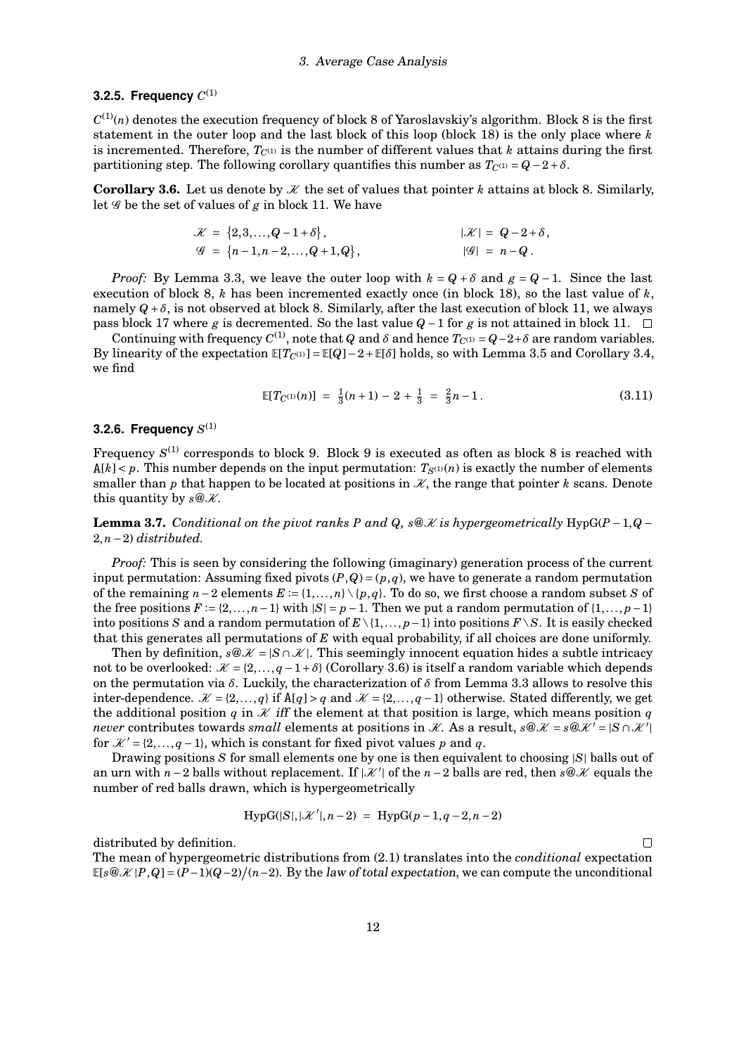### 3.2.5. Frequency $C^{(1)}$

$C^{(1)}(n)$ denotes the execution frequency of block 8 of Yaroslavskiy's algorithm. Block 8 is the first statement in the outer loop and the last block of this loop (block 18) is the only place where $k$ is incremented. Therefore, $T_{C^{(1)}}$ is the number of different values that $k$ attains during the first partitioning step. The following corollary quantifies this number as $T_{C^{(1)}} = Q - 2 + \delta$.

**Corollary 3.6.** Let us denote by $\mathcal{K}$ the set of values that pointer $k$ attains at block 8. Similarly, let $\mathcal{G}$ be the set of values of $g$ in block 11. We have

$$\mathcal{K} = \{2, 3, \ldots, Q - 1 + \delta\}, \qquad |\mathcal{K}| = Q - 2 + \delta,$$
$$\mathcal{G} = \{n - 1, n - 2, \ldots, Q + 1, Q\}, \qquad |\mathcal{G}| = n - Q.$$

*Proof:* By Lemma 3.3, we leave the outer loop with $k = Q + \delta$ and $g = Q - 1$. Since the last execution of block 8, $k$ has been incremented exactly once (in block 18), so the last value of $k$, namely $Q + \delta$, is not observed at block 8. Similarly, after the last execution of block 11, we always pass block 17 where $g$ is decremented. So the last value $Q - 1$ for $g$ is not attained in block 11. □

Continuing with frequency $C^{(1)}$, note that $Q$ and $\delta$ and hence $T_{C^{(1)}} = Q - 2 + \delta$ are random variables. By linearity of the expectation $\mathbb{E}[T_{C^{(1)}}] = \mathbb{E}[Q] - 2 + \mathbb{E}[\delta]$ holds, so with Lemma 3.5 and Corollary 3.4, we find

$$\mathbb{E}[T_{C^{(1)}}(n)] = \tfrac{1}{3}(n+1) - 2 + \tfrac{1}{3} = \tfrac{2}{3}n - 1. \tag{3.11}$$

### 3.2.6. Frequency $S^{(1)}$

Frequency $S^{(1)}$ corresponds to block 9. Block 9 is executed as often as block 8 is reached with $\mathtt{A}[k] < p$. This number depends on the input permutation: $T_{S^{(1)}}(n)$ is exactly the number of elements smaller than $p$ that happen to be located at positions in $\mathcal{K}$, the range that pointer $k$ scans. Denote this quantity by $s@\mathcal{K}$.

**Lemma 3.7.** *Conditional on the pivot ranks $P$ and $Q$, $s@\mathcal{K}$ is hypergeometrically $\mathrm{HypG}(P-1, Q-2, n-2)$ distributed.*

*Proof:* This is seen by considering the following (imaginary) generation process of the current input permutation: Assuming fixed pivots $(P, Q) = (p, q)$, we have to generate a random permutation of the remaining $n - 2$ elements $E := \{1, \ldots, n\} \setminus \{p, q\}$. To do so, we first choose a random subset $S$ of the free positions $F := \{2, \ldots, n-1\}$ with $|S| = p - 1$. Then we put a random permutation of $\{1, \ldots, p-1\}$ into positions $S$ and a random permutation of $E \setminus \{1, \ldots, p-1\}$ into positions $F \setminus S$. It is easily checked that this generates all permutations of $E$ with equal probability, if all choices are done uniformly.

Then by definition, $s@\mathcal{K} = |S \cap \mathcal{K}|$. This seemingly innocent equation hides a subtle intricacy not to be overlooked: $\mathcal{K} = \{2, \ldots, q - 1 + \delta\}$ (Corollary 3.6) is itself a random variable which depends on the permutation via $\delta$. Luckily, the characterization of $\delta$ from Lemma 3.3 allows to resolve this inter-dependence. $\mathcal{K} = \{2, \ldots, q\}$ if $\mathtt{A}[q] > q$ and $\mathcal{K} = \{2, \ldots, q-1\}$ otherwise. Stated differently, we get the additional position $q$ in $\mathcal{K}$ *iff* the element at that position is large, which means position $q$ *never* contributes towards *small* elements at positions in $\mathcal{K}$. As a result, $s@\mathcal{K} = s@\mathcal{K}' = |S \cap \mathcal{K}'|$ for $\mathcal{K}' = \{2, \ldots, q-1\}$, which is constant for fixed pivot values $p$ and $q$.

Drawing positions $S$ for small elements one by one is then equivalent to choosing $|S|$ balls out of an urn with $n - 2$ balls without replacement. If $|\mathcal{K}'|$ of the $n - 2$ balls are red, then $s@\mathcal{K}$ equals the number of red balls drawn, which is hypergeometrically

$$\mathrm{HypG}(|S|, |\mathcal{K}'|, n-2) = \mathrm{HypG}(p-1, q-2, n-2)$$

distributed by definition. □

The mean of hypergeometric distributions from (2.1) translates into the *conditional* expectation $\mathbb{E}[s@\mathcal{K} \,|\, P, Q] = (P-1)(Q-2)/(n-2)$. By the *law of total expectation*, we can compute the unconditional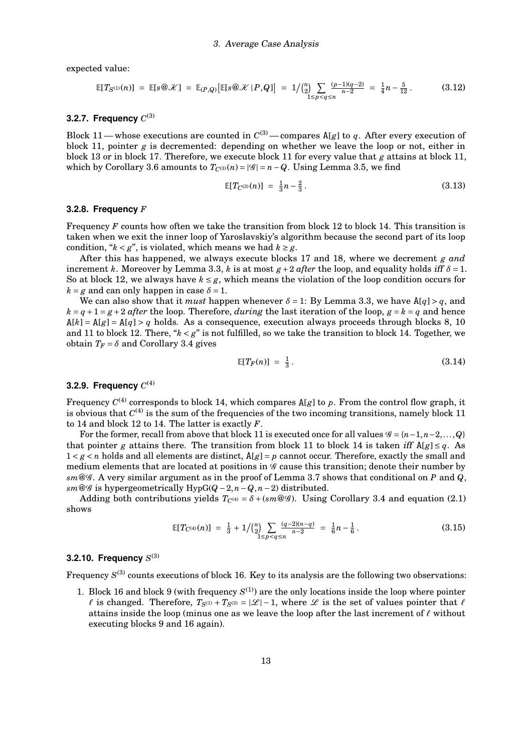expected value:

$$\mathbb{E}[T_{S^{(1)}}(n)] \;=\; \mathbb{E}[s@\mathcal{K}] \;=\; \mathbb{E}_{(P,Q)}\big[\mathbb{E}[s@\mathcal{K}\,|\,P,Q]\big] \;=\; 1/\binom{n}{2}\sum_{1\le p<q\le n}\frac{(p-1)(q-2)}{n-2} \;=\; \tfrac{1}{4}n-\tfrac{5}{12}\,. \tag{3.12}$$

### 3.2.7. Frequency $C^{(3)}$

Block 11 — whose executions are counted in $C^{(3)}$ — compares A[$g$] to $q$. After every execution of block 11, pointer $g$ is decremented: depending on whether we leave the loop or not, either in block 13 or in block 17. Therefore, we execute block 11 for every value that $g$ attains at block 11, which by Corollary 3.6 amounts to $T_{C^{(3)}}(n) = |\mathcal{G}| = n - Q$. Using Lemma 3.5, we find

$$\mathbb{E}[T_{C^{(3)}}(n)] \;=\; \tfrac{1}{3}n-\tfrac{2}{3}\,. \tag{3.13}$$

### 3.2.8. Frequency $F$

Frequency $F$ counts how often we take the transition from block 12 to block 14. This transition is taken when we exit the inner loop of Yaroslavskiy's algorithm because the second part of its loop condition, "$k < g$", is violated, which means we had $k \ge g$.

After this has happened, we always execute blocks 17 and 18, where we decrement $g$ *and* increment $k$. Moreover by Lemma 3.3, $k$ is at most $g+2$ *after* the loop, and equality holds *iff* $\delta = 1$. So at block 12, we always have $k \le g$, which means the violation of the loop condition occurs for $k = g$ and can only happen in case $\delta = 1$.

We can also show that it *must* happen whenever $\delta = 1$: By Lemma 3.3, we have A[$q$] $> q$, and $k = q+1 = g+2$ *after* the loop. Therefore, *during* the last iteration of the loop, $g = k = q$ and hence A[$k$] = A[$g$] = A[$q$] $> q$ holds. As a consequence, execution always proceeds through blocks 8, 10 and 11 to block 12. There, "$k < g$" is not fulfilled, so we take the transition to block 14. Together, we obtain $T_F = \delta$ and Corollary 3.4 gives

$$\mathbb{E}[T_F(n)] \;=\; \tfrac{1}{3}\,. \tag{3.14}$$

### 3.2.9. Frequency $C^{(4)}$

Frequency $C^{(4)}$ corresponds to block 14, which compares A[$g$] to $p$. From the control flow graph, it is obvious that $C^{(4)}$ is the sum of the frequencies of the two incoming transitions, namely block 11 to 14 and block 12 to 14. The latter is exactly $F$.

For the former, recall from above that block 11 is executed once for all values $\mathcal{G} = \{n-1, n-2, \ldots, Q\}$ that pointer $g$ attains there. The transition from block 11 to block 14 is taken *iff* A[$g$] $\le q$. As $1 < g < n$ holds and all elements are distinct, A[$g$] $= p$ cannot occur. Therefore, exactly the small and medium elements that are located at positions in $\mathcal{G}$ cause this transition; denote their number by $sm@\mathcal{G}$. A very similar argument as in the proof of Lemma 3.7 shows that conditional on $P$ and $Q$, $sm@\mathcal{G}$ is hypergeometrically $\mathrm{HypG}(Q-2, n-Q, n-2)$ distributed.

Adding both contributions yields $T_{C^{(4)}} = \delta + (sm@\mathcal{G})$. Using Corollary 3.4 and equation (2.1) shows

$$\mathbb{E}[T_{C^{(4)}}(n)] \;=\; \tfrac{1}{3} + 1/\binom{n}{2}\sum_{1\le p<q\le n}\frac{(q-2)(n-q)}{n-2} \;=\; \tfrac{1}{6}n-\tfrac{1}{6}\,. \tag{3.15}$$

### 3.2.10. Frequency $S^{(3)}$

Frequency $S^{(3)}$ counts executions of block 16. Key to its analysis are the following two observations:

1. Block 16 and block 9 (with frequency $S^{(1)}$) are the only locations inside the loop where pointer $\ell$ is changed. Therefore, $T_{S^{(1)}} + T_{S^{(3)}} = |\mathcal{L}| - 1$, where $\mathcal{L}$ is the set of values pointer that $\ell$ attains inside the loop (minus one as we leave the loop after the last increment of $\ell$ without executing blocks 9 and 16 again).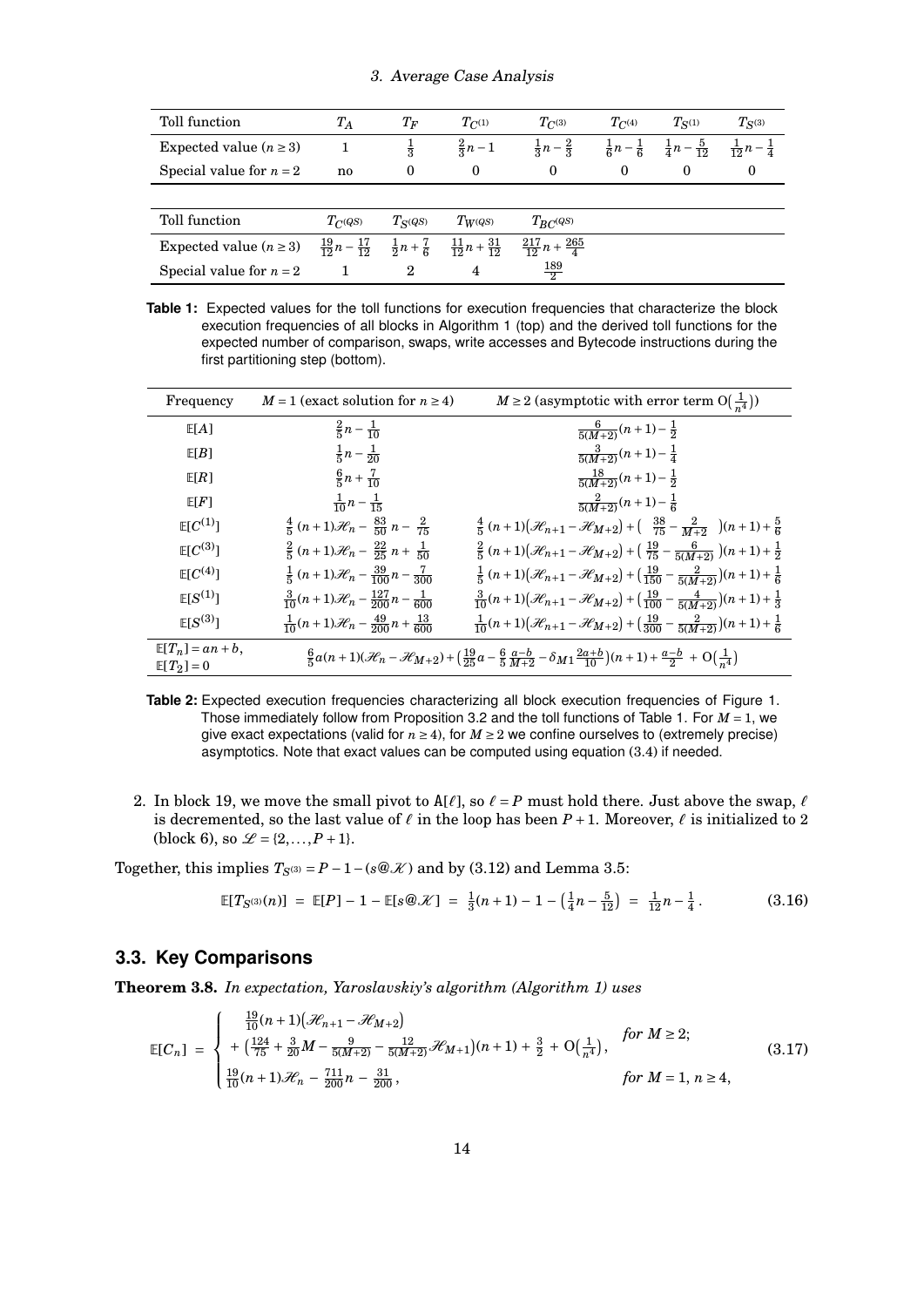| Toll function | $T_A$ | $T_F$ | $T_{C^{(1)}}$ | $T_{C^{(3)}}$ | $T_{C^{(4)}}$ | $T_{S^{(1)}}$ | $T_{S^{(3)}}$ |
|---|---|---|---|---|---|---|---|
| Expected value ($n \geq 3$) | $1$ | $\frac{1}{3}$ | $\frac{2}{3}n - 1$ | $\frac{1}{3}n - \frac{2}{3}$ | $\frac{1}{6}n - \frac{1}{6}$ | $\frac{1}{4}n - \frac{5}{12}$ | $\frac{1}{12}n - \frac{1}{4}$ |
| Special value for $n = 2$ | no | $0$ | $0$ | $0$ | $0$ | $0$ | $0$ |

| Toll function | $T_{C^{(QS)}}$ | $T_{S^{(QS)}}$ | $T_{W^{(QS)}}$ | $T_{BC^{(QS)}}$ |
|---|---|---|---|---|
| Expected value ($n \geq 3$) | $\frac{19}{12}n - \frac{17}{12}$ | $\frac{1}{2}n + \frac{7}{6}$ | $\frac{11}{12}n + \frac{31}{12}$ | $\frac{217}{12}n + \frac{265}{4}$ |
| Special value for $n = 2$ | $1$ | $2$ | $4$ | $\frac{189}{2}$ |

**Table 1:** Expected values for the toll functions for execution frequencies that characterize the block execution frequencies of all blocks in Algorithm 1 (top) and the derived toll functions for the expected number of comparison, swaps, write accesses and Bytecode instructions during the first partitioning step (bottom).

| Frequency | $M = 1$ (exact solution for $n \geq 4$) | $M \geq 2$ (asymptotic with error term $\mathrm{O}\big(\frac{1}{n^4}\big)$) |
|---|---|---|
| $\mathbb{E}[A]$ | $\frac{2}{5}n - \frac{1}{10}$ | $\frac{6}{5(M+2)}(n+1) - \frac{1}{2}$ |
| $\mathbb{E}[B]$ | $\frac{1}{5}n - \frac{1}{20}$ | $\frac{3}{5(M+2)}(n+1) - \frac{1}{4}$ |
| $\mathbb{E}[R]$ | $\frac{6}{5}n + \frac{7}{10}$ | $\frac{18}{5(M+2)}(n+1) - \frac{1}{2}$ |
| $\mathbb{E}[F]$ | $\frac{1}{10}n - \frac{1}{15}$ | $\frac{2}{5(M+2)}(n+1) - \frac{1}{6}$ |
| $\mathbb{E}[C^{(1)}]$ | $\frac{4}{5}(n+1)\mathcal{H}_n - \frac{83}{50}n - \frac{2}{75}$ | $\frac{4}{5}(n+1)\big(\mathcal{H}_{n+1} - \mathcal{H}_{M+2}\big) + \big(\frac{38}{75} - \frac{2}{M+2}\big)(n+1) + \frac{5}{6}$ |
| $\mathbb{E}[C^{(3)}]$ | $\frac{2}{5}(n+1)\mathcal{H}_n - \frac{22}{25}n + \frac{1}{50}$ | $\frac{2}{5}(n+1)\big(\mathcal{H}_{n+1} - \mathcal{H}_{M+2}\big) + \big(\frac{19}{75} - \frac{6}{5(M+2)}\big)(n+1) + \frac{1}{2}$ |
| $\mathbb{E}[C^{(4)}]$ | $\frac{1}{5}(n+1)\mathcal{H}_n - \frac{39}{100}n - \frac{7}{300}$ | $\frac{1}{5}(n+1)\big(\mathcal{H}_{n+1} - \mathcal{H}_{M+2}\big) + \big(\frac{19}{150} - \frac{2}{5(M+2)}\big)(n+1) + \frac{1}{6}$ |
| $\mathbb{E}[S^{(1)}]$ | $\frac{3}{10}(n+1)\mathcal{H}_n - \frac{127}{200}n - \frac{1}{600}$ | $\frac{3}{10}(n+1)\big(\mathcal{H}_{n+1} - \mathcal{H}_{M+2}\big) + \big(\frac{19}{100} - \frac{4}{5(M+2)}\big)(n+1) + \frac{1}{3}$ |
| $\mathbb{E}[S^{(3)}]$ | $\frac{1}{10}(n+1)\mathcal{H}_n - \frac{49}{200}n + \frac{13}{600}$ | $\frac{1}{10}(n+1)\big(\mathcal{H}_{n+1} - \mathcal{H}_{M+2}\big) + \big(\frac{19}{300} - \frac{2}{5(M+2)}\big)(n+1) + \frac{1}{6}$ |
| $\mathbb{E}[T_n] = an + b$, $\mathbb{E}[T_2] = 0$ | $\frac{6}{5}a(n+1)(\mathcal{H}_n - \mathcal{H}_{M+2}) + \big(\frac{19}{25}a - \frac{6}{5}\frac{a-b}{M+2} - \delta_{M1}\frac{2a+b}{10}\big)(n+1) + \frac{a-b}{2} + \mathrm{O}\big(\frac{1}{n^4}\big)$ | |

**Table 2:** Expected execution frequencies characterizing all block execution frequencies of Figure 1. Those immediately follow from Proposition 3.2 and the toll functions of Table 1. For $M = 1$, we give exact expectations (valid for $n \geq 4$), for $M \geq 2$ we confine ourselves to (extremely precise) asymptotics. Note that exact values can be computed using equation (3.4) if needed.

2. In block 19, we move the small pivot to A[$\ell$], so $\ell = P$ must hold there. Just above the swap, $\ell$ is decremented, so the last value of $\ell$ in the loop has been $P + 1$. Moreover, $\ell$ is initialized to 2 (block 6), so $\mathscr{L} = \{2, \ldots, P+1\}$.

Together, this implies $T_{S^{(3)}} = P - 1 - (s@\mathcal{K})$ and by (3.12) and Lemma 3.5:

$$\mathbb{E}[T_{S^{(3)}}(n)] \;=\; \mathbb{E}[P] - 1 - \mathbb{E}[s@\mathcal{K}] \;=\; \tfrac{1}{3}(n+1) - 1 - \big(\tfrac{1}{4}n - \tfrac{5}{12}\big) \;=\; \tfrac{1}{12}n - \tfrac{1}{4}\,. \tag{3.16}$$

## 3.3. Key Comparisons

**Theorem 3.8.** *In expectation, Yaroslavskiy's algorithm (Algorithm 1) uses*

$$\mathbb{E}[C_n] \;=\; \begin{cases} \frac{19}{10}(n+1)\big(\mathcal{H}_{n+1} - \mathcal{H}_{M+2}\big) \\ \quad + \big(\frac{124}{75} + \frac{3}{20}M - \frac{9}{5(M+2)} - \frac{12}{5(M+2)}\mathcal{H}_{M+1}\big)(n+1) + \frac{3}{2} + \mathrm{O}\big(\frac{1}{n^4}\big), & \text{for } M \geq 2; \\ \frac{19}{10}(n+1)\mathcal{H}_n - \frac{711}{200}n - \frac{31}{200}, & \text{for } M = 1,\ n \geq 4, \end{cases} \tag{3.17}$$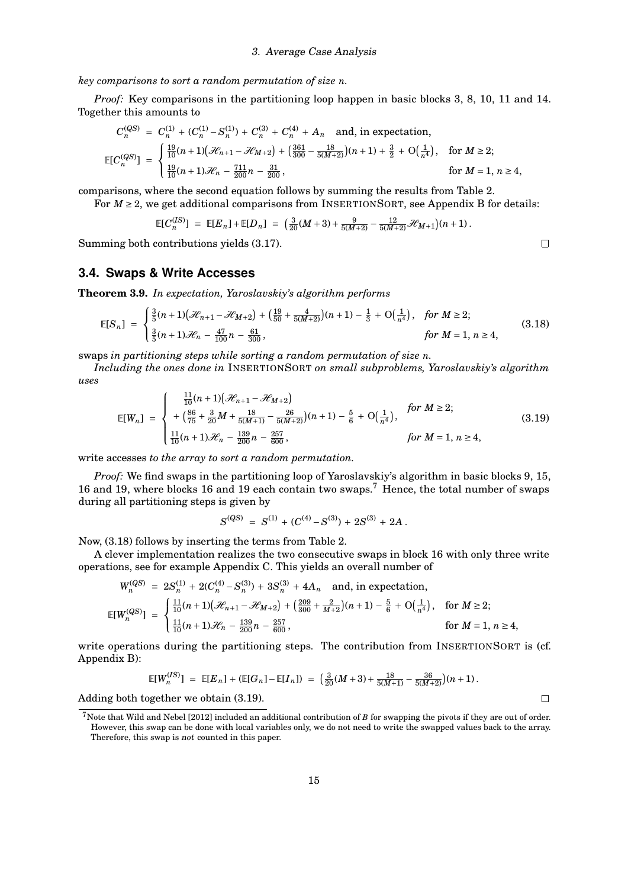*key comparisons to sort a random permutation of size n.*

*Proof:* Key comparisons in the partitioning loop happen in basic blocks 3, 8, 10, 11 and 14. Together this amounts to

$$C_n^{(QS)} = C_n^{(1)} + (C_n^{(1)} - S_n^{(1)}) + C_n^{(3)} + C_n^{(4)} + A_n \quad \text{and, in expectation,}$$

$$\mathbb{E}[C_n^{(QS)}] = \begin{cases} \frac{19}{10}(n+1)\big(\mathcal{H}_{n+1} - \mathcal{H}_{M+2}\big) + \big(\frac{361}{300} - \frac{18}{5(M+2)}\big)(n+1) + \frac{3}{2} + \mathrm{O}\big(\frac{1}{n^4}\big), & \text{for } M \geq 2; \\ \frac{19}{10}(n+1)\mathcal{H}_n - \frac{711}{200}n - \frac{31}{200}, & \text{for } M = 1,\, n \geq 4, \end{cases}$$

comparisons, where the second equation follows by summing the results from Table 2.

For $M \geq 2$, we get additional comparisons from INSERTIONSORT, see Appendix B for details:

$$\mathbb{E}[C_n^{(IS)}] = \mathbb{E}[E_n] + \mathbb{E}[D_n] = \big(\tfrac{3}{20}(M+3) + \tfrac{9}{5(M+2)} - \tfrac{12}{5(M+2)}\mathcal{H}_{M+1}\big)(n+1).$$

Summing both contributions yields (3.17). □

## 3.4. Swaps & Write Accesses

**Theorem 3.9.** *In expectation, Yaroslavskiy's algorithm performs*

$$\mathbb{E}[S_n] = \begin{cases} \frac{3}{5}(n+1)\big(\mathcal{H}_{n+1} - \mathcal{H}_{M+2}\big) + \big(\frac{19}{50} + \frac{4}{5(M+2)}\big)(n+1) - \frac{1}{3} + \mathrm{O}\big(\frac{1}{n^4}\big), & \text{for } M \geq 2; \\ \frac{3}{5}(n+1)\mathcal{H}_n - \frac{47}{100}n - \frac{61}{300}, & \text{for } M = 1,\, n \geq 4, \end{cases} \tag{3.18}$$

swaps *in partitioning steps while sorting a random permutation of size n.*

*Including the ones done in* INSERTIONSORT *on small subproblems, Yaroslavskiy's algorithm uses*

$$\mathbb{E}[W_n] = \begin{cases} \frac{11}{10}(n+1)\big(\mathcal{H}_{n+1} - \mathcal{H}_{M+2}\big) \\ \quad + \big(\frac{86}{75} + \frac{3}{20}M + \frac{18}{5(M+1)} - \frac{26}{5(M+2)}\big)(n+1) - \frac{5}{6} + \mathrm{O}\big(\frac{1}{n^4}\big), & \text{for } M \geq 2; \\ \frac{11}{10}(n+1)\mathcal{H}_n - \frac{139}{200}n - \frac{257}{600}, & \text{for } M = 1,\, n \geq 4, \end{cases} \tag{3.19}$$

write accesses *to the array to sort a random permutation.*

*Proof:* We find swaps in the partitioning loop of Yaroslavskiy's algorithm in basic blocks 9, 15, 16 and 19, where blocks 16 and 19 each contain two swaps.[7] Hence, the total number of swaps during all partitioning steps is given by

$$S^{(QS)} = S^{(1)} + (C^{(4)} - S^{(3)}) + 2S^{(3)} + 2A.$$

Now, (3.18) follows by inserting the terms from Table 2.

A clever implementation realizes the two consecutive swaps in block 16 with only three write operations, see for example Appendix C. This yields an overall number of

$$W_n^{(QS)} = 2S_n^{(1)} + 2(C_n^{(4)} - S_n^{(3)}) + 3S_n^{(3)} + 4A_n \quad \text{and, in expectation,}$$

$$\mathbb{E}[W_n^{(QS)}] = \begin{cases} \frac{11}{10}(n+1)\big(\mathcal{H}_{n+1} - \mathcal{H}_{M+2}\big) + \big(\frac{209}{300} + \frac{2}{M+2}\big)(n+1) - \frac{5}{6} + \mathrm{O}\big(\frac{1}{n^4}\big), & \text{for } M \geq 2; \\ \frac{11}{10}(n+1)\mathcal{H}_n - \frac{139}{200}n - \frac{257}{600}, & \text{for } M = 1,\, n \geq 4, \end{cases}$$

write operations during the partitioning steps. The contribution from INSERTIONSORT is (cf. Appendix B):

$$\mathbb{E}[W_n^{(IS)}] = \mathbb{E}[E_n] + (\mathbb{E}[G_n] - \mathbb{E}[I_n]) = \big(\tfrac{3}{20}(M+3) + \tfrac{18}{5(M+1)} - \tfrac{36}{5(M+2)}\big)(n+1).$$

Adding both together we obtain (3.19). □

[7] Note that Wild and Nebel [2012] included an additional contribution of $B$ for swapping the pivots if they are out of order. However, this swap can be done with local variables only, we do not need to write the swapped values back to the array. Therefore, this swap is *not* counted in this paper.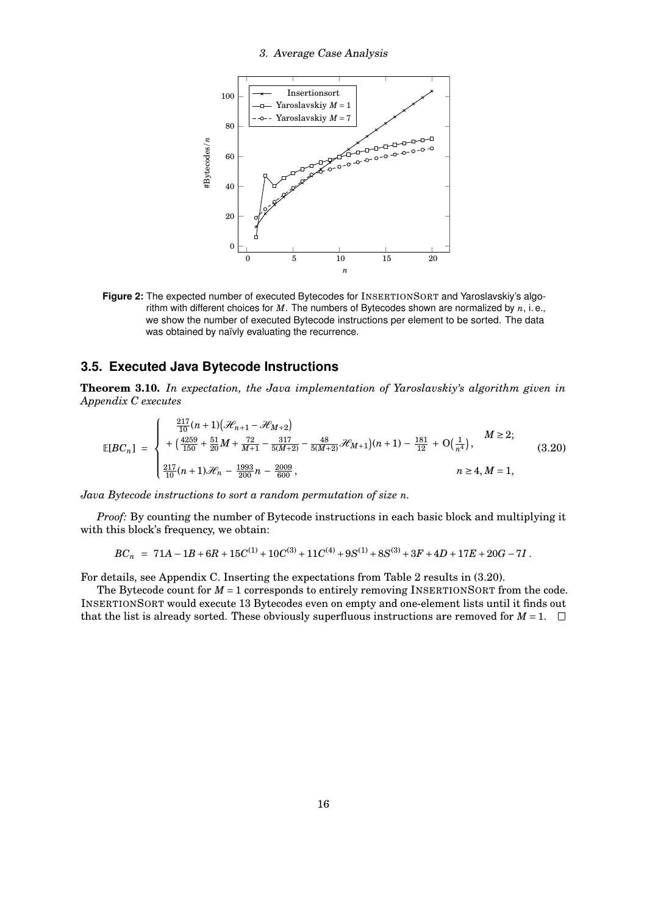Figure 2: The expected number of executed Bytecodes for InsertionSort and Yaroslavskiy's algorithm with different choices for $M$. The numbers of Bytecodes shown are normalized by $n$, i. e., we show the number of executed Bytecode instructions per element to be sorted. The data was obtained by naïvly evaluating the recurrence.

## 3.5. Executed Java Bytecode Instructions

**Theorem 3.10.** *In expectation, the Java implementation of Yaroslavskiy's algorithm given in Appendix C executes*

$$\mathbb{E}[BC_n] = \begin{cases} \frac{217}{10}(n+1)\big(\mathcal{H}_{n+1} - \mathcal{H}_{M+2}\big) \\ \quad + \big(\frac{4259}{150} + \frac{51}{20}M + \frac{72}{M+1} - \frac{317}{5(M+2)} - \frac{48}{5(M+2)}\mathcal{H}_{M+1}\big)(n+1) - \frac{181}{12} + \mathrm{O}\big(\frac{1}{n^4}\big), & M \geq 2; \\ \frac{217}{10}(n+1)\mathcal{H}_n - \frac{1993}{200}n - \frac{2009}{600}, & n \geq 4, M = 1, \end{cases} \tag{3.20}$$

*Java Bytecode instructions to sort a random permutation of size $n$.*

*Proof:* By counting the number of Bytecode instructions in each basic block and multiplying it with this block's frequency, we obtain:

$$BC_n = 71A - 1B + 6R + 15C^{(1)} + 10C^{(3)} + 11C^{(4)} + 9S^{(1)} + 8S^{(3)} + 3F + 4D + 17E + 20G - 7I\,.$$

For details, see Appendix C. Inserting the expectations from Table 2 results in (3.20).

The Bytecode count for $M = 1$ corresponds to entirely removing InsertionSort from the code. InsertionSort would execute 13 Bytecodes even on empty and one-element lists until it finds out that the list is already sorted. These obviously superfluous instructions are removed for $M = 1$. □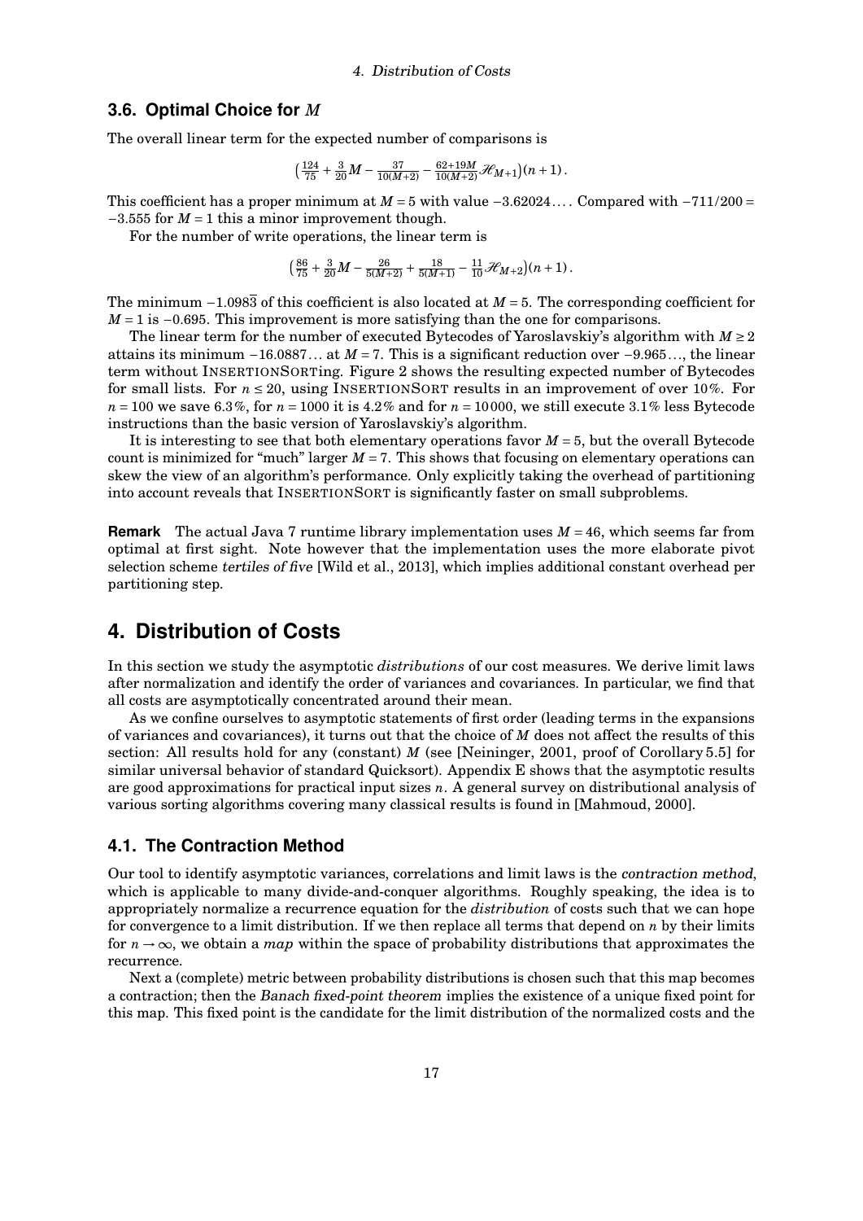### 3.6. Optimal Choice for $M$

The overall linear term for the expected number of comparisons is

$$\left(\tfrac{124}{75} + \tfrac{3}{20}M - \tfrac{37}{10(M+2)} - \tfrac{62+19M}{10(M+2)}\mathscr{H}_{M+1}\right)(n+1)\,.$$

This coefficient has a proper minimum at $M = 5$ with value $-3.62024\ldots$. Compared with $-711/200 = -3.555$ for $M = 1$ this a minor improvement though.

For the number of write operations, the linear term is

$$\left(\tfrac{86}{75} + \tfrac{3}{20}M - \tfrac{26}{5(M+2)} + \tfrac{18}{5(M+1)} - \tfrac{11}{10}\mathscr{H}_{M+2}\right)(n+1)\,.$$

The minimum $-1.098\overline{3}$ of this coefficient is also located at $M = 5$. The corresponding coefficient for $M = 1$ is $-0.695$. This improvement is more satisfying than the one for comparisons.

The linear term for the number of executed Bytecodes of Yaroslavskiy's algorithm with $M \geq 2$ attains its minimum $-16.0887\ldots$ at $M = 7$. This is a significant reduction over $-9.965\ldots$, the linear term without InsertionSorting. Figure 2 shows the resulting expected number of Bytecodes for small lists. For $n \leq 20$, using InsertionSort results in an improvement of over 10%. For $n = 100$ we save 6.3%, for $n = 1000$ it is 4.2% and for $n = 10\,000$, we still execute 3.1% less Bytecode instructions than the basic version of Yaroslavskiy's algorithm.

It is interesting to see that both elementary operations favor $M = 5$, but the overall Bytecode count is minimized for "much" larger $M = 7$. This shows that focusing on elementary operations can skew the view of an algorithm's performance. Only explicitly taking the overhead of partitioning into account reveals that InsertionSort is significantly faster on small subproblems.

**Remark** The actual Java 7 runtime library implementation uses $M = 46$, which seems far from optimal at first sight. Note however that the implementation uses the more elaborate pivot selection scheme *tertiles of five* [Wild et al., 2013], which implies additional constant overhead per partitioning step.

## 4. Distribution of Costs

In this section we study the asymptotic *distributions* of our cost measures. We derive limit laws after normalization and identify the order of variances and covariances. In particular, we find that all costs are asymptotically concentrated around their mean.

As we confine ourselves to asymptotic statements of first order (leading terms in the expansions of variances and covariances), it turns out that the choice of $M$ does not affect the results of this section: All results hold for any (constant) $M$ (see [Neininger, 2001, proof of Corollary 5.5] for similar universal behavior of standard Quicksort). Appendix E shows that the asymptotic results are good approximations for practical input sizes $n$. A general survey on distributional analysis of various sorting algorithms covering many classical results is found in [Mahmoud, 2000].

### 4.1. The Contraction Method

Our tool to identify asymptotic variances, correlations and limit laws is the *contraction method*, which is applicable to many divide-and-conquer algorithms. Roughly speaking, the idea is to appropriately normalize a recurrence equation for the *distribution* of costs such that we can hope for convergence to a limit distribution. If we then replace all terms that depend on $n$ by their limits for $n \to \infty$, we obtain a *map* within the space of probability distributions that approximates the recurrence.

Next a (complete) metric between probability distributions is chosen such that this map becomes a contraction; then the *Banach fixed-point theorem* implies the existence of a unique fixed point for this map. This fixed point is the candidate for the limit distribution of the normalized costs and the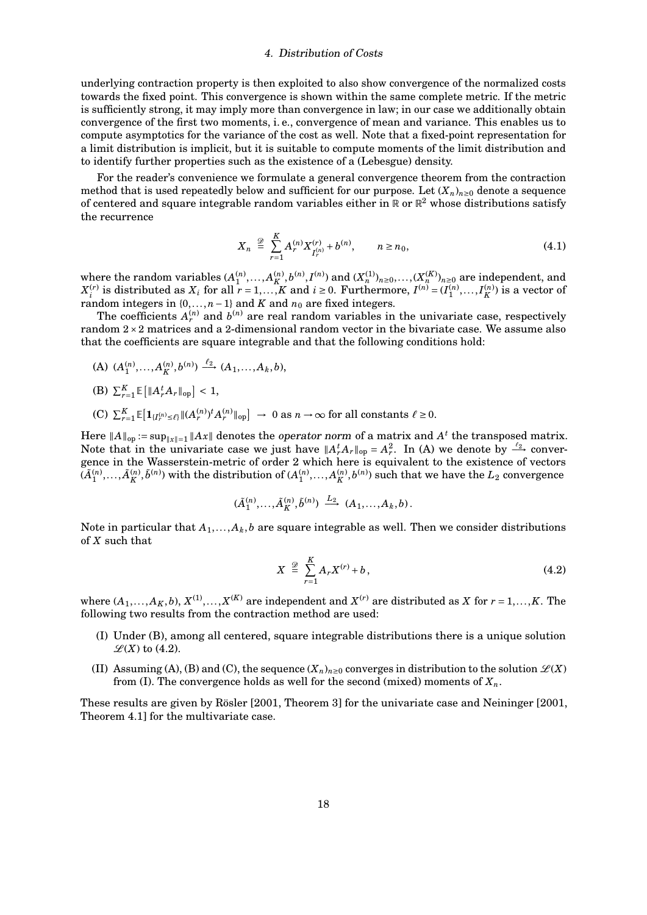underlying contraction property is then exploited to also show convergence of the normalized costs towards the fixed point. This convergence is shown within the same complete metric. If the metric is sufficiently strong, it may imply more than convergence in law; in our case we additionally obtain convergence of the first two moments, i. e., convergence of mean and variance. This enables us to compute asymptotics for the variance of the cost as well. Note that a fixed-point representation for a limit distribution is implicit, but it is suitable to compute moments of the limit distribution and to identify further properties such as the existence of a (Lebesgue) density.

For the reader's convenience we formulate a general convergence theorem from the contraction method that is used repeatedly below and sufficient for our purpose. Let $(X_n)_{n\geq 0}$ denote a sequence of centered and square integrable random variables either in $\mathbb{R}$ or $\mathbb{R}^2$ whose distributions satisfy the recurrence

$$X_n \stackrel{\mathscr{D}}{=} \sum_{r=1}^{K} A_r^{(n)} X_{I_r^{(n)}}^{(r)} + b^{(n)}, \qquad n \geq n_0, \tag{4.1}$$

where the random variables $(A_1^{(n)},\dots,A_K^{(n)},b^{(n)},I^{(n)})$ and $(X_n^{(1)})_{n\geq 0},\dots,(X_n^{(K)})_{n\geq 0}$ are independent, and $X_i^{(r)}$ is distributed as $X_i$ for all $r=1,\dots,K$ and $i\geq 0$. Furthermore, $I^{(n)}=(I_1^{(n)},\dots,I_K^{(n)})$ is a vector of random integers in $\{0,\dots,n-1\}$ and $K$ and $n_0$ are fixed integers.

The coefficients $A_r^{(n)}$ and $b^{(n)}$ are real random variables in the univariate case, respectively random $2\times 2$ matrices and a 2-dimensional random vector in the bivariate case. We assume also that the coefficients are square integrable and that the following conditions hold:

(A) $(A_1^{(n)},\dots,A_K^{(n)},b^{(n)}) \xrightarrow{\ell_2} (A_1,\dots,A_k,b)$,

(B) $\sum_{r=1}^{K} \mathbb{E}\left[\|A_r^t A_r\|_{\mathrm{op}}\right] < 1$,

(C) $\sum_{r=1}^{K} \mathbb{E}\left[\mathbf{1}_{\{I_r^{(n)}\leq \ell\}} \|(A_r^{(n)})^t A_r^{(n)}\|_{\mathrm{op}}\right] \to 0$ as $n\to\infty$ for all constants $\ell\geq 0$.

Here $\|A\|_{\mathrm{op}} := \sup_{\|x\|=1}\|Ax\|$ denotes the *operator norm* of a matrix and $A^t$ the transposed matrix. Note that in the univariate case we just have $\|A_r^t A_r\|_{\mathrm{op}} = A_r^2$. In (A) we denote by $\xrightarrow{\ell_2}$ convergence in the Wasserstein-metric of order 2 which here is equivalent to the existence of vectors $(\tilde{A}_1^{(n)},\dots,\tilde{A}_K^{(n)},\tilde{b}^{(n)})$ with the distribution of $(A_1^{(n)},\dots,A_K^{(n)},b^{(n)})$ such that we have the $L_2$ convergence

$$(\tilde{A}_1^{(n)},\dots,\tilde{A}_K^{(n)},\tilde{b}^{(n)}) \xrightarrow{L_2} (A_1,\dots,A_k,b).$$

Note in particular that $A_1,\dots,A_k,b$ are square integrable as well. Then we consider distributions of $X$ such that

$$X \stackrel{\mathscr{D}}{=} \sum_{r=1}^{K} A_r X^{(r)} + b, \tag{4.2}$$

where $(A_1,\dots,A_K,b)$, $X^{(1)},\dots,X^{(K)}$ are independent and $X^{(r)}$ are distributed as $X$ for $r=1,\dots,K$. The following two results from the contraction method are used:

(I) Under (B), among all centered, square integrable distributions there is a unique solution $\mathscr{L}(X)$ to (4.2).

(II) Assuming (A), (B) and (C), the sequence $(X_n)_{n\geq 0}$ converges in distribution to the solution $\mathscr{L}(X)$ from (I). The convergence holds as well for the second (mixed) moments of $X_n$.

These results are given by Rösler [2001, Theorem 3] for the univariate case and Neininger [2001, Theorem 4.1] for the multivariate case.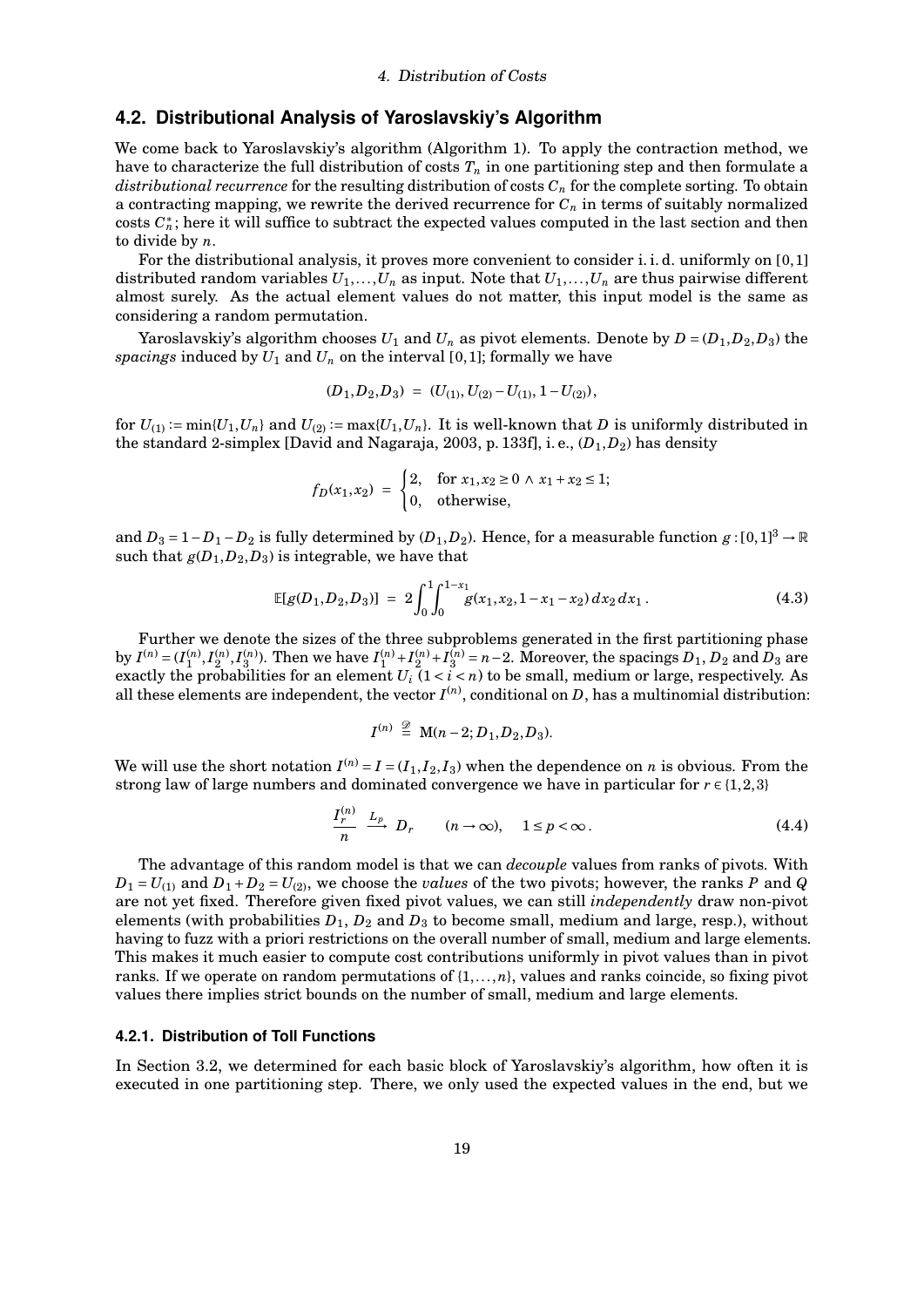## 4.2. Distributional Analysis of Yaroslavskiy's Algorithm

We come back to Yaroslavskiy's algorithm (Algorithm 1). To apply the contraction method, we have to characterize the full distribution of costs $T_n$ in one partitioning step and then formulate a *distributional recurrence* for the resulting distribution of costs $C_n$ for the complete sorting. To obtain a contracting mapping, we rewrite the derived recurrence for $C_n$ in terms of suitably normalized costs $C_n^*$; here it will suffice to subtract the expected values computed in the last section and then to divide by $n$.

For the distributional analysis, it proves more convenient to consider i. i. d. uniformly on $[0,1]$ distributed random variables $U_1,\ldots,U_n$ as input. Note that $U_1,\ldots,U_n$ are thus pairwise different almost surely. As the actual element values do not matter, this input model is the same as considering a random permutation.

Yaroslavskiy's algorithm chooses $U_1$ and $U_n$ as pivot elements. Denote by $D=(D_1,D_2,D_3)$ the *spacings* induced by $U_1$ and $U_n$ on the interval $[0,1]$; formally we have

$$(D_1,D_2,D_3) \;=\; (U_{(1)},U_{(2)}-U_{(1)},1-U_{(2)}),$$

for $U_{(1)}:=\min\{U_1,U_n\}$ and $U_{(2)}:=\max\{U_1,U_n\}$. It is well-known that $D$ is uniformly distributed in the standard 2-simplex [David and Nagaraja, 2003, p. 133f], i. e., $(D_1,D_2)$ has density

$$f_D(x_1,x_2) \;=\; \begin{cases} 2, & \text{for } x_1,x_2 \ge 0 \wedge x_1+x_2\le 1;\\ 0, & \text{otherwise,}\end{cases}$$

and $D_3=1-D_1-D_2$ is fully determined by $(D_1,D_2)$. Hence, for a measurable function $g:[0,1]^3\to\mathbb{R}$ such that $g(D_1,D_2,D_3)$ is integrable, we have that

$$\mathbb{E}[g(D_1,D_2,D_3)] \;=\; 2\int_0^1\int_0^{1-x_1} g(x_1,x_2,1-x_1-x_2)\,dx_2\,dx_1\,. \tag{4.3}$$

Further we denote the sizes of the three subproblems generated in the first partitioning phase by $I^{(n)}=(I_1^{(n)},I_2^{(n)},I_3^{(n)})$. Then we have $I_1^{(n)}+I_2^{(n)}+I_3^{(n)}=n-2$. Moreover, the spacings $D_1$, $D_2$ and $D_3$ are exactly the probabilities for an element $U_i$ $(1<i<n)$ to be small, medium or large, respectively. As all these elements are independent, the vector $I^{(n)}$, conditional on $D$, has a multinomial distribution:

$$I^{(n)} \;\stackrel{\mathscr{D}}{=}\; \mathrm{M}(n-2;D_1,D_2,D_3).$$

We will use the short notation $I^{(n)}=I=(I_1,I_2,I_3)$ when the dependence on $n$ is obvious. From the strong law of large numbers and dominated convergence we have in particular for $r\in\{1,2,3\}$

$$\frac{I_r^{(n)}}{n} \;\xrightarrow{L_p}\; D_r \qquad (n\to\infty), \qquad 1\le p<\infty\,. \tag{4.4}$$

The advantage of this random model is that we can *decouple* values from ranks of pivots. With $D_1=U_{(1)}$ and $D_1+D_2=U_{(2)}$, we choose the *values* of the two pivots; however, the ranks $P$ and $Q$ are not yet fixed. Therefore given fixed pivot values, we can still *independently* draw non-pivot elements (with probabilities $D_1$, $D_2$ and $D_3$ to become small, medium and large, resp.), without having to fuzz with a priori restrictions on the overall number of small, medium and large elements. This makes it much easier to compute cost contributions uniformly in pivot values than in pivot ranks. If we operate on random permutations of $\{1,\ldots,n\}$, values and ranks coincide, so fixing pivot values there implies strict bounds on the number of small, medium and large elements.

### 4.2.1. Distribution of Toll Functions

In Section 3.2, we determined for each basic block of Yaroslavskiy's algorithm, how often it is executed in one partitioning step. There, we only used the expected values in the end, but we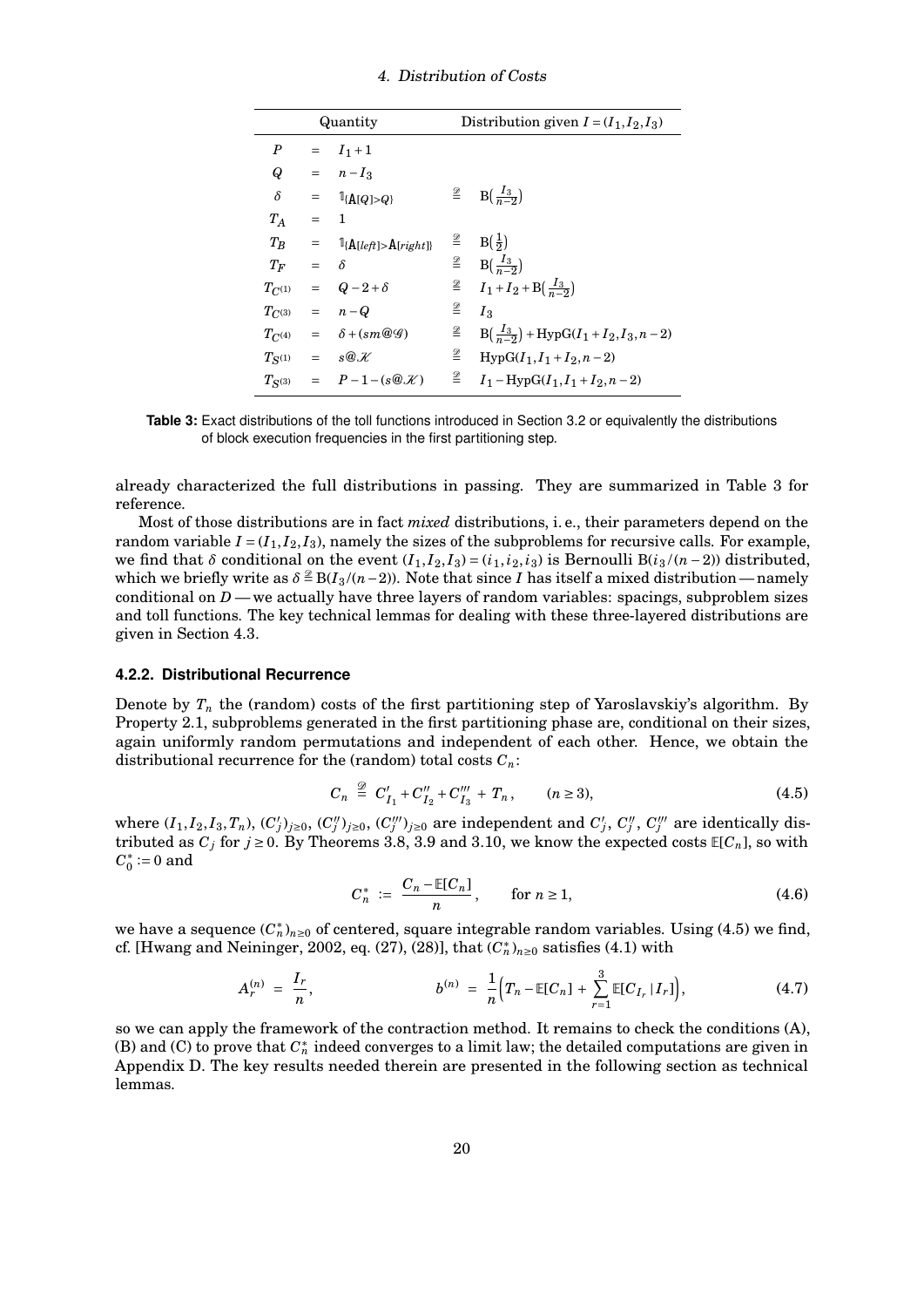| Quantity | | | | Distribution given $I = (I_1, I_2, I_3)$ |
|---|---|---|---|---|
| $P$ | $=$ | $I_1 + 1$ | | |
| $Q$ | $=$ | $n - I_3$ | | |
| $\delta$ | $=$ | $\mathbb{1}_{\{\mathtt{A}[Q] > Q\}}$ | $\overset{\mathcal{D}}{=}$ | $\mathrm{B}\big(\frac{I_3}{n-2}\big)$ |
| $T_A$ | $=$ | $1$ | | |
| $T_B$ | $=$ | $\mathbb{1}_{\{\mathtt{A}[left] > \mathtt{A}[right]\}}$ | $\overset{\mathcal{D}}{=}$ | $\mathrm{B}\big(\frac{1}{2}\big)$ |
| $T_F$ | $=$ | $\delta$ | $\overset{\mathcal{D}}{=}$ | $\mathrm{B}\big(\frac{I_3}{n-2}\big)$ |
| $T_{C^{(1)}}$ | $=$ | $Q - 2 + \delta$ | $\overset{\mathcal{D}}{=}$ | $I_1 + I_2 + \mathrm{B}\big(\frac{I_3}{n-2}\big)$ |
| $T_{C^{(3)}}$ | $=$ | $n - Q$ | $\overset{\mathcal{D}}{=}$ | $I_3$ |
| $T_{C^{(4)}}$ | $=$ | $\delta + (sm@\mathcal{G})$ | $\overset{\mathcal{D}}{=}$ | $\mathrm{B}\big(\frac{I_3}{n-2}\big) + \mathrm{HypG}(I_1 + I_2, I_3, n-2)$ |
| $T_{S^{(1)}}$ | $=$ | $s@\mathcal{K}$ | $\overset{\mathcal{D}}{=}$ | $\mathrm{HypG}(I_1, I_1 + I_2, n-2)$ |
| $T_{S^{(3)}}$ | $=$ | $P - 1 - (s@\mathcal{K})$ | $\overset{\mathcal{D}}{=}$ | $I_1 - \mathrm{HypG}(I_1, I_1 + I_2, n-2)$ |

**Table 3:** Exact distributions of the toll functions introduced in Section 3.2 or equivalently the distributions of block execution frequencies in the first partitioning step.

already characterized the full distributions in passing. They are summarized in Table 3 for reference.

Most of those distributions are in fact *mixed* distributions, i. e., their parameters depend on the random variable $I = (I_1, I_2, I_3)$, namely the sizes of the subproblems for recursive calls. For example, we find that $\delta$ conditional on the event $(I_1, I_2, I_3) = (i_1, i_2, i_3)$ is Bernoulli $\mathrm{B}(i_3/(n-2))$ distributed, which we briefly write as $\delta \overset{\mathcal{D}}{=} \mathrm{B}(I_3/(n-2))$. Note that since $I$ has itself a mixed distribution — namely conditional on $D$ — we actually have three layers of random variables: spacings, subproblem sizes and toll functions. The key technical lemmas for dealing with these three-layered distributions are given in Section 4.3.

### 4.2.2. Distributional Recurrence

Denote by $T_n$ the (random) costs of the first partitioning step of Yaroslavskiy's algorithm. By Property 2.1, subproblems generated in the first partitioning phase are, conditional on their sizes, again uniformly random permutations and independent of each other. Hence, we obtain the distributional recurrence for the (random) total costs $C_n$:

$$C_n \overset{\mathcal{D}}{=} C'_{I_1} + C''_{I_2} + C'''_{I_3} + T_n, \qquad (n \geq 3), \tag{4.5}$$

where $(I_1, I_2, I_3, T_n)$, $(C'_j)_{j\geq 0}$, $(C''_j)_{j\geq 0}$, $(C'''_j)_{j\geq 0}$ are independent and $C'_j$, $C''_j$, $C'''_j$ are identically distributed as $C_j$ for $j \geq 0$. By Theorems 3.8, 3.9 and 3.10, we know the expected costs $\mathbb{E}[C_n]$, so with $C^*_0 := 0$ and

$$C^*_n \;:=\; \frac{C_n - \mathbb{E}[C_n]}{n}, \qquad \text{for } n \geq 1, \tag{4.6}$$

we have a sequence $(C^*_n)_{n\geq 0}$ of centered, square integrable random variables. Using (4.5) we find, cf. [Hwang and Neininger, 2002, eq. (27), (28)], that $(C^*_n)_{n\geq 0}$ satisfies (4.1) with

$$A^{(n)}_r \;=\; \frac{I_r}{n}, \qquad\qquad b^{(n)} \;=\; \frac{1}{n}\Big(T_n - \mathbb{E}[C_n] + \sum_{r=1}^{3} \mathbb{E}[C_{I_r} \,|\, I_r]\Big), \tag{4.7}$$

so we can apply the framework of the contraction method. It remains to check the conditions (A), (B) and (C) to prove that $C^*_n$ indeed converges to a limit law; the detailed computations are given in Appendix D. The key results needed therein are presented in the following section as technical lemmas.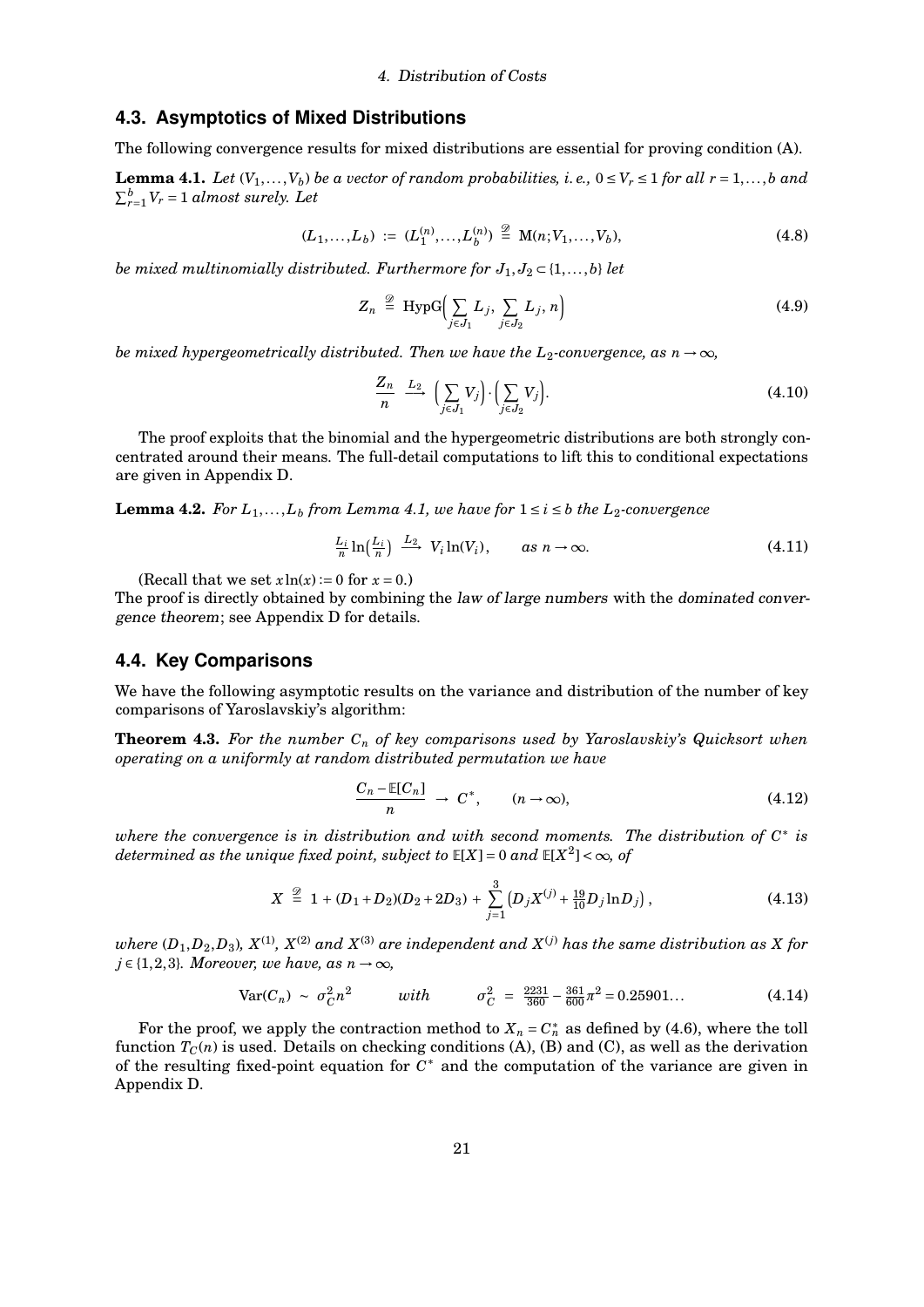## 4.3. Asymptotics of Mixed Distributions

The following convergence results for mixed distributions are essential for proving condition (A).

**Lemma 4.1.** *Let $(V_1,\dots,V_b)$ be a vector of random probabilities, i.e., $0 \le V_r \le 1$ for all $r = 1,\dots,b$ and $\sum_{r=1}^{b} V_r = 1$ almost surely. Let*

$$(L_1,\dots,L_b) := (L_1^{(n)},\dots,L_b^{(n)}) \overset{\mathcal{D}}{=} \mathrm{M}(n;V_1,\dots,V_b), \tag{4.8}$$

*be mixed multinomially distributed. Furthermore for $J_1, J_2 \subset \{1,\dots,b\}$ let*

$$Z_n \overset{\mathcal{D}}{=} \mathrm{HypG}\Big(\sum_{j\in J_1} L_j,\, \sum_{j\in J_2} L_j,\, n\Big) \tag{4.9}$$

*be mixed hypergeometrically distributed. Then we have the $L_2$-convergence, as $n \to \infty$,*

$$\frac{Z_n}{n} \xrightarrow{L_2} \Big(\sum_{j\in J_1} V_j\Big)\cdot\Big(\sum_{j\in J_2} V_j\Big). \tag{4.10}$$

The proof exploits that the binomial and the hypergeometric distributions are both strongly concentrated around their means. The full-detail computations to lift this to conditional expectations are given in Appendix D.

**Lemma 4.2.** *For $L_1,\dots,L_b$ from Lemma 4.1, we have for $1 \le i \le b$ the $L_2$-convergence*

$$\tfrac{L_i}{n}\ln\!\big(\tfrac{L_i}{n}\big) \xrightarrow{L_2} V_i \ln(V_i), \qquad \text{as } n \to \infty. \tag{4.11}$$

(Recall that we set $x\ln(x) := 0$ for $x = 0$.)
The proof is directly obtained by combining the *law of large numbers* with the *dominated convergence theorem*; see Appendix D for details.

## 4.4. Key Comparisons

We have the following asymptotic results on the variance and distribution of the number of key comparisons of Yaroslavskiy's algorithm:

**Theorem 4.3.** *For the number $C_n$ of key comparisons used by Yaroslavskiy's Quicksort when operating on a uniformly at random distributed permutation we have*

$$\frac{C_n - \mathbb{E}[C_n]}{n} \to C^*, \qquad (n \to \infty), \tag{4.12}$$

*where the convergence is in distribution and with second moments. The distribution of $C^*$ is determined as the unique fixed point, subject to $\mathbb{E}[X] = 0$ and $\mathbb{E}[X^2] < \infty$, of*

$$X \overset{\mathcal{D}}{=} 1 + (D_1 + D_2)(D_2 + 2D_3) + \sum_{j=1}^{3}\big(D_j X^{(j)} + \tfrac{19}{10} D_j \ln D_j\big), \tag{4.13}$$

*where $(D_1, D_2, D_3)$, $X^{(1)}$, $X^{(2)}$ and $X^{(3)}$ are independent and $X^{(j)}$ has the same distribution as $X$ for $j \in \{1,2,3\}$. Moreover, we have, as $n \to \infty$,*

$$\mathrm{Var}(C_n) \sim \sigma_C^2 n^2 \qquad \text{with} \qquad \sigma_C^2 = \tfrac{2231}{360} - \tfrac{361}{600}\pi^2 = 0.25901\dots \tag{4.14}$$

For the proof, we apply the contraction method to $X_n = C_n^*$ as defined by (4.6), where the toll function $T_C(n)$ is used. Details on checking conditions (A), (B) and (C), as well as the derivation of the resulting fixed-point equation for $C^*$ and the computation of the variance are given in Appendix D.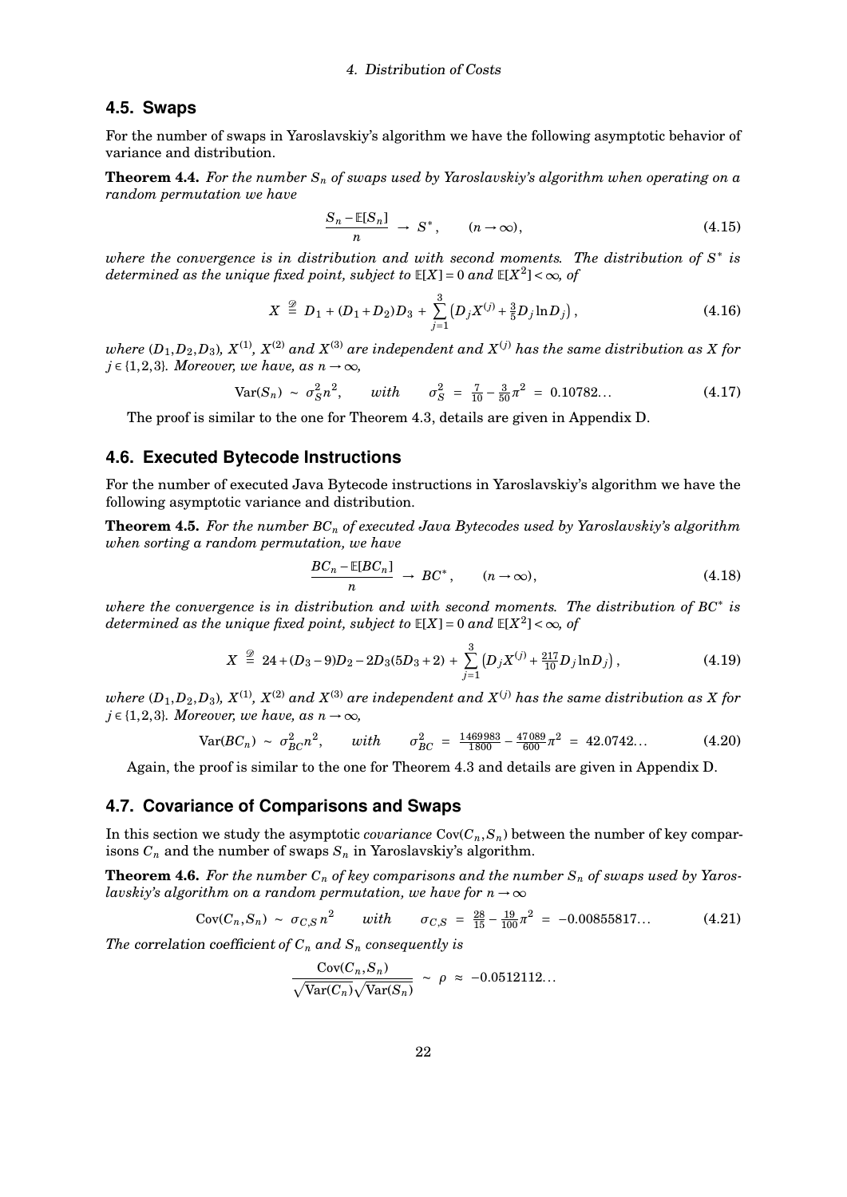## 4.5. Swaps

For the number of swaps in Yaroslavskiy's algorithm we have the following asymptotic behavior of variance and distribution.

**Theorem 4.4.** *For the number $S_n$ of swaps used by Yaroslavskiy's algorithm when operating on a random permutation we have*

$$\frac{S_n - \mathbb{E}[S_n]}{n} \;\to\; S^*, \qquad (n \to \infty), \tag{4.15}$$

*where the convergence is in distribution and with second moments. The distribution of $S^*$ is determined as the unique fixed point, subject to $\mathbb{E}[X] = 0$ and $\mathbb{E}[X^2] < \infty$, of*

$$X \stackrel{\mathscr{D}}{=} D_1 + (D_1 + D_2)D_3 + \sum_{j=1}^{3} \left(D_j X^{(j)} + \tfrac{3}{5} D_j \ln D_j\right), \tag{4.16}$$

*where $(D_1, D_2, D_3)$, $X^{(1)}$, $X^{(2)}$ and $X^{(3)}$ are independent and $X^{(j)}$ has the same distribution as $X$ for $j \in \{1,2,3\}$. Moreover, we have, as $n \to \infty$,*

$$\mathrm{Var}(S_n) \;\sim\; \sigma_S^2 n^2, \qquad \textit{with} \qquad \sigma_S^2 \;=\; \tfrac{7}{10} - \tfrac{3}{50}\pi^2 \;=\; 0.10782\ldots \tag{4.17}$$

The proof is similar to the one for Theorem 4.3, details are given in Appendix D.

## 4.6. Executed Bytecode Instructions

For the number of executed Java Bytecode instructions in Yaroslavskiy's algorithm we have the following asymptotic variance and distribution.

**Theorem 4.5.** *For the number $BC_n$ of executed Java Bytecodes used by Yaroslavskiy's algorithm when sorting a random permutation, we have*

$$\frac{BC_n - \mathbb{E}[BC_n]}{n} \;\to\; BC^*, \qquad (n \to \infty), \tag{4.18}$$

*where the convergence is in distribution and with second moments. The distribution of $BC^*$ is determined as the unique fixed point, subject to $\mathbb{E}[X] = 0$ and $\mathbb{E}[X^2] < \infty$, of*

$$X \stackrel{\mathscr{D}}{=} 24 + (D_3 - 9)D_2 - 2D_3(5D_3 + 2) + \sum_{j=1}^{3} \left(D_j X^{(j)} + \tfrac{217}{10} D_j \ln D_j\right), \tag{4.19}$$

*where $(D_1, D_2, D_3)$, $X^{(1)}$, $X^{(2)}$ and $X^{(3)}$ are independent and $X^{(j)}$ has the same distribution as $X$ for $j \in \{1,2,3\}$. Moreover, we have, as $n \to \infty$,*

$$\mathrm{Var}(BC_n) \;\sim\; \sigma_{BC}^2 n^2, \qquad \textit{with} \qquad \sigma_{BC}^2 \;=\; \tfrac{1469983}{1800} - \tfrac{47089}{600}\pi^2 \;=\; 42.0742\ldots \tag{4.20}$$

Again, the proof is similar to the one for Theorem 4.3 and details are given in Appendix D.

## 4.7. Covariance of Comparisons and Swaps

In this section we study the asymptotic *covariance* $\mathrm{Cov}(C_n, S_n)$ between the number of key comparisons $C_n$ and the number of swaps $S_n$ in Yaroslavskiy's algorithm.

**Theorem 4.6.** *For the number $C_n$ of key comparisons and the number $S_n$ of swaps used by Yaroslavskiy's algorithm on a random permutation, we have for $n \to \infty$*

$$\mathrm{Cov}(C_n, S_n) \;\sim\; \sigma_{C,S}\, n^2 \qquad \textit{with} \qquad \sigma_{C,S} \;=\; \tfrac{28}{15} - \tfrac{19}{100}\pi^2 \;=\; -0.00855817\ldots \tag{4.21}$$

*The correlation coefficient of $C_n$ and $S_n$ consequently is*

$$\frac{\mathrm{Cov}(C_n, S_n)}{\sqrt{\mathrm{Var}(C_n)}\sqrt{\mathrm{Var}(S_n)}} \;\sim\; \rho \;\approx\; -0.0512112\ldots$$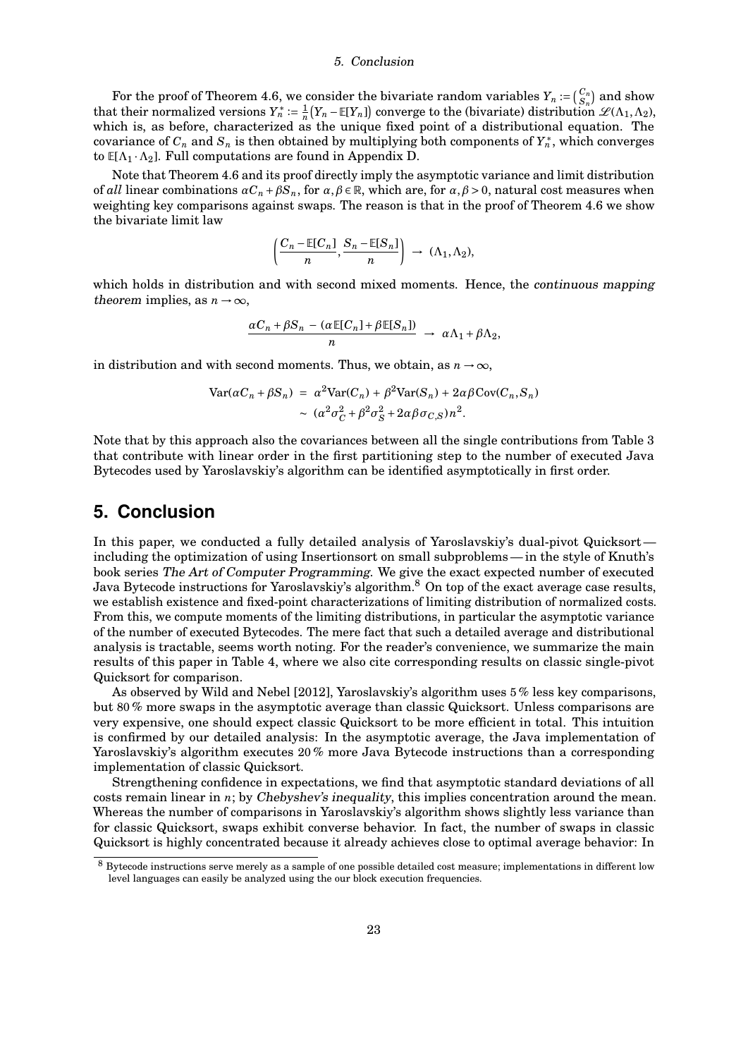For the proof of Theorem 4.6, we consider the bivariate random variables $Y_n := \binom{C_n}{S_n}$ and show that their normalized versions $Y_n^* := \frac{1}{n}(Y_n - \mathbb{E}[Y_n])$ converge to the (bivariate) distribution $\mathscr{L}(\Lambda_1, \Lambda_2)$, which is, as before, characterized as the unique fixed point of a distributional equation. The covariance of $C_n$ and $S_n$ is then obtained by multiplying both components of $Y_n^*$, which converges to $\mathbb{E}[\Lambda_1 \cdot \Lambda_2]$. Full computations are found in Appendix D.

Note that Theorem 4.6 and its proof directly imply the asymptotic variance and limit distribution of *all* linear combinations $\alpha C_n + \beta S_n$, for $\alpha, \beta \in \mathbb{R}$, which are, for $\alpha, \beta > 0$, natural cost measures when weighting key comparisons against swaps. The reason is that in the proof of Theorem 4.6 we show the bivariate limit law

$$\left( \frac{C_n - \mathbb{E}[C_n]}{n}, \frac{S_n - \mathbb{E}[S_n]}{n} \right) \;\to\; (\Lambda_1, \Lambda_2),$$

which holds in distribution and with second mixed moments. Hence, the *continuous mapping theorem* implies, as $n \to \infty$,

$$\frac{\alpha C_n + \beta S_n \,-\, (\alpha \mathbb{E}[C_n] + \beta \mathbb{E}[S_n])}{n} \;\to\; \alpha \Lambda_1 + \beta \Lambda_2,$$

in distribution and with second moments. Thus, we obtain, as $n \to \infty$,

$$\begin{aligned} \mathrm{Var}(\alpha C_n + \beta S_n) \;&=\; \alpha^2 \mathrm{Var}(C_n) + \beta^2 \mathrm{Var}(S_n) + 2\alpha\beta \,\mathrm{Cov}(C_n, S_n) \\ &\sim\; (\alpha^2 \sigma_C^2 + \beta^2 \sigma_S^2 + 2\alpha\beta\sigma_{C,S}) n^2. \end{aligned}$$

Note that by this approach also the covariances between all the single contributions from Table 3 that contribute with linear order in the first partitioning step to the number of executed Java Bytecodes used by Yaroslavskiy's algorithm can be identified asymptotically in first order.

# 5. Conclusion

In this paper, we conducted a fully detailed analysis of Yaroslavskiy's dual-pivot Quicksort — including the optimization of using Insertionsort on small subproblems — in the style of Knuth's book series *The Art of Computer Programming*. We give the exact expected number of executed Java Bytecode instructions for Yaroslavskiy's algorithm.[8] On top of the exact average case results, we establish existence and fixed-point characterizations of limiting distribution of normalized costs. From this, we compute moments of the limiting distributions, in particular the asymptotic variance of the number of executed Bytecodes. The mere fact that such a detailed average and distributional analysis is tractable, seems worth noting. For the reader's convenience, we summarize the main results of this paper in Table 4, where we also cite corresponding results on classic single-pivot Quicksort for comparison.

As observed by Wild and Nebel [2012], Yaroslavskiy's algorithm uses 5 % less key comparisons, but 80 % more swaps in the asymptotic average than classic Quicksort. Unless comparisons are very expensive, one should expect classic Quicksort to be more efficient in total. This intuition is confirmed by our detailed analysis: In the asymptotic average, the Java implementation of Yaroslavskiy's algorithm executes 20 % more Java Bytecode instructions than a corresponding implementation of classic Quicksort.

Strengthening confidence in expectations, we find that asymptotic standard deviations of all costs remain linear in $n$; by *Chebyshev's inequality*, this implies concentration around the mean. Whereas the number of comparisons in Yaroslavskiy's algorithm shows slightly less variance than for classic Quicksort, swaps exhibit converse behavior. In fact, the number of swaps in classic Quicksort is highly concentrated because it already achieves close to optimal average behavior: In

[8] Bytecode instructions serve merely as a sample of one possible detailed cost measure; implementations in different low level languages can easily be analyzed using the our block execution frequencies.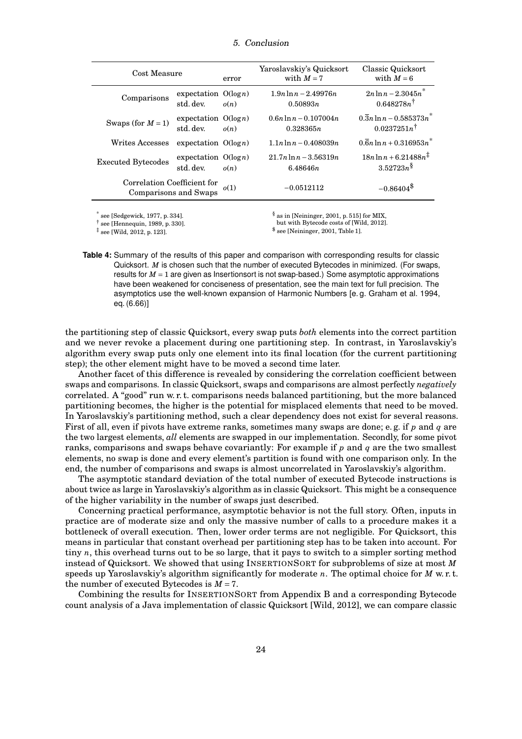| Cost Measure | | error | Yaroslavskiy's Quicksort with $M = 7$ | Classic Quicksort with $M = 6$ |
|---|---|---|---|---|
| Comparisons | expectation | $O(\log n)$ | $1.9n \ln n - 2.49976n$ | $2n \ln n - 2.3045n$ * |
| | std. dev. | $o(n)$ | $0.50893n$ | $0.648278n$ † |
| Swaps (for $M = 1$) | expectation | $O(\log n)$ | $0.6n \ln n - 0.107004n$ | $0.\overline{3}n \ln n - 0.585373n$ * |
| | std. dev. | $o(n)$ | $0.328365n$ | $0.0237251n$ † |
| Writes Accesses | expectation | $O(\log n)$ | $1.1n \ln n - 0.408039n$ | $0.\overline{6}n \ln n + 0.316953n$ * |
| Executed Bytecodes | expectation | $O(\log n)$ | $21.7n \ln n - 3.56319n$ | $18n \ln n + 6.21488n$ ‡ |
| | std. dev. | $o(n)$ | $6.48646n$ | $3.52723n$ § |
| Correlation Coefficient for Comparisons and Swaps | | $o(1)$ | $-0.0512112$ | $-0.86404$ $ |

\* see [Sedgewick, 1977, p. 334].
† see [Hennequin, 1989, p. 330].
‡ see [Wild, 2012, p. 123].
§ as in [Neininger, 2001, p. 515] for MIX, but with Bytecode costs of [Wild, 2012].
$ see [Neininger, 2001, Table 1].

**Table 4:** Summary of the results of this paper and comparison with corresponding results for classic Quicksort. $M$ is chosen such that the number of executed Bytecodes in minimized. (For swaps, results for $M = 1$ are given as Insertionsort is not swap-based.) Some asymptotic approximations have been weakened for conciseness of presentation, see the main text for full precision. The asymptotics use the well-known expansion of Harmonic Numbers [e. g. Graham et al. 1994, eq. (6.66)]

the partitioning step of classic Quicksort, every swap puts *both* elements into the correct partition and we never revoke a placement during one partitioning step. In contrast, in Yaroslavskiy's algorithm every swap puts only one element into its final location (for the current partitioning step); the other element might have to be moved a second time later.

Another facet of this difference is revealed by considering the correlation coefficient between swaps and comparisons. In classic Quicksort, swaps and comparisons are almost perfectly *negatively* correlated. A "good" run w. r. t. comparisons needs balanced partitioning, but the more balanced partitioning becomes, the higher is the potential for misplaced elements that need to be moved. In Yaroslavskiy's partitioning method, such a clear dependency does not exist for several reasons. First of all, even if pivots have extreme ranks, sometimes many swaps are done; e. g. if $p$ and $q$ are the two largest elements, *all* elements are swapped in our implementation. Secondly, for some pivot ranks, comparisons and swaps behave covariantly: For example if $p$ and $q$ are the two smallest elements, no swap is done and every element's partition is found with one comparison only. In the end, the number of comparisons and swaps is almost uncorrelated in Yaroslavskiy's algorithm.

The asymptotic standard deviation of the total number of executed Bytecode instructions is about twice as large in Yaroslavskiy's algorithm as in classic Quicksort. This might be a consequence of the higher variability in the number of swaps just described.

Concerning practical performance, asymptotic behavior is not the full story. Often, inputs in practice are of moderate size and only the massive number of calls to a procedure makes it a bottleneck of overall execution. Then, lower order terms are not negligible. For Quicksort, this means in particular that constant overhead per partitioning step has to be taken into account. For tiny $n$, this overhead turns out to be so large, that it pays to switch to a simpler sorting method instead of Quicksort. We showed that using INSERTIONSORT for subproblems of size at most $M$ speeds up Yaroslavskiy's algorithm significantly for moderate $n$. The optimal choice for $M$ w. r. t. the number of executed Bytecodes is $M = 7$.

Combining the results for INSERTIONSORT from Appendix B and a corresponding Bytecode count analysis of a Java implementation of classic Quicksort [Wild, 2012], we can compare classic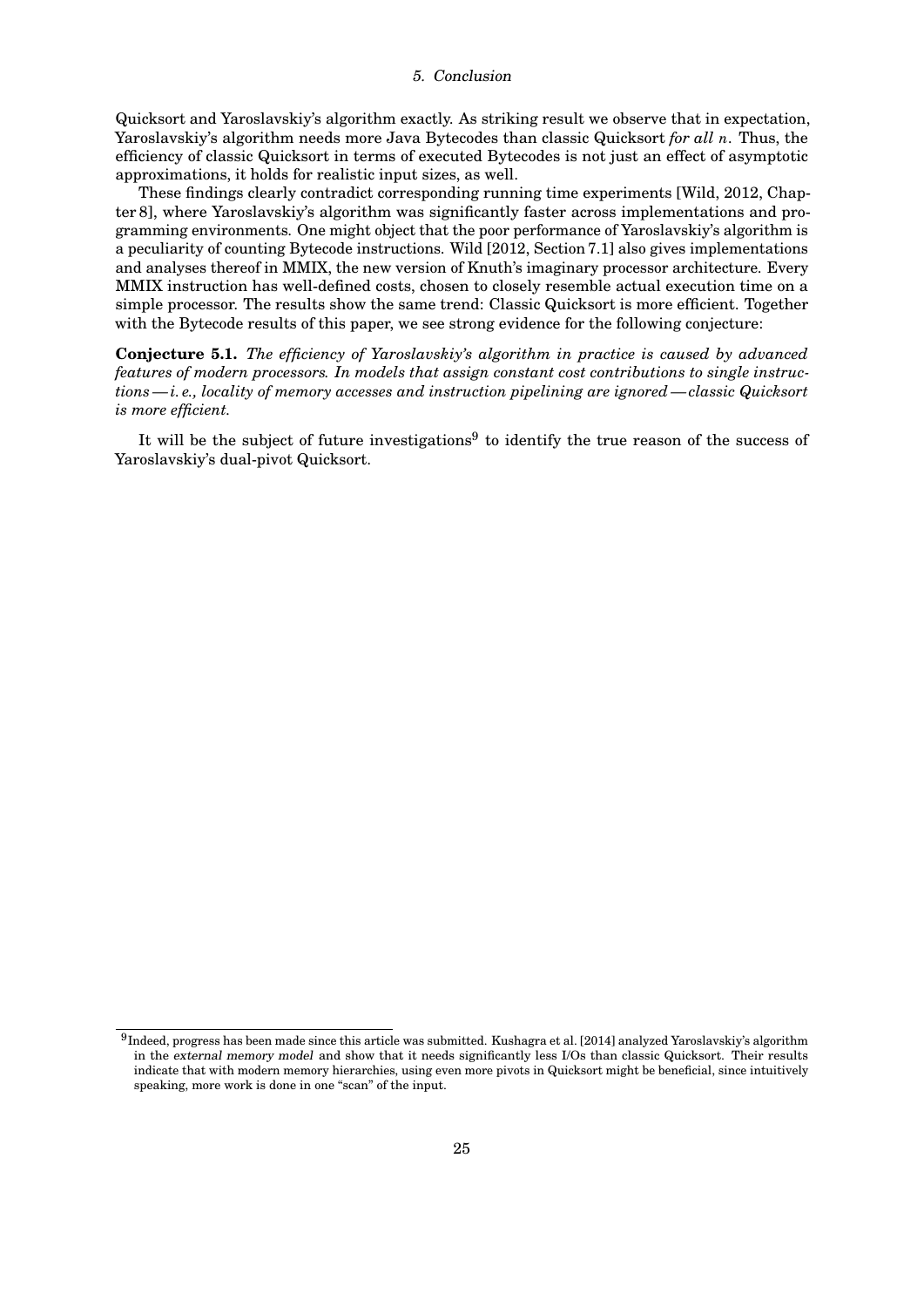Quicksort and Yaroslavskiy's algorithm exactly. As striking result we observe that in expectation, Yaroslavskiy's algorithm needs more Java Bytecodes than classic Quicksort *for all $n$*. Thus, the efficiency of classic Quicksort in terms of executed Bytecodes is not just an effect of asymptotic approximations, it holds for realistic input sizes, as well.

These findings clearly contradict corresponding running time experiments [Wild, 2012, Chapter 8], where Yaroslavskiy's algorithm was significantly faster across implementations and programming environments. One might object that the poor performance of Yaroslavskiy's algorithm is a peculiarity of counting Bytecode instructions. Wild [2012, Section 7.1] also gives implementations and analyses thereof in MMIX, the new version of Knuth's imaginary processor architecture. Every MMIX instruction has well-defined costs, chosen to closely resemble actual execution time on a simple processor. The results show the same trend: Classic Quicksort is more efficient. Together with the Bytecode results of this paper, we see strong evidence for the following conjecture:

**Conjecture 5.1.** *The efficiency of Yaroslavskiy's algorithm in practice is caused by advanced features of modern processors. In models that assign constant cost contributions to single instructions — i. e., locality of memory accesses and instruction pipelining are ignored — classic Quicksort is more efficient.*

It will be the subject of future investigations[9] to identify the true reason of the success of Yaroslavskiy's dual-pivot Quicksort.

[9] Indeed, progress has been made since this article was submitted. Kushagra et al. [2014] analyzed Yaroslavskiy's algorithm in the *external memory model* and show that it needs significantly less I/Os than classic Quicksort. Their results indicate that with modern memory hierarchies, using even more pivots in Quicksort might be beneficial, since intuitively speaking, more work is done in one "scan" of the input.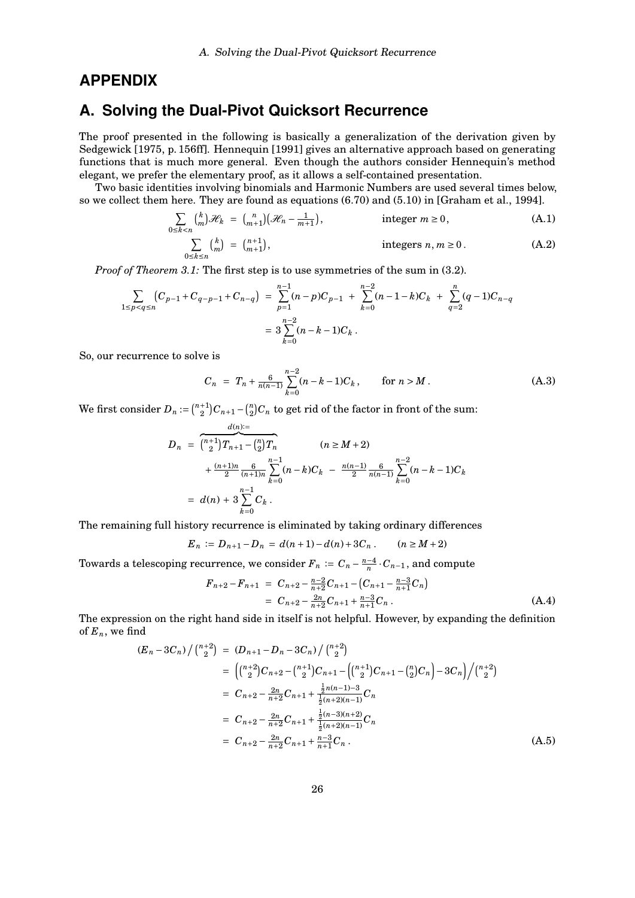# APPENDIX

## A. Solving the Dual-Pivot Quicksort Recurrence

The proof presented in the following is basically a generalization of the derivation given by Sedgewick [1975, p. 156ff]. Hennequin [1991] gives an alternative approach based on generating functions that is much more general. Even though the authors consider Hennequin's method elegant, we prefer the elementary proof, as it allows a self-contained presentation.

Two basic identities involving binomials and Harmonic Numbers are used several times below, so we collect them here. They are found as equations (6.70) and (5.10) in [Graham et al., 1994].

$$\sum_{0\le k<n} \binom{k}{m}\mathcal{H}_k \;=\; \binom{n}{m+1}\Big(\mathcal{H}_n - \tfrac{1}{m+1}\Big), \qquad \text{integer } m \ge 0, \tag{A.1}$$

$$\sum_{0\le k\le n} \binom{k}{m} \;=\; \binom{n+1}{m+1}, \qquad \text{integers } n, m \ge 0\,. \tag{A.2}$$

*Proof of Theorem 3.1:* The first step is to use symmetries of the sum in (3.2).

$$\begin{aligned}\sum_{1\le p<q\le n}\big(C_{p-1}+C_{q-p-1}+C_{n-q}\big) \;&=\; \sum_{p=1}^{n-1}(n-p)C_{p-1} \;+\; \sum_{k=0}^{n-2}(n-1-k)C_k \;+\; \sum_{q=2}^{n}(q-1)C_{n-q}\\ &= 3\sum_{k=0}^{n-2}(n-k-1)C_k\,.\end{aligned}$$

So, our recurrence to solve is

$$C_n \;=\; T_n + \tfrac{6}{n(n-1)}\sum_{k=0}^{n-2}(n-k-1)C_k\,, \qquad \text{for } n > M\,. \tag{A.3}$$

We first consider $D_n := \binom{n+1}{2}C_{n+1} - \binom{n}{2}C_n$ to get rid of the factor in front of the sum:

$$\begin{aligned}D_n \;&=\; \overbrace{\binom{n+1}{2}T_{n+1} - \binom{n}{2}T_n}^{d(n):=} \qquad\qquad (n \ge M+2)\\ &\quad\; + \tfrac{(n+1)n}{2}\tfrac{6}{(n+1)n}\sum_{k=0}^{n-1}(n-k)C_k \;-\; \tfrac{n(n-1)}{2}\tfrac{6}{n(n-1)}\sum_{k=0}^{n-2}(n-k-1)C_k\\ &=\; d(n) + 3\sum_{k=0}^{n-1}C_k\,.\end{aligned}$$

The remaining full history recurrence is eliminated by taking ordinary differences

$$E_n \;:=\; D_{n+1} - D_n \;=\; d(n+1) - d(n) + 3C_n\,. \qquad (n \ge M+2)$$

Towards a telescoping recurrence, we consider $F_n := C_n - \frac{n-4}{n}\cdot C_{n-1}$, and compute

$$\begin{aligned}F_{n+2} - F_{n+1} \;&=\; C_{n+2} - \tfrac{n-2}{n+2}C_{n+1} - \big(C_{n+1} - \tfrac{n-3}{n+1}C_n\big)\\ &=\; C_{n+2} - \tfrac{2n}{n+2}C_{n+1} + \tfrac{n-3}{n+1}C_n\,.\end{aligned} \tag{A.4}$$

The expression on the right hand side in itself is not helpful. However, by expanding the definition of $E_n$, we find

$$\begin{aligned}(E_n - 3C_n)\big/\tbinom{n+2}{2} \;&=\; (D_{n+1} - D_n - 3C_n)\big/\tbinom{n+2}{2}\\ &=\; \Big(\tbinom{n+2}{2}C_{n+2} - \tbinom{n+1}{2}C_{n+1} - \Big(\tbinom{n+1}{2}C_{n+1} - \tbinom{n}{2}C_n\Big) - 3C_n\Big)\Big/\tbinom{n+2}{2}\\ &=\; C_{n+2} - \tfrac{2n}{n+2}C_{n+1} + \tfrac{\frac12 n(n-1)-3}{\frac12(n+2)(n-1)}C_n\\ &=\; C_{n+2} - \tfrac{2n}{n+2}C_{n+1} + \tfrac{\frac12(n-3)(n+2)}{\frac12(n+2)(n-1)}C_n\\ &=\; C_{n+2} - \tfrac{2n}{n+2}C_{n+1} + \tfrac{n-3}{n+1}C_n\,.\end{aligned} \tag{A.5}$$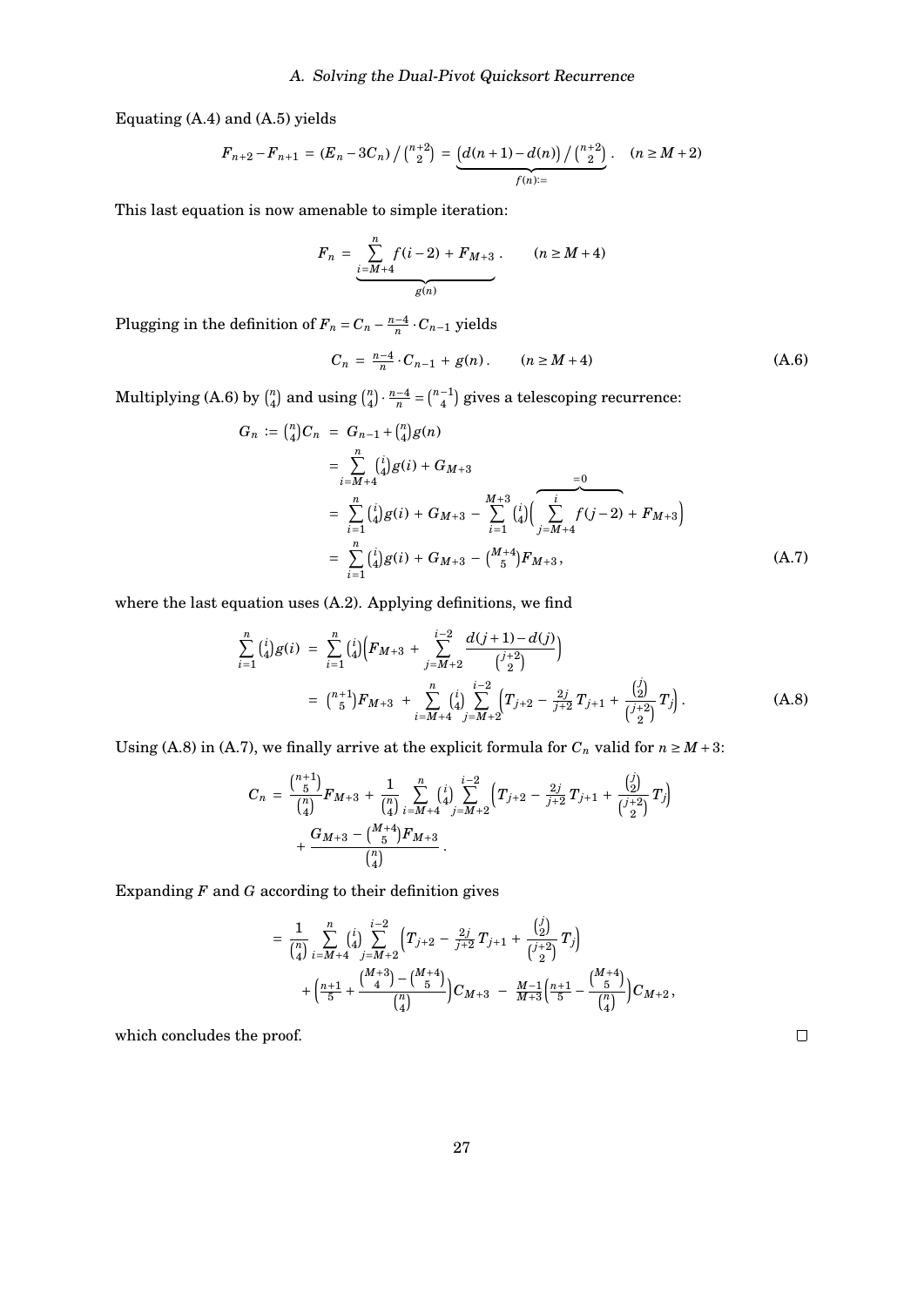Equating (A.4) and (A.5) yields

$$F_{n+2} - F_{n+1} = (E_n - 3C_n) \big/ \tbinom{n+2}{2} = \underbrace{\big(d(n+1) - d(n)\big) \big/ \tbinom{n+2}{2}}_{f(n):=} . \qquad (n \geq M+2)$$

This last equation is now amenable to simple iteration:

$$F_n = \underbrace{\sum_{i=M+4}^{n} f(i-2) + F_{M+3}}_{g(n)} . \qquad (n \geq M+4)$$

Plugging in the definition of $F_n = C_n - \frac{n-4}{n} \cdot C_{n-1}$ yields

$$C_n = \tfrac{n-4}{n} \cdot C_{n-1} + g(n) . \qquad (n \geq M+4) \tag{A.6}$$

Multiplying (A.6) by $\binom{n}{4}$ and using $\binom{n}{4} \cdot \frac{n-4}{n} = \binom{n-1}{4}$ gives a telescoping recurrence:

$$\begin{aligned}
G_n := \tbinom{n}{4} C_n &= G_{n-1} + \tbinom{n}{4} g(n) \\
&= \sum_{i=M+4}^{n} \tbinom{i}{4} g(i) + G_{M+3} \\
&= \sum_{i=1}^{n} \tbinom{i}{4} g(i) + G_{M+3} - \sum_{i=1}^{M+3} \tbinom{i}{4} \Big( \overbrace{\sum_{j=M+4}^{i} f(j-2)}^{=0} + F_{M+3} \Big) \\
&= \sum_{i=1}^{n} \tbinom{i}{4} g(i) + G_{M+3} - \tbinom{M+4}{5} F_{M+3} ,
\end{aligned} \tag{A.7}$$

where the last equation uses (A.2). Applying definitions, we find

$$\begin{aligned}
\sum_{i=1}^{n} \tbinom{i}{4} g(i) &= \sum_{i=1}^{n} \tbinom{i}{4} \Big( F_{M+3} + \sum_{j=M+2}^{i-2} \frac{d(j+1) - d(j)}{\binom{j+2}{2}} \Big) \\
&= \tbinom{n+1}{5} F_{M+3} + \sum_{i=M+4}^{n} \tbinom{i}{4} \sum_{j=M+2}^{i-2} \Big( T_{j+2} - \tfrac{2j}{j+2} T_{j+1} + \frac{\binom{j}{2}}{\binom{j+2}{2}} T_j \Big) .
\end{aligned} \tag{A.8}$$

Using (A.8) in (A.7), we finally arrive at the explicit formula for $C_n$ valid for $n \geq M+3$:

$$\begin{aligned}
C_n = \frac{\binom{n+1}{5}}{\binom{n}{4}} F_{M+3} &+ \frac{1}{\binom{n}{4}} \sum_{i=M+4}^{n} \tbinom{i}{4} \sum_{j=M+2}^{i-2} \Big( T_{j+2} - \tfrac{2j}{j+2} T_{j+1} + \frac{\binom{j}{2}}{\binom{j+2}{2}} T_j \Big) \\
&+ \frac{G_{M+3} - \binom{M+4}{5} F_{M+3}}{\binom{n}{4}} .
\end{aligned}$$

Expanding $F$ and $G$ according to their definition gives

$$\begin{aligned}
= \frac{1}{\binom{n}{4}} \sum_{i=M+4}^{n} \tbinom{i}{4} \sum_{j=M+2}^{i-2} \Big( T_{j+2} - \tfrac{2j}{j+2} T_{j+1} + \frac{\binom{j}{2}}{\binom{j+2}{2}} T_j \Big) \\
+ \Big( \tfrac{n+1}{5} + \frac{\binom{M+3}{4} - \binom{M+4}{5}}{\binom{n}{4}} \Big) C_{M+3} - \tfrac{M-1}{M+3} \Big( \tfrac{n+1}{5} - \frac{\binom{M+4}{5}}{\binom{n}{4}} \Big) C_{M+2} ,
\end{aligned}$$

which concludes the proof. $\square$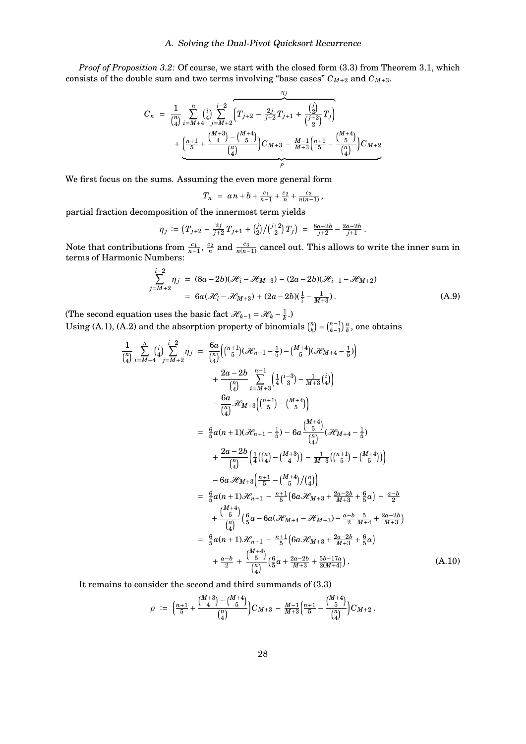*Proof of Proposition 3.2:* Of course, we start with the closed form (3.3) from Theorem 3.1, which consists of the double sum and two terms involving "base cases" $C_{M+2}$ and $C_{M+3}$.

$$C_n \;=\; \frac{1}{\binom{n}{4}} \sum_{i=M+4}^{n} \binom{i}{4} \sum_{j=M+2}^{i-2} \overbrace{\Big(T_{j+2} - \tfrac{2j}{j+2} T_{j+1} + \frac{\binom{j}{2}}{\binom{j+2}{2}} T_j\Big)}^{\eta_j}$$
$$+ \underbrace{\Big(\tfrac{n+1}{5} + \frac{\binom{M+3}{4} - \binom{M+4}{5}}{\binom{n}{4}}\Big) C_{M+3} \;-\; \tfrac{M-1}{M+3}\Big(\tfrac{n+1}{5} - \frac{\binom{M+4}{5}}{\binom{n}{4}}\Big) C_{M+2}}_{\rho}$$

We first focus on the sums. Assuming the even more general form

$$T_n \;=\; a\,n + b + \tfrac{c_1}{n-1} + \tfrac{c_2}{n} + \tfrac{c_3}{n(n-1)}\,,$$

partial fraction decomposition of the innermost term yields

$$\eta_j := \big(T_{j+2} - \tfrac{2j}{j+2}\, T_{j+1} + \tbinom{j}{2}/\tbinom{j+2}{2}\, T_j\big) \;=\; \tfrac{8a-2b}{j+2} - \tfrac{2a-2b}{j+1}\,.$$

Note that contributions from $\frac{c_1}{n-1}$, $\frac{c_2}{n}$ and $\frac{c_3}{n(n-1)}$ cancel out. This allows to write the inner sum in terms of Harmonic Numbers:

$$\begin{aligned}
\sum_{j=M+2}^{i-2} \eta_j \;&=\; (8a-2b)(\mathcal{H}_i - \mathcal{H}_{M+3}) - (2a-2b)(\mathcal{H}_{i-1} - \mathcal{H}_{M+2}) \\
&=\; 6a(\mathcal{H}_i - \mathcal{H}_{M+3}) + (2a-2b)(\tfrac{1}{i} - \tfrac{1}{M+3})\,.
\end{aligned} \tag{A.9}$$

(The second equation uses the basic fact $\mathcal{H}_{k-1} = \mathcal{H}_k - \frac{1}{k}$.)
Using (A.1), (A.2) and the absorption property of binomials $\binom{n}{k} = \binom{n-1}{k-1}\frac{n}{k}$, one obtains

$$\begin{aligned}
\frac{1}{\binom{n}{4}} \sum_{i=M+4}^{n} \binom{i}{4} \sum_{j=M+2}^{i-2} \eta_j \;&=\; \frac{6a}{\binom{n}{4}}\Big(\tbinom{n+1}{5}(\mathcal{H}_{n+1} - \tfrac{1}{5}) - \tbinom{M+4}{5}(\mathcal{H}_{M+4} - \tfrac{1}{5})\Big) \\
&\quad + \frac{2a-2b}{\binom{n}{4}} \sum_{i=M+3}^{n-1} \Big(\tfrac{1}{4}\tbinom{i-3}{3} - \tfrac{1}{M+3}\tbinom{i}{4}\Big) \\
&\quad - \frac{6a}{\binom{n}{4}} \mathcal{H}_{M+3}\Big(\tbinom{n+1}{5} - \tbinom{M+4}{5}\Big) \\
&=\; \tfrac{6}{5}a(n+1)(\mathcal{H}_{n+1} - \tfrac{1}{5}) - 6a\frac{\binom{M+4}{5}}{\binom{n}{4}}(\mathcal{H}_{M+4} - \tfrac{1}{5}) \\
&\quad + \frac{2a-2b}{\binom{n}{4}}\Big(\tfrac{1}{4}\big(\tbinom{n}{4} - \tbinom{M+3}{4}\big) - \tfrac{1}{M+3}\big(\tbinom{n+1}{5} - \tbinom{M+4}{5}\big)\Big) \\
&\quad - 6a\,\mathcal{H}_{M+3}\Big(\tfrac{n+1}{5} - \tbinom{M+4}{5}/\tbinom{n}{4}\Big) \\
&=\; \tfrac{6}{5}a(n+1)\mathcal{H}_{n+1} \;-\; \tfrac{n+1}{5}\big(6a\mathcal{H}_{M+3} + \tfrac{2a-2b}{M+3} + \tfrac{6}{5}a\big) \;+\; \tfrac{a-b}{2} \\
&\quad + \frac{\binom{M+4}{5}}{\binom{n}{4}}\big(\tfrac{6}{5}a - 6a(\mathcal{H}_{M+4} - \mathcal{H}_{M+3}) - \tfrac{a-b}{2}\tfrac{5}{M+4} + \tfrac{2a-2b}{M+3}\big) \\
&=\; \tfrac{6}{5}a(n+1)\mathcal{H}_{n+1} \;-\; \tfrac{n+1}{5}\big(6a\mathcal{H}_{M+3} + \tfrac{2a-2b}{M+3} + \tfrac{6}{5}a\big) \\
&\quad + \tfrac{a-b}{2} \;+\; \frac{\binom{M+4}{5}}{\binom{n}{4}}\big(\tfrac{6}{5}a + \tfrac{2a-2b}{M+3} + \tfrac{5b-17a}{2(M+4)}\big)\,.
\end{aligned} \tag{A.10}$$

It remains to consider the second and third summands of (3.3)

$$\rho \;:=\; \Big(\tfrac{n+1}{5} + \frac{\binom{M+3}{4} - \binom{M+4}{5}}{\binom{n}{4}}\Big) C_{M+3} \;-\; \tfrac{M-1}{M+3}\Big(\tfrac{n+1}{5} - \frac{\binom{M+4}{5}}{\binom{n}{4}}\Big) C_{M+2}\,.$$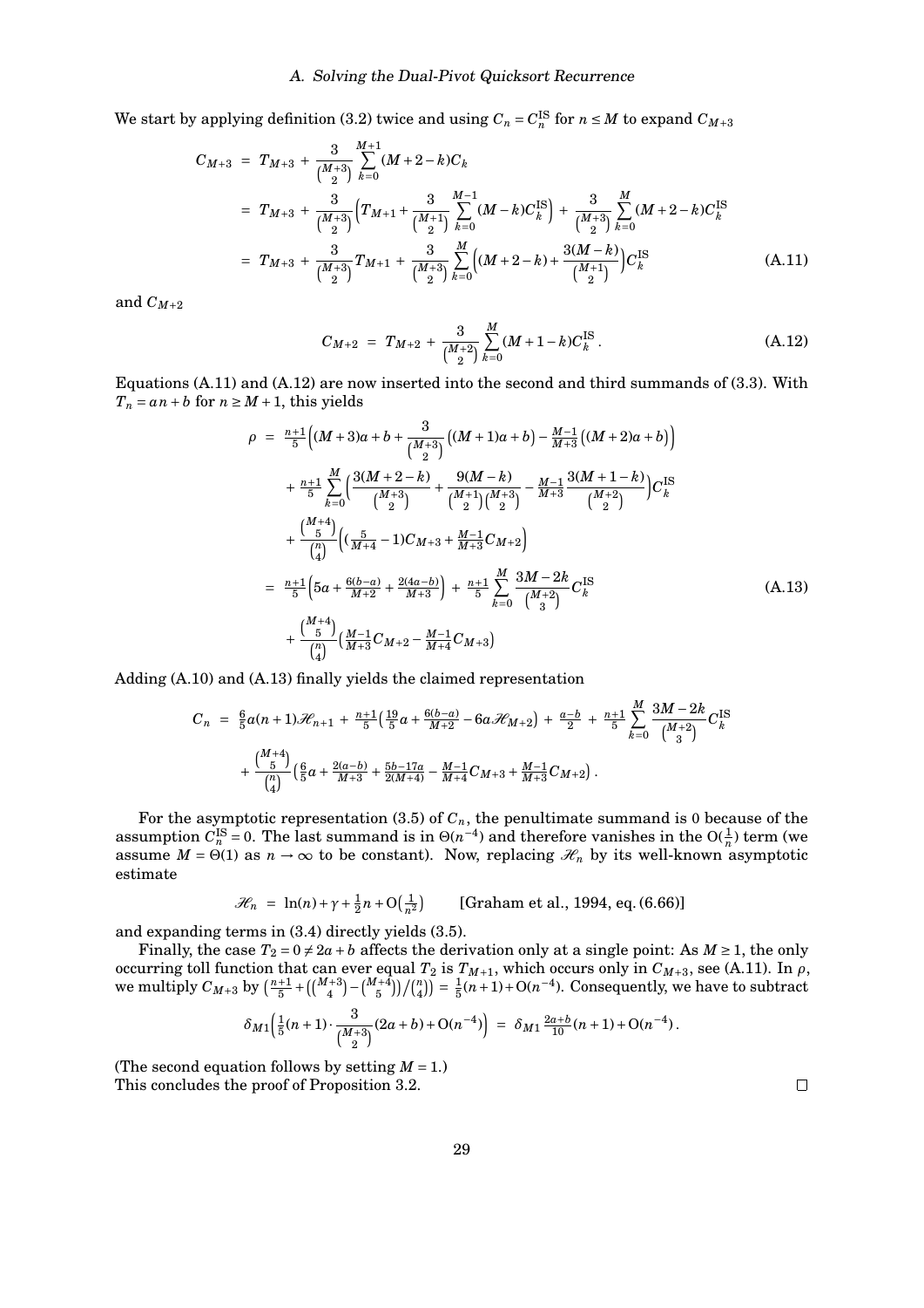We start by applying definition (3.2) twice and using $C_n = C_n^{\mathrm{IS}}$ for $n \le M$ to expand $C_{M+3}$

$$
\begin{aligned}
C_{M+3} &= T_{M+3} + \frac{3}{\binom{M+3}{2}} \sum_{k=0}^{M+1} (M+2-k) C_k \\
&= T_{M+3} + \frac{3}{\binom{M+3}{2}} \Big( T_{M+1} + \frac{3}{\binom{M+1}{2}} \sum_{k=0}^{M-1} (M-k) C_k^{\mathrm{IS}} \Big) + \frac{3}{\binom{M+3}{2}} \sum_{k=0}^{M} (M+2-k) C_k^{\mathrm{IS}} \\
&= T_{M+3} + \frac{3}{\binom{M+3}{2}} T_{M+1} + \frac{3}{\binom{M+3}{2}} \sum_{k=0}^{M} \Big( (M+2-k) + \frac{3(M-k)}{\binom{M+1}{2}} \Big) C_k^{\mathrm{IS}} \qquad \text{(A.11)}
\end{aligned}
$$

and $C_{M+2}$

$$
C_{M+2} = T_{M+2} + \frac{3}{\binom{M+2}{2}} \sum_{k=0}^{M} (M+1-k) C_k^{\mathrm{IS}} . \qquad \text{(A.12)}
$$

Equations (A.11) and (A.12) are now inserted into the second and third summands of (3.3). With $T_n = an + b$ for $n \ge M+1$, this yields

$$
\begin{aligned}
\rho &= \tfrac{n+1}{5} \Big( (M+3)a + b + \frac{3}{\binom{M+3}{2}} \big( (M+1)a + b \big) - \tfrac{M-1}{M+3} \big( (M+2)a + b \big) \Big) \\
&\quad + \tfrac{n+1}{5} \sum_{k=0}^{M} \Big( \frac{3(M+2-k)}{\binom{M+3}{2}} + \frac{9(M-k)}{\binom{M+1}{2}\binom{M+3}{2}} - \tfrac{M-1}{M+3} \frac{3(M+1-k)}{\binom{M+2}{2}} \Big) C_k^{\mathrm{IS}} \\
&\quad + \frac{\binom{M+4}{5}}{\binom{n}{4}} \Big( (\tfrac{5}{M+4} - 1) C_{M+3} + \tfrac{M-1}{M+3} C_{M+2} \Big) \\
&= \tfrac{n+1}{5} \Big( 5a + \tfrac{6(b-a)}{M+2} + \tfrac{2(4a-b)}{M+3} \Big) + \tfrac{n+1}{5} \sum_{k=0}^{M} \frac{3M-2k}{\binom{M+2}{3}} C_k^{\mathrm{IS}} \qquad \text{(A.13)} \\
&\quad + \frac{\binom{M+4}{5}}{\binom{n}{4}} \big( \tfrac{M-1}{M+3} C_{M+2} - \tfrac{M-1}{M+4} C_{M+3} \big)
\end{aligned}
$$

Adding (A.10) and (A.13) finally yields the claimed representation

$$
\begin{aligned}
C_n &= \tfrac{6}{5} a (n+1) \mathscr{H}_{n+1} + \tfrac{n+1}{5} \big( \tfrac{19}{5} a + \tfrac{6(b-a)}{M+2} - 6a \mathscr{H}_{M+2} \big) + \tfrac{a-b}{2} + \tfrac{n+1}{5} \sum_{k=0}^{M} \frac{3M-2k}{\binom{M+2}{3}} C_k^{\mathrm{IS}} \\
&\quad + \frac{\binom{M+4}{5}}{\binom{n}{4}} \big( \tfrac{6}{5} a + \tfrac{2(a-b)}{M+3} + \tfrac{5b-17a}{2(M+4)} - \tfrac{M-1}{M+4} C_{M+3} + \tfrac{M-1}{M+3} C_{M+2} \big) .
\end{aligned}
$$

For the asymptotic representation (3.5) of $C_n$, the penultimate summand is 0 because of the assumption $C_n^{\mathrm{IS}} = 0$. The last summand is in $\Theta(n^{-4})$ and therefore vanishes in the $\mathrm{O}(\frac{1}{n})$ term (we assume $M = \Theta(1)$ as $n \to \infty$ to be constant). Now, replacing $\mathscr{H}_n$ by its well-known asymptotic estimate

$$
\mathscr{H}_n = \ln(n) + \gamma + \tfrac{1}{2} n + \mathrm{O}\big(\tfrac{1}{n^2}\big) \qquad \text{[Graham et al., 1994, eq. (6.66)]}
$$

and expanding terms in (3.4) directly yields (3.5).

Finally, the case $T_2 = 0 \ne 2a + b$ affects the derivation only at a single point: As $M \ge 1$, the only occurring toll function that can ever equal $T_2$ is $T_{M+1}$, which occurs only in $C_{M+3}$, see (A.11). In $\rho$, we multiply $C_{M+3}$ by $\big(\frac{n+1}{5} + \big(\binom{M+3}{4} - \binom{M+4}{5}\big) / \binom{n}{4}\big) = \frac{1}{5}(n+1) + \mathrm{O}(n^{-4})$. Consequently, we have to subtract

$$
\delta_{M1} \Big( \tfrac{1}{5}(n+1) \cdot \frac{3}{\binom{M+3}{2}} (2a+b) + \mathrm{O}(n^{-4}) \Big) = \delta_{M1} \tfrac{2a+b}{10} (n+1) + \mathrm{O}(n^{-4}) .
$$

(The second equation follows by setting $M = 1$.)
This concludes the proof of Proposition 3.2. $\square$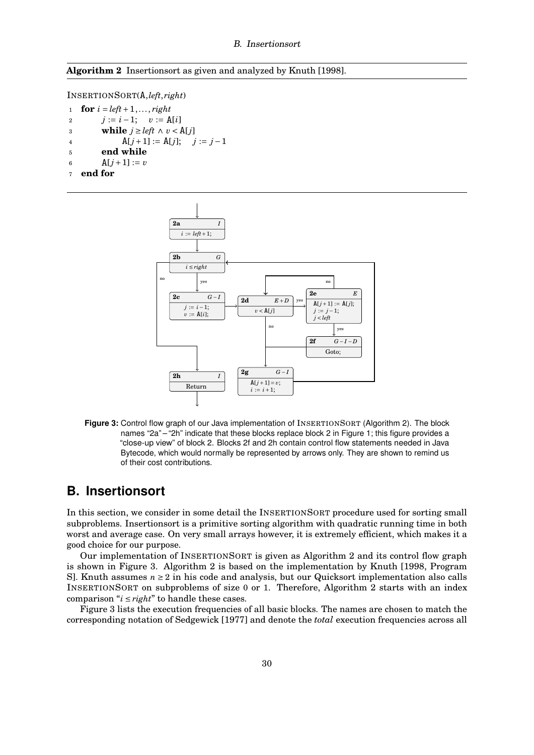**Algorithm 2** Insertionsort as given and analyzed by Knuth [1998].

```
InsertionSort(A, left, right)
1  for i = left + 1, ..., right
2      j := i − 1;   v := A[i]
3      while j ≥ left ∧ v < A[j]
4          A[j+1] := A[j];   j := j − 1
5      end while
6      A[j+1] := v
7  end for
```

**Figure 3:** Control flow graph of our Java implementation of InsertionSort (Algorithm 2). The block names "2a" – "2h" indicate that these blocks replace block 2 in Figure 1; this figure provides a "close-up view" of block 2. Blocks 2f and 2h contain control flow statements needed in Java Bytecode, which would normally be represented by arrows only. They are shown to remind us of their cost contributions.

## B. Insertionsort

In this section, we consider in some detail the InsertionSort procedure used for sorting small subproblems. Insertionsort is a primitive sorting algorithm with quadratic running time in both worst and average case. On very small arrays however, it is extremely efficient, which makes it a good choice for our purpose.

Our implementation of InsertionSort is given as Algorithm 2 and its control flow graph is shown in Figure 3. Algorithm 2 is based on the implementation by Knuth [1998, Program S]. Knuth assumes $n \geq 2$ in his code and analysis, but our Quicksort implementation also calls InsertionSort on subproblems of size 0 or 1. Therefore, Algorithm 2 starts with an index comparison "$i \leq right$" to handle these cases.

Figure 3 lists the execution frequencies of all basic blocks. The names are chosen to match the corresponding notation of Sedgewick [1977] and denote the *total* execution frequencies across all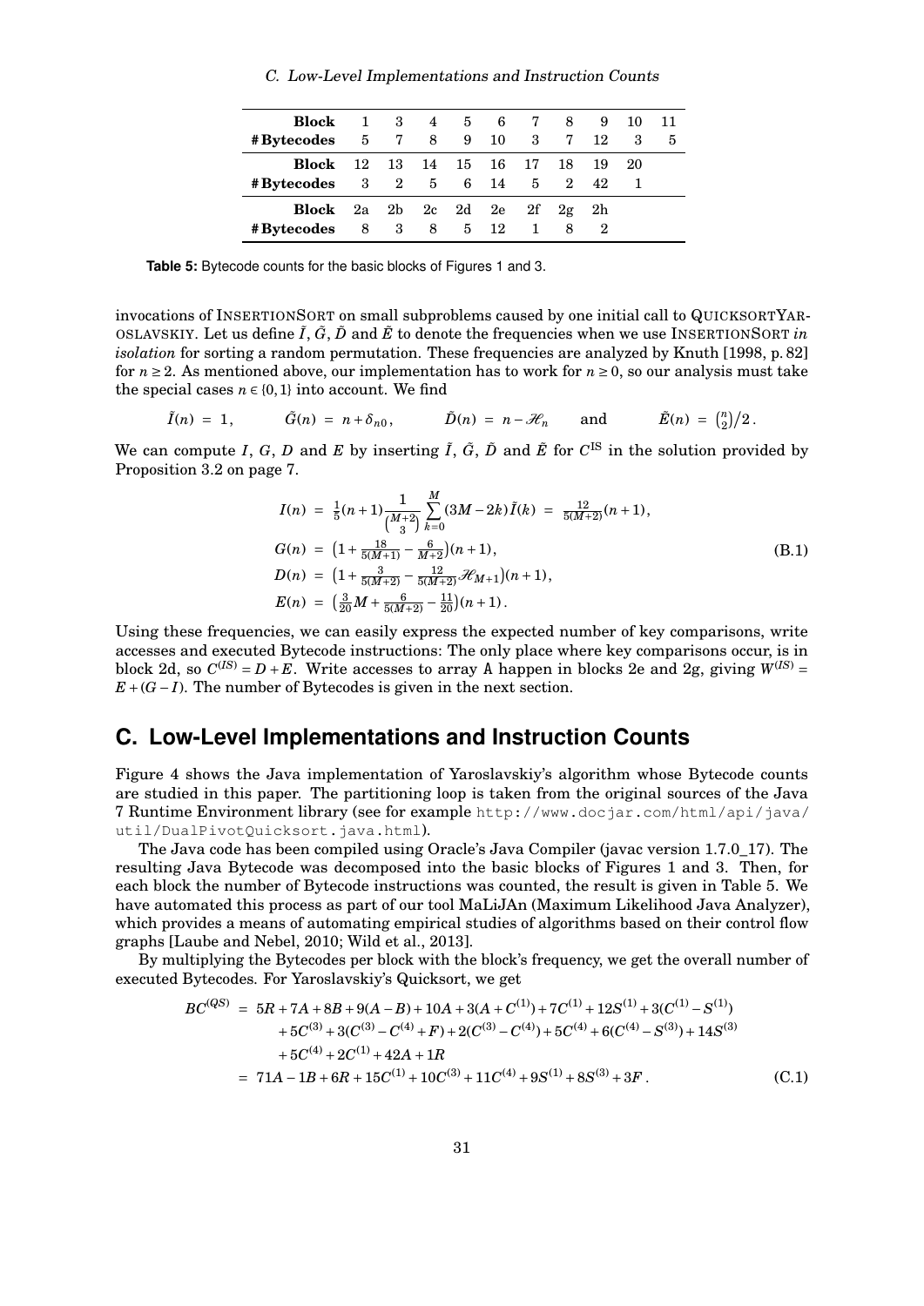| **Block** | 1 | 3 | 4 | 5 | 6 | 7 | 8 | 9 | 10 | 11 |
|---|---|---|---|---|---|---|---|---|---|---|
| **#Bytecodes** | 5 | 7 | 8 | 9 | 10 | 3 | 7 | 12 | 3 | 5 |
| **Block** | 12 | 13 | 14 | 15 | 16 | 17 | 18 | 19 | 20 | |
| **#Bytecodes** | 3 | 2 | 5 | 6 | 14 | 5 | 2 | 42 | 1 | |
| **Block** | 2a | 2b | 2c | 2d | 2e | 2f | 2g | 2h | | |
| **#Bytecodes** | 8 | 3 | 8 | 5 | 12 | 1 | 8 | 2 | | |

**Table 5:** Bytecode counts for the basic blocks of Figures 1 and 3.

invocations of InsertionSort on small subproblems caused by one initial call to QuicksortYaroslavskiy. Let us define $\tilde{I}$, $\tilde{G}$, $\tilde{D}$ and $\tilde{E}$ to denote the frequencies when we use InsertionSort *in isolation* for sorting a random permutation. These frequencies are analyzed by Knuth [1998, p. 82] for $n \geq 2$. As mentioned above, our implementation has to work for $n \geq 0$, so our analysis must take the special cases $n \in \{0,1\}$ into account. We find

$$\tilde{I}(n) = 1, \qquad \tilde{G}(n) = n + \delta_{n0}, \qquad \tilde{D}(n) = n - \mathcal{H}_n \qquad \text{and} \qquad \tilde{E}(n) = \tbinom{n}{2}/2\,.$$

We can compute $I$, $G$, $D$ and $E$ by inserting $\tilde{I}$, $\tilde{G}$, $\tilde{D}$ and $\tilde{E}$ for $C^{\mathrm{IS}}$ in the solution provided by Proposition 3.2 on page 7.

$$\begin{aligned}
I(n) &= \tfrac{1}{5}(n+1)\frac{1}{\binom{M+2}{3}}\sum_{k=0}^{M}(3M-2k)\tilde{I}(k) \;=\; \tfrac{12}{5(M+2)}(n+1),\\
G(n) &= \left(1 + \tfrac{18}{5(M+1)} - \tfrac{6}{M+2}\right)(n+1),\\
D(n) &= \left(1 + \tfrac{3}{5(M+2)} - \tfrac{12}{5(M+2)}\mathcal{H}_{M+1}\right)(n+1),\\
E(n) &= \left(\tfrac{3}{20}M + \tfrac{6}{5(M+2)} - \tfrac{11}{20}\right)(n+1)\,.
\end{aligned} \tag{B.1}$$

Using these frequencies, we can easily express the expected number of key comparisons, write accesses and executed Bytecode instructions: The only place where key comparisons occur, is in block 2d, so $C^{(IS)} = D + E$. Write accesses to array A happen in blocks 2e and 2g, giving $W^{(IS)} = E + (G - I)$. The number of Bytecodes is given in the next section.

## C. Low-Level Implementations and Instruction Counts

Figure 4 shows the Java implementation of Yaroslavskiy's algorithm whose Bytecode counts are studied in this paper. The partitioning loop is taken from the original sources of the Java 7 Runtime Environment library (see for example http://www.docjar.com/html/api/java/util/DualPivotQuicksort.java.html).

The Java code has been compiled using Oracle's Java Compiler (javac version 1.7.0_17). The resulting Java Bytecode was decomposed into the basic blocks of Figures 1 and 3. Then, for each block the number of Bytecode instructions was counted, the result is given in Table 5. We have automated this process as part of our tool MaLiJAn (Maximum Likelihood Java Analyzer), which provides a means of automating empirical studies of algorithms based on their control flow graphs [Laube and Nebel, 2010; Wild et al., 2013].

By multiplying the Bytecodes per block with the block's frequency, we get the overall number of executed Bytecodes. For Yaroslavskiy's Quicksort, we get

$$\begin{aligned}
BC^{(QS)} &= 5R + 7A + 8B + 9(A-B) + 10A + 3(A + C^{(1)}) + 7C^{(1)} + 12S^{(1)} + 3(C^{(1)} - S^{(1)})\\
&\quad + 5C^{(3)} + 3(C^{(3)} - C^{(4)} + F) + 2(C^{(3)} - C^{(4)}) + 5C^{(4)} + 6(C^{(4)} - S^{(3)}) + 14S^{(3)}\\
&\quad + 5C^{(4)} + 2C^{(1)} + 42A + 1R\\
&= 71A - 1B + 6R + 15C^{(1)} + 10C^{(3)} + 11C^{(4)} + 9S^{(1)} + 8S^{(3)} + 3F\,.
\end{aligned} \tag{C.1}$$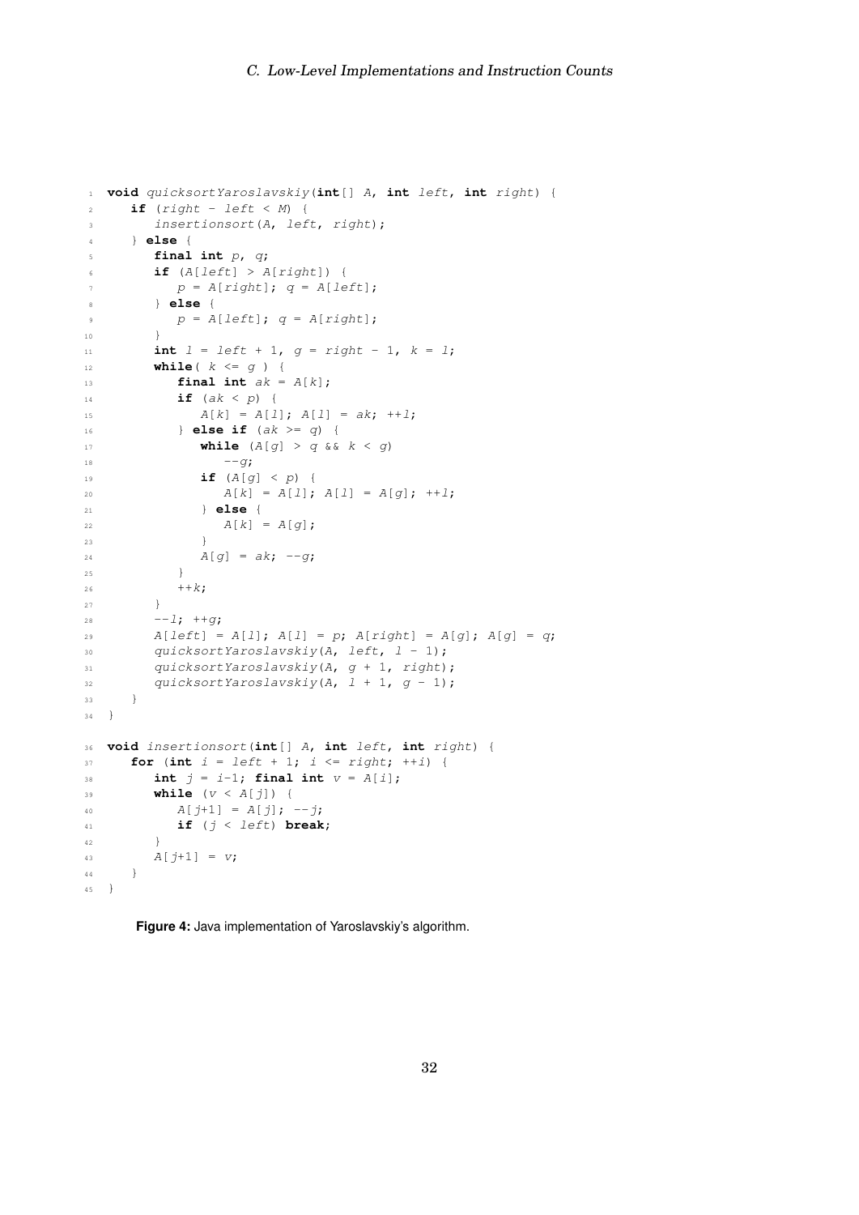```java
void quicksortYaroslavskiy(int[] A, int left, int right) {
   if (right - left < M) {
      insertionsort(A, left, right);
   } else {
      final int p, q;
      if (A[left] > A[right]) {
         p = A[right]; q = A[left];
      } else {
         p = A[left]; q = A[right];
      }
      int l = left + 1, g = right - 1, k = l;
      while( k <= g ) {
         final int ak = A[k];
         if (ak < p) {
            A[k] = A[l]; A[l] = ak; ++l;
         } else if (ak >= q) {
            while (A[g] > q && k < g)
               --g;
            if (A[g] < p) {
               A[k] = A[l]; A[l] = A[g]; ++l;
            } else {
               A[k] = A[g];
            }
            A[g] = ak; --g;
         }
         ++k;
      }
      --l; ++g;
      A[left] = A[l]; A[l] = p; A[right] = A[g]; A[g] = q;
      quicksortYaroslavskiy(A, left, l - 1);
      quicksortYaroslavskiy(A, g + 1, right);
      quicksortYaroslavskiy(A, l + 1, g - 1);
   }
}

void insertionsort(int[] A, int left, int right) {
   for (int i = left + 1; i <= right; ++i) {
      int j = i-1; final int v = A[i];
      while (v < A[j]) {
         A[j+1] = A[j]; --j;
         if (j < left) break;
      }
      A[j+1] = v;
   }
}
```

**Figure 4:** Java implementation of Yaroslavskiy's algorithm.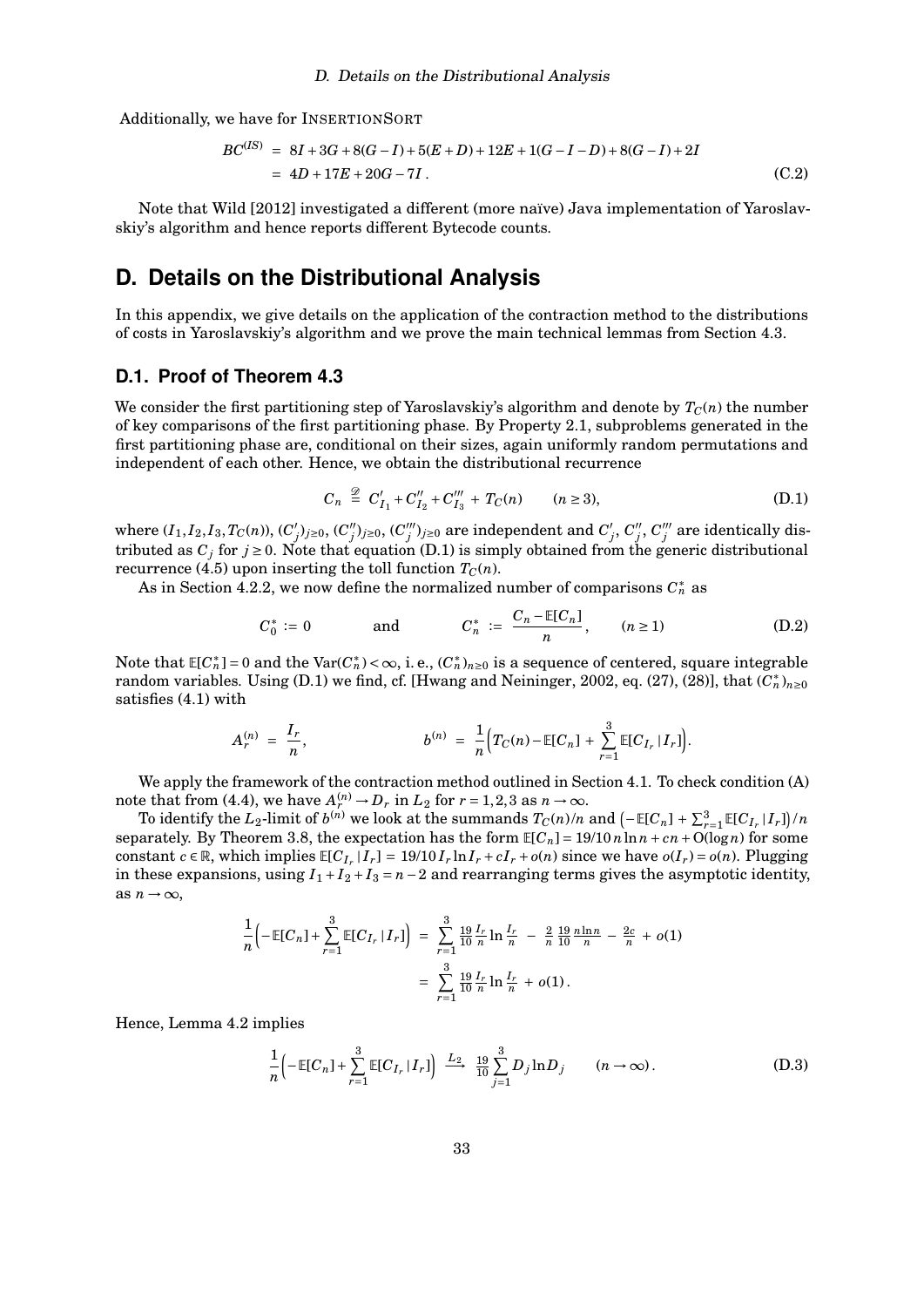Additionally, we have for InsertionSort

$$
\begin{aligned}
BC^{(IS)} &= 8I + 3G + 8(G-I) + 5(E+D) + 12E + 1(G-I-D) + 8(G-I) + 2I \\
&= 4D + 17E + 20G - 7I\,.
\end{aligned}
\tag{C.2}
$$

Note that Wild [2012] investigated a different (more naïve) Java implementation of Yaroslavskiy's algorithm and hence reports different Bytecode counts.

# D. Details on the Distributional Analysis

In this appendix, we give details on the application of the contraction method to the distributions of costs in Yaroslavskiy's algorithm and we prove the main technical lemmas from Section 4.3.

## D.1. Proof of Theorem 4.3

We consider the first partitioning step of Yaroslavskiy's algorithm and denote by $T_C(n)$ the number of key comparisons of the first partitioning phase. By Property 2.1, subproblems generated in the first partitioning phase are, conditional on their sizes, again uniformly random permutations and independent of each other. Hence, we obtain the distributional recurrence

$$
C_n \overset{\mathcal{D}}{=} C'_{I_1} + C''_{I_2} + C'''_{I_3} + T_C(n) \qquad (n \geq 3),
\tag{D.1}
$$

where $(I_1, I_2, I_3, T_C(n))$, $(C'_j)_{j\geq 0}$, $(C''_j)_{j\geq 0}$, $(C'''_j)_{j\geq 0}$ are independent and $C'_j$, $C''_j$, $C'''_j$ are identically distributed as $C_j$ for $j \geq 0$. Note that equation (D.1) is simply obtained from the generic distributional recurrence (4.5) upon inserting the toll function $T_C(n)$.

As in Section 4.2.2, we now define the normalized number of comparisons $C_n^*$ as

$$
C_0^* := 0 \qquad\qquad \text{and} \qquad\qquad C_n^* := \frac{C_n - \mathbb{E}[C_n]}{n}, \qquad (n \geq 1)
\tag{D.2}
$$

Note that $\mathbb{E}[C_n^*] = 0$ and the $\mathrm{Var}(C_n^*) < \infty$, i. e., $(C_n^*)_{n\geq 0}$ is a sequence of centered, square integrable random variables. Using (D.1) we find, cf. [Hwang and Neininger, 2002, eq. (27), (28)], that $(C_n^*)_{n\geq 0}$ satisfies (4.1) with

$$
A_r^{(n)} = \frac{I_r}{n}, \qquad\qquad b^{(n)} = \frac{1}{n}\Big(T_C(n) - \mathbb{E}[C_n] + \sum_{r=1}^{3} \mathbb{E}[C_{I_r} \,|\, I_r]\Big).
$$

We apply the framework of the contraction method outlined in Section 4.1. To check condition (A) note that from (4.4), we have $A_r^{(n)} \to D_r$ in $L_2$ for $r = 1,2,3$ as $n \to \infty$.

To identify the $L_2$-limit of $b^{(n)}$ we look at the summands $T_C(n)/n$ and $\big(-\mathbb{E}[C_n] + \sum_{r=1}^{3} \mathbb{E}[C_{I_r} \,|\, I_r]\big)/n$ separately. By Theorem 3.8, the expectation has the form $\mathbb{E}[C_n] = 19/10\, n \ln n + cn + O(\log n)$ for some constant $c \in \mathbb{R}$, which implies $\mathbb{E}[C_{I_r} \,|\, I_r] = 19/10\, I_r \ln I_r + cI_r + o(n)$ since we have $o(I_r) = o(n)$. Plugging in these expansions, using $I_1 + I_2 + I_3 = n - 2$ and rearranging terms gives the asymptotic identity, as $n \to \infty$,

$$
\begin{aligned}
\frac{1}{n}\Big(-\mathbb{E}[C_n] + \sum_{r=1}^{3} \mathbb{E}[C_{I_r} \,|\, I_r]\Big) &= \sum_{r=1}^{3} \tfrac{19}{10} \tfrac{I_r}{n} \ln \tfrac{I_r}{n} \;-\; \tfrac{2}{n} \tfrac{19}{10} \tfrac{n \ln n}{n} \;-\; \tfrac{2c}{n} \;+\; o(1) \\
&= \sum_{r=1}^{3} \tfrac{19}{10} \tfrac{I_r}{n} \ln \tfrac{I_r}{n} \;+\; o(1)\,.
\end{aligned}
$$

Hence, Lemma 4.2 implies

$$
\frac{1}{n}\Big(-\mathbb{E}[C_n] + \sum_{r=1}^{3} \mathbb{E}[C_{I_r} \,|\, I_r]\Big) \xrightarrow{\;L_2\;} \tfrac{19}{10} \sum_{j=1}^{3} D_j \ln D_j \qquad (n \to \infty)\,.
\tag{D.3}
$$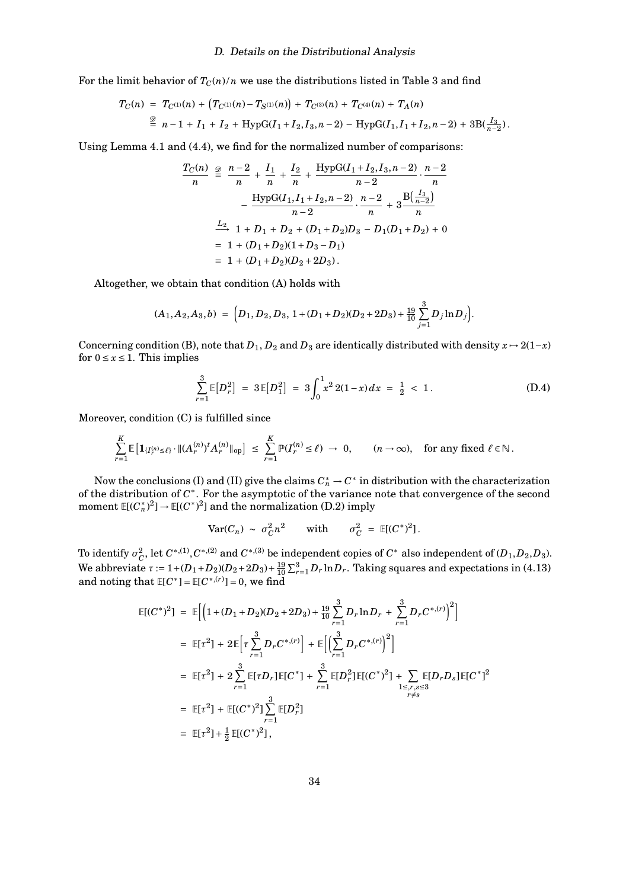For the limit behavior of $T_C(n)/n$ we use the distributions listed in Table 3 and find

$$
\begin{aligned}
T_C(n) &= T_{C^{(1)}}(n) + \big(T_{C^{(1)}}(n) - T_{S^{(1)}}(n)\big) + T_{C^{(3)}}(n) + T_{C^{(4)}}(n) + T_A(n) \\
&\stackrel{\mathscr{D}}{=} n-1 + I_1 + I_2 + \mathrm{HypG}(I_1+I_2, I_3, n-2) - \mathrm{HypG}(I_1, I_1+I_2, n-2) + 3\mathrm{B}(\tfrac{I_3}{n-2}) .
\end{aligned}
$$

Using Lemma 4.1 and (4.4), we find for the normalized number of comparisons:

$$
\begin{aligned}
\frac{T_C(n)}{n} &\stackrel{\mathscr{D}}{=} \frac{n-2}{n} + \frac{I_1}{n} + \frac{I_2}{n} + \frac{\mathrm{HypG}(I_1+I_2, I_3, n-2)}{n-2} \cdot \frac{n-2}{n} \\
&\qquad - \frac{\mathrm{HypG}(I_1, I_1+I_2, n-2)}{n-2} \cdot \frac{n-2}{n} + 3\frac{\mathrm{B}\big(\frac{I_3}{n-2}\big)}{n} \\
&\xrightarrow{L_2} 1 + D_1 + D_2 + (D_1+D_2)D_3 - D_1(D_1+D_2) + 0 \\
&= 1 + (D_1+D_2)(1+D_3-D_1) \\
&= 1 + (D_1+D_2)(D_2+2D_3) .
\end{aligned}
$$

Altogether, we obtain that condition (A) holds with

$$
(A_1, A_2, A_3, b) = \Big(D_1, D_2, D_3, 1+(D_1+D_2)(D_2+2D_3) + \tfrac{19}{10}\sum_{j=1}^{3} D_j \ln D_j\Big).
$$

Concerning condition (B), note that $D_1$, $D_2$ and $D_3$ are identically distributed with density $x \mapsto 2(1-x)$ for $0 \le x \le 1$. This implies

$$
\sum_{r=1}^{3} \mathbb{E}\big[D_r^2\big] = 3\mathbb{E}\big[D_1^2\big] = 3\int_0^1 x^2\, 2(1-x)\,dx = \tfrac{1}{2} < 1 . \tag{D.4}
$$

Moreover, condition (C) is fulfilled since

$$
\sum_{r=1}^{K} \mathbb{E}\big[\mathbf{1}_{\{I_r^{(n)} \le \ell\}} \cdot \|(A_r^{(n)})^t A_r^{(n)}\|_{\mathrm{op}}\big] \le \sum_{r=1}^{K} \mathbb{P}(I_r^{(n)} \le \ell) \to 0, \qquad (n \to \infty), \quad \text{for any fixed } \ell \in \mathbb{N} .
$$

Now the conclusions (I) and (II) give the claims $C_n^* \to C^*$ in distribution with the characterization of the distribution of $C^*$. For the asymptotic of the variance note that convergence of the second moment $\mathbb{E}[(C_n^*)^2] \to \mathbb{E}[(C^*)^2]$ and the normalization (D.2) imply

$$
\mathrm{Var}(C_n) \sim \sigma_C^2 n^2 \qquad \text{with} \qquad \sigma_C^2 = \mathbb{E}[(C^*)^2] .
$$

To identify $\sigma_C^2$, let $C^{*,(1)}, C^{*,(2)}$ and $C^{*,(3)}$ be independent copies of $C^*$ also independent of $(D_1, D_2, D_3)$. We abbreviate $\tau := 1+(D_1+D_2)(D_2+2D_3) + \frac{19}{10}\sum_{r=1}^{3} D_r \ln D_r$. Taking squares and expectations in (4.13) and noting that $\mathbb{E}[C^*] = \mathbb{E}[C^{*,(r)}] = 0$, we find

$$
\begin{aligned}
\mathbb{E}[(C^*)^2] &= \mathbb{E}\Big[\Big(1+(D_1+D_2)(D_2+2D_3) + \tfrac{19}{10}\sum_{r=1}^{3} D_r \ln D_r + \sum_{r=1}^{3} D_r C^{*,(r)}\Big)^2\Big] \\
&= \mathbb{E}[\tau^2] + 2\mathbb{E}\Big[\tau \sum_{r=1}^{3} D_r C^{*,(r)}\Big] + \mathbb{E}\Big[\Big(\sum_{r=1}^{3} D_r C^{*,(r)}\Big)^2\Big] \\
&= \mathbb{E}[\tau^2] + 2\sum_{r=1}^{3} \mathbb{E}[\tau D_r]\mathbb{E}[C^*] + \sum_{r=1}^{3} \mathbb{E}[D_r^2]\mathbb{E}[(C^*)^2] + \sum_{\substack{1 \le r,s \le 3 \\ r \ne s}} \mathbb{E}[D_r D_s]\mathbb{E}[C^*]^2 \\
&= \mathbb{E}[\tau^2] + \mathbb{E}[(C^*)^2]\sum_{r=1}^{3} \mathbb{E}[D_r^2] \\
&= \mathbb{E}[\tau^2] + \tfrac{1}{2}\mathbb{E}[(C^*)^2] ,
\end{aligned}
$$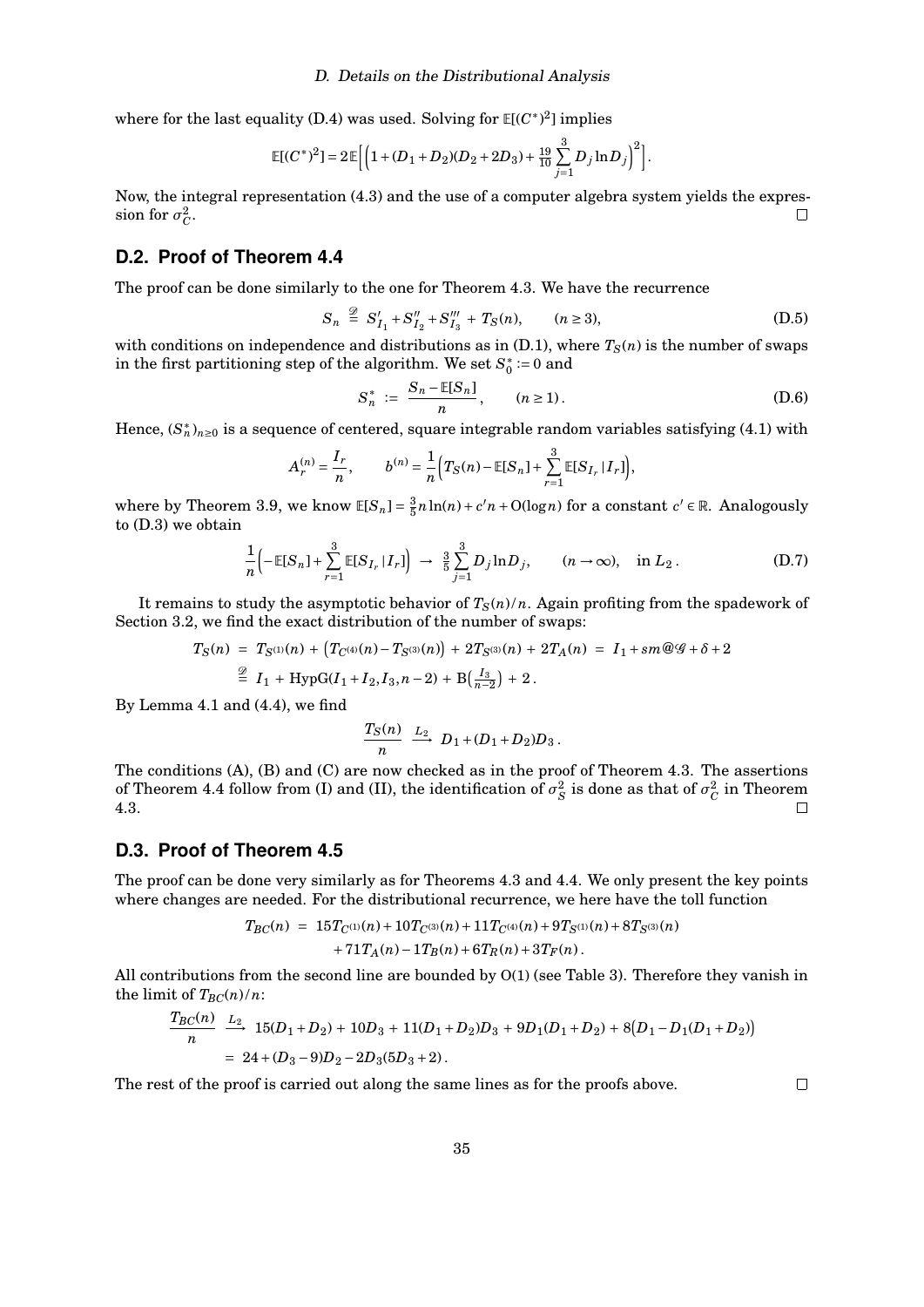where for the last equality (D.4) was used. Solving for $\mathbb{E}[(C^*)^2]$ implies

$$\mathbb{E}[(C^*)^2] = 2\mathbb{E}\Big[\Big(1+(D_1+D_2)(D_2+2D_3)+\tfrac{19}{10}\sum_{j=1}^{3}D_j\ln D_j\Big)^2\Big].$$

Now, the integral representation (4.3) and the use of a computer algebra system yields the expression for $\sigma_C^2$. ☐

## D.2. Proof of Theorem 4.4

The proof can be done similarly to the one for Theorem 4.3. We have the recurrence

$$S_n \stackrel{\mathscr{D}}{=} S'_{I_1} + S''_{I_2} + S'''_{I_3} + T_S(n), \qquad (n \geq 3), \tag{D.5}$$

with conditions on independence and distributions as in (D.1), where $T_S(n)$ is the number of swaps in the first partitioning step of the algorithm. We set $S_0^* := 0$ and

$$S_n^* := \frac{S_n - \mathbb{E}[S_n]}{n}, \qquad (n \geq 1). \tag{D.6}$$

Hence, $(S_n^*)_{n\geq 0}$ is a sequence of centered, square integrable random variables satisfying (4.1) with

$$A_r^{(n)} = \frac{I_r}{n}, \qquad b^{(n)} = \frac{1}{n}\Big(T_S(n) - \mathbb{E}[S_n] + \sum_{r=1}^{3}\mathbb{E}[S_{I_r} \,|\, I_r]\Big),$$

where by Theorem 3.9, we know $\mathbb{E}[S_n] = \frac{3}{5}n\ln(n) + c'n + \mathrm{O}(\log n)$ for a constant $c' \in \mathbb{R}$. Analogously to (D.3) we obtain

$$\frac{1}{n}\Big(-\mathbb{E}[S_n] + \sum_{r=1}^{3}\mathbb{E}[S_{I_r} \,|\, I_r]\Big) \;\to\; \tfrac{3}{5}\sum_{j=1}^{3}D_j\ln D_j, \qquad (n\to\infty), \quad \text{in } L_2. \tag{D.7}$$

It remains to study the asymptotic behavior of $T_S(n)/n$. Again profiting from the spadework of Section 3.2, we find the exact distribution of the number of swaps:

$$\begin{aligned} T_S(n) &= T_{S^{(1)}}(n) + \big(T_{C^{(4)}}(n) - T_{S^{(3)}}(n)\big) + 2T_{S^{(3)}}(n) + 2T_A(n) \;=\; I_1 + sm@\mathscr{G} + \delta + 2 \\ &\stackrel{\mathscr{D}}{=} I_1 + \mathrm{HypG}(I_1+I_2, I_3, n-2) + \mathrm{B}\big(\tfrac{I_3}{n-2}\big) + 2\,. \end{aligned}$$

By Lemma 4.1 and (4.4), we find

$$\frac{T_S(n)}{n} \xrightarrow{L_2} D_1 + (D_1+D_2)D_3\,.$$

The conditions (A), (B) and (C) are now checked as in the proof of Theorem 4.3. The assertions of Theorem 4.4 follow from (I) and (II), the identification of $\sigma_S^2$ is done as that of $\sigma_C^2$ in Theorem 4.3. ☐

## D.3. Proof of Theorem 4.5

The proof can be done very similarly as for Theorems 4.3 and 4.4. We only present the key points where changes are needed. For the distributional recurrence, we here have the toll function

$$\begin{aligned} T_{BC}(n) \;=\; & 15T_{C^{(1)}}(n) + 10T_{C^{(3)}}(n) + 11T_{C^{(4)}}(n) + 9T_{S^{(1)}}(n) + 8T_{S^{(3)}}(n) \\ & + 71T_A(n) - 1T_B(n) + 6T_R(n) + 3T_F(n)\,. \end{aligned}$$

All contributions from the second line are bounded by $\mathrm{O}(1)$ (see Table 3). Therefore they vanish in the limit of $T_{BC}(n)/n$:

$$\begin{aligned} \frac{T_{BC}(n)}{n} &\xrightarrow{L_2} 15(D_1+D_2) + 10D_3 + 11(D_1+D_2)D_3 + 9D_1(D_1+D_2) + 8\big(D_1 - D_1(D_1+D_2)\big) \\ &= 24 + (D_3 - 9)D_2 - 2D_3(5D_3+2)\,. \end{aligned}$$

The rest of the proof is carried out along the same lines as for the proofs above. ☐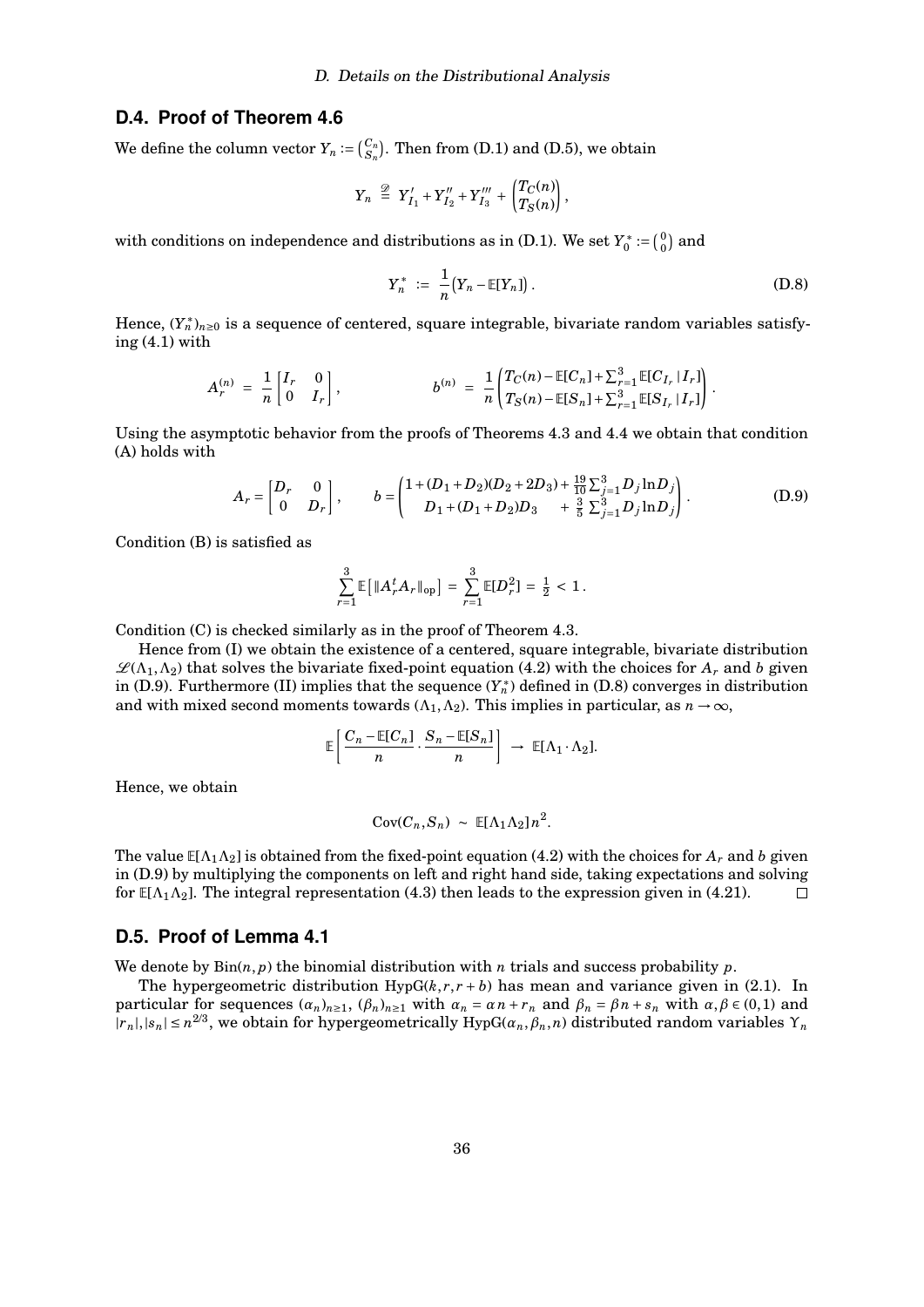## D.4. Proof of Theorem 4.6

We define the column vector $Y_n := \binom{C_n}{S_n}$. Then from (D.1) and (D.5), we obtain

$$Y_n \stackrel{\mathscr{D}}{=} Y'_{I_1} + Y''_{I_2} + Y'''_{I_3} + \begin{pmatrix} T_C(n) \\ T_S(n) \end{pmatrix},$$

with conditions on independence and distributions as in (D.1). We set $Y_0^* := \binom{0}{0}$ and

$$Y_n^* := \frac{1}{n}\big(Y_n - \mathbb{E}[Y_n]\big). \tag{D.8}$$

Hence, $(Y_n^*)_{n\ge 0}$ is a sequence of centered, square integrable, bivariate random variables satisfying (4.1) with

$$A_r^{(n)} = \frac{1}{n}\begin{bmatrix} I_r & 0 \\ 0 & I_r \end{bmatrix}, \qquad b^{(n)} = \frac{1}{n}\begin{pmatrix} T_C(n) - \mathbb{E}[C_n] + \sum_{r=1}^3 \mathbb{E}[C_{I_r} \mid I_r] \\ T_S(n) - \mathbb{E}[S_n] + \sum_{r=1}^3 \mathbb{E}[S_{I_r} \mid I_r] \end{pmatrix}.$$

Using the asymptotic behavior from the proofs of Theorems 4.3 and 4.4 we obtain that condition (A) holds with

$$A_r = \begin{bmatrix} D_r & 0 \\ 0 & D_r \end{bmatrix}, \qquad b = \begin{pmatrix} 1 + (D_1 + D_2)(D_2 + 2D_3) + \frac{19}{10}\sum_{j=1}^3 D_j \ln D_j \\ D_1 + (D_1 + D_2)D_3 \quad + \frac{3}{5}\sum_{j=1}^3 D_j \ln D_j \end{pmatrix}. \tag{D.9}$$

Condition (B) is satisfied as

$$\sum_{r=1}^3 \mathbb{E}\big[\|A_r^t A_r\|_{\mathrm{op}}\big] = \sum_{r=1}^3 \mathbb{E}[D_r^2] = \tfrac{1}{2} < 1.$$

Condition (C) is checked similarly as in the proof of Theorem 4.3.

Hence from (I) we obtain the existence of a centered, square integrable, bivariate distribution $\mathscr{L}(\Lambda_1, \Lambda_2)$ that solves the bivariate fixed-point equation (4.2) with the choices for $A_r$ and $b$ given in (D.9). Furthermore (II) implies that the sequence $(Y_n^*)$ defined in (D.8) converges in distribution and with mixed second moments towards $(\Lambda_1, \Lambda_2)$. This implies in particular, as $n \to \infty$,

$$\mathbb{E}\left[\frac{C_n - \mathbb{E}[C_n]}{n} \cdot \frac{S_n - \mathbb{E}[S_n]}{n}\right] \to \mathbb{E}[\Lambda_1 \cdot \Lambda_2].$$

Hence, we obtain

$$\mathrm{Cov}(C_n, S_n) \sim \mathbb{E}[\Lambda_1 \Lambda_2] n^2.$$

The value $\mathbb{E}[\Lambda_1 \Lambda_2]$ is obtained from the fixed-point equation (4.2) with the choices for $A_r$ and $b$ given in (D.9) by multiplying the components on left and right hand side, taking expectations and solving for $\mathbb{E}[\Lambda_1 \Lambda_2]$. The integral representation (4.3) then leads to the expression given in (4.21). ◻

## D.5. Proof of Lemma 4.1

We denote by $\mathrm{Bin}(n, p)$ the binomial distribution with $n$ trials and success probability $p$.

The hypergeometric distribution $\mathrm{HypG}(k, r, r + b)$ has mean and variance given in (2.1). In particular for sequences $(\alpha_n)_{n\ge 1}$, $(\beta_n)_{n\ge 1}$ with $\alpha_n = \alpha n + r_n$ and $\beta_n = \beta n + s_n$ with $\alpha, \beta \in (0,1)$ and $|r_n|, |s_n| \le n^{2/3}$, we obtain for hypergeometrically $\mathrm{HypG}(\alpha_n, \beta_n, n)$ distributed random variables $\Upsilon_n$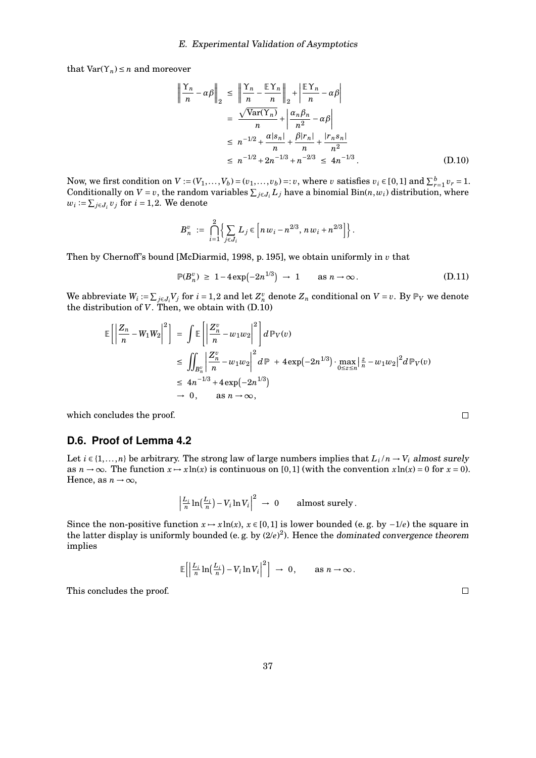that $\mathrm{Var}(\Upsilon_n) \le n$ and moreover

$$
\begin{aligned}
\left\| \frac{\Upsilon_n}{n} - \alpha\beta \right\|_2 &\le \left\| \frac{\Upsilon_n}{n} - \frac{\mathbb{E}\Upsilon_n}{n} \right\|_2 + \left| \frac{\mathbb{E}\Upsilon_n}{n} - \alpha\beta \right| \\
&= \frac{\sqrt{\mathrm{Var}(\Upsilon_n)}}{n} + \left| \frac{\alpha_n \beta_n}{n^2} - \alpha\beta \right| \\
&\le n^{-1/2} + \frac{\alpha|s_n|}{n} + \frac{\beta|r_n|}{n} + \frac{|r_n s_n|}{n^2} \\
&\le n^{-1/2} + 2n^{-1/3} + n^{-2/3} \le 4n^{-1/3} .
\end{aligned} \tag{D.10}
$$

Now, we first condition on $V := (V_1, \ldots, V_b) = (v_1, \ldots, v_b) =: v$, where $v$ satisfies $v_i \in [0,1]$ and $\sum_{r=1}^{b} v_r = 1$. Conditionally on $V = v$, the random variables $\sum_{j \in J_i} L_j$ have a binomial $\mathrm{Bin}(n, w_i)$ distribution, where $w_i := \sum_{j \in J_i} v_j$ for $i = 1,2$. We denote

$$
B_n^v := \bigcap_{i=1}^{2} \Big\{ \sum_{j \in J_i} L_j \in \Big[ n w_i - n^{2/3},\, n w_i + n^{2/3} \Big] \Big\} .
$$

Then by Chernoff's bound [McDiarmid, 1998, p. 195], we obtain uniformly in $v$ that

$$
\mathbb{P}(B_n^v) \ge 1 - 4\exp\big(-2n^{1/3}\big) \to 1 \qquad \text{as } n \to \infty . \tag{D.11}
$$

We abbreviate $W_i := \sum_{j \in J_i} V_j$ for $i = 1,2$ and let $Z_n^v$ denote $Z_n$ conditional on $V = v$. By $\mathbb{P}_V$ we denote the distribution of $V$. Then, we obtain with (D.10)

$$
\begin{aligned}
\mathbb{E}\left[ \left| \frac{Z_n}{n} - W_1 W_2 \right|^2 \right] &= \int \mathbb{E}\left[ \left| \frac{Z_n^v}{n} - w_1 w_2 \right|^2 \right] d\mathbb{P}_V(v) \\
&\le \iint_{B_n^v} \left| \frac{Z_n^v}{n} - w_1 w_2 \right|^2 d\mathbb{P} \; + 4\exp\big(-2n^{1/3}\big) \cdot \max_{0 \le z \le n} \left| \tfrac{z}{n} - w_1 w_2 \right|^2 d\mathbb{P}_V(v) \\
&\le 4n^{-1/3} + 4\exp\big(-2n^{1/3}\big) \\
&\to 0, \qquad \text{as } n \to \infty,
\end{aligned}
$$

which concludes the proof. □

## D.6. Proof of Lemma 4.2

Let $i \in \{1, \ldots, n\}$ be arbitrary. The strong law of large numbers implies that $L_i/n \to V_i$ *almost surely* as $n \to \infty$. The function $x \mapsto x\ln(x)$ is continuous on $[0,1]$ (with the convention $x\ln(x) = 0$ for $x = 0$). Hence, as $n \to \infty$,

$$
\left| \tfrac{L_i}{n} \ln\big(\tfrac{L_i}{n}\big) - V_i \ln V_i \right|^2 \to 0 \qquad \text{almost surely} .
$$

Since the non-positive function $x \mapsto x\ln(x)$, $x \in [0,1]$ is lower bounded (e. g. by $-1/e$) the square in the latter display is uniformly bounded (e. g. by $(2/e)^2$). Hence the *dominated convergence theorem* implies

$$
\mathbb{E}\left[ \left| \tfrac{L_i}{n} \ln\big(\tfrac{L_i}{n}\big) - V_i \ln V_i \right|^2 \right] \to 0, \qquad \text{as } n \to \infty .
$$

This concludes the proof. □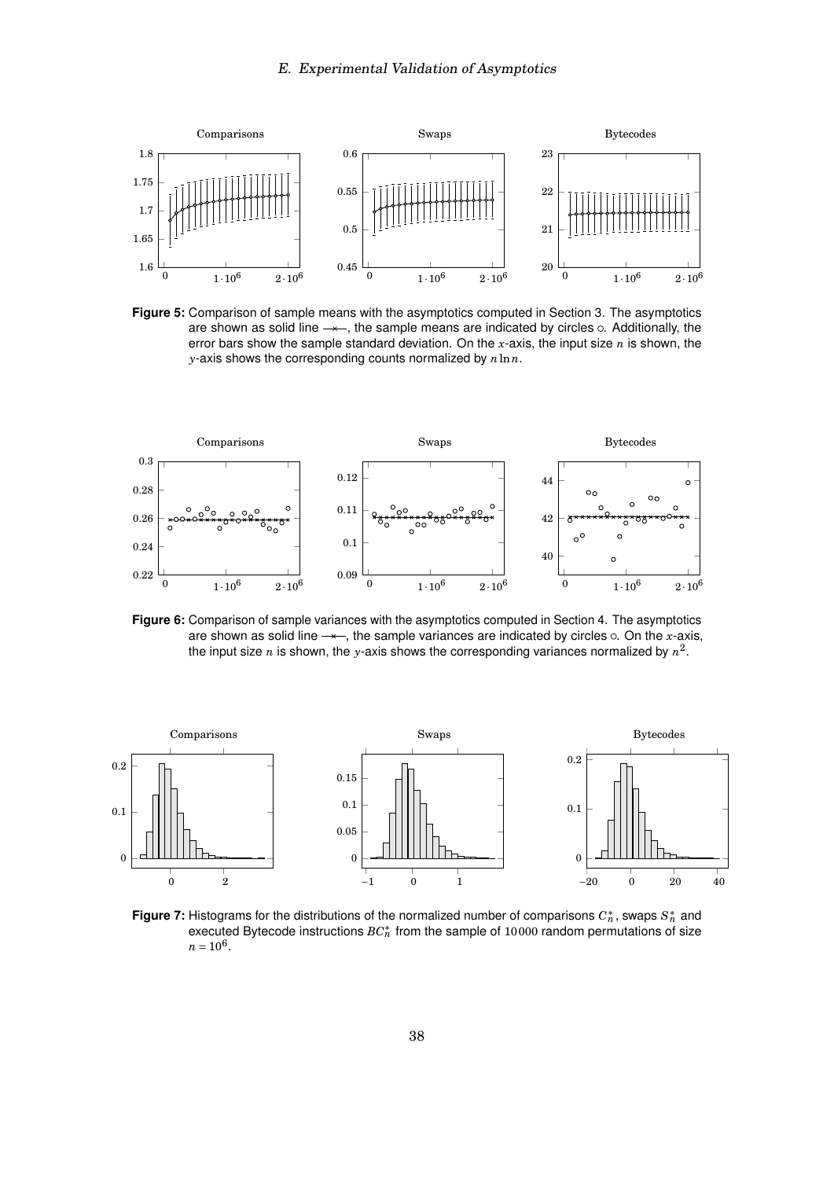**Figure 5:** Comparison of sample means with the asymptotics computed in Section 3. The asymptotics are shown as solid line —×—, the sample means are indicated by circles ○. Additionally, the error bars show the sample standard deviation. On the $x$-axis, the input size $n$ is shown, the $y$-axis shows the corresponding counts normalized by $n \ln n$.

**Figure 6:** Comparison of sample variances with the asymptotics computed in Section 4. The asymptotics are shown as solid line —×—, the sample variances are indicated by circles ○. On the $x$-axis, the input size $n$ is shown, the $y$-axis shows the corresponding variances normalized by $n^2$.

**Figure 7:** Histograms for the distributions of the normalized number of comparisons $C_n^*$, swaps $S_n^*$ and executed Bytecode instructions $BC_n^*$ from the sample of 10000 random permutations of size $n = 10^6$.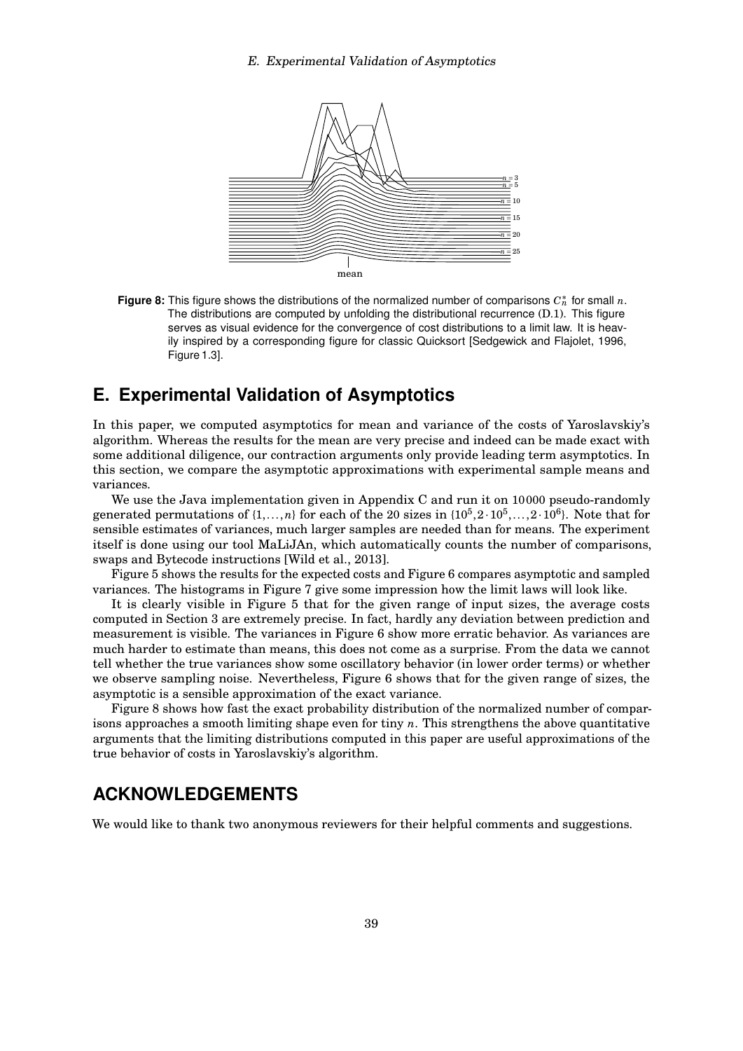**Figure 8:** This figure shows the distributions of the normalized number of comparisons $C_n^*$ for small $n$. The distributions are computed by unfolding the distributional recurrence (D.1). This figure serves as visual evidence for the convergence of cost distributions to a limit law. It is heavily inspired by a corresponding figure for classic Quicksort [Sedgewick and Flajolet, 1996, Figure 1.3].

## E. Experimental Validation of Asymptotics

In this paper, we computed asymptotics for mean and variance of the costs of Yaroslavskiy's algorithm. Whereas the results for the mean are very precise and indeed can be made exact with some additional diligence, our contraction arguments only provide leading term asymptotics. In this section, we compare the asymptotic approximations with experimental sample means and variances.

We use the Java implementation given in Appendix C and run it on 10000 pseudo-randomly generated permutations of $\{1,\ldots,n\}$ for each of the 20 sizes in $\{10^5, 2\cdot 10^5, \ldots, 2\cdot 10^6\}$. Note that for sensible estimates of variances, much larger samples are needed than for means. The experiment itself is done using our tool MaLiJAn, which automatically counts the number of comparisons, swaps and Bytecode instructions [Wild et al., 2013].

Figure 5 shows the results for the expected costs and Figure 6 compares asymptotic and sampled variances. The histograms in Figure 7 give some impression how the limit laws will look like.

It is clearly visible in Figure 5 that for the given range of input sizes, the average costs computed in Section 3 are extremely precise. In fact, hardly any deviation between prediction and measurement is visible. The variances in Figure 6 show more erratic behavior. As variances are much harder to estimate than means, this does not come as a surprise. From the data we cannot tell whether the true variances show some oscillatory behavior (in lower order terms) or whether we observe sampling noise. Nevertheless, Figure 6 shows that for the given range of sizes, the asymptotic is a sensible approximation of the exact variance.

Figure 8 shows how fast the exact probability distribution of the normalized number of comparisons approaches a smooth limiting shape even for tiny $n$. This strengthens the above quantitative arguments that the limiting distributions computed in this paper are useful approximations of the true behavior of costs in Yaroslavskiy's algorithm.

## ACKNOWLEDGEMENTS

We would like to thank two anonymous reviewers for their helpful comments and suggestions.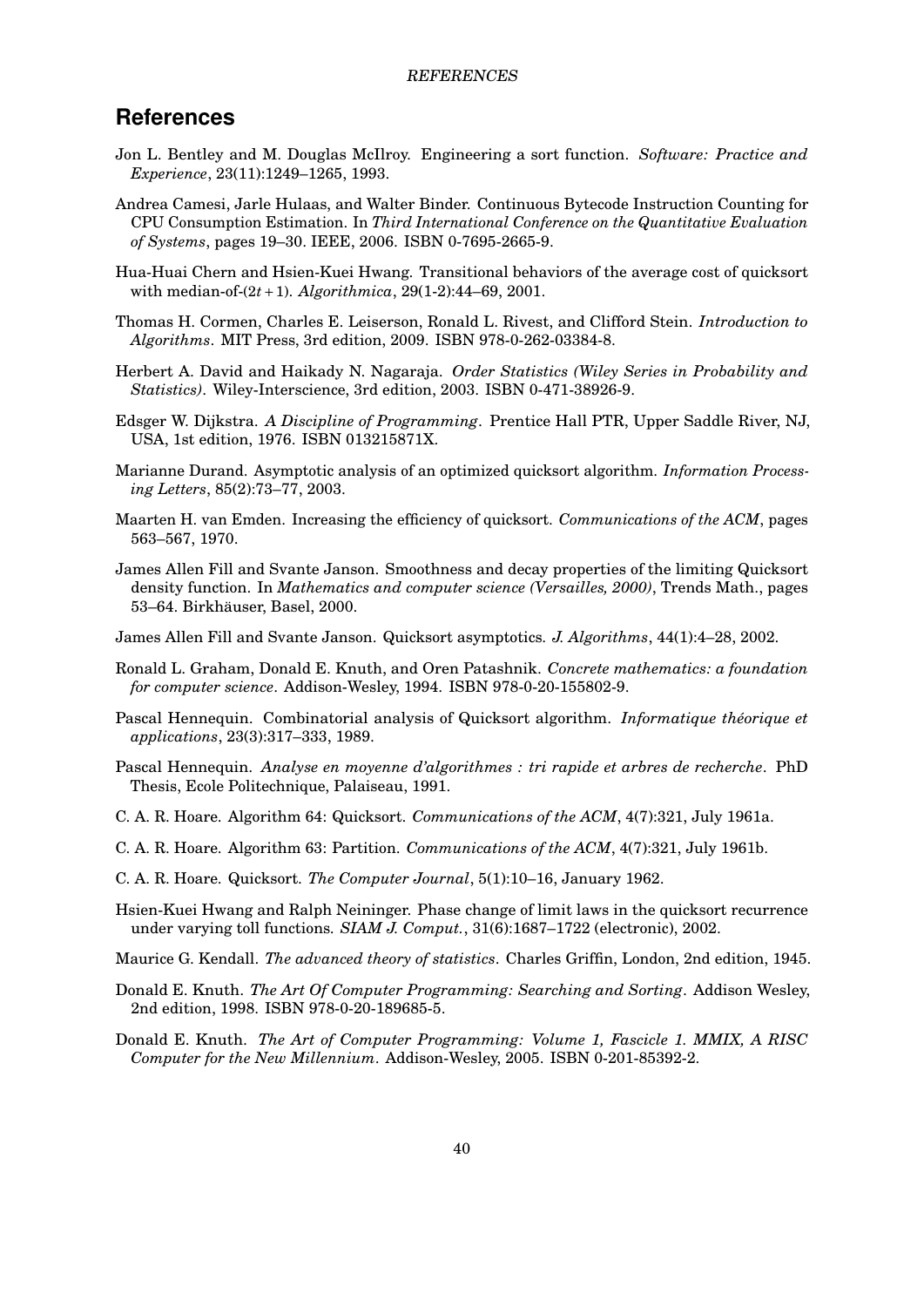# References

Jon L. Bentley and M. Douglas McIlroy. Engineering a sort function. *Software: Practice and Experience*, 23(11):1249–1265, 1993.

Andrea Camesi, Jarle Hulaas, and Walter Binder. Continuous Bytecode Instruction Counting for CPU Consumption Estimation. In *Third International Conference on the Quantitative Evaluation of Systems*, pages 19–30. IEEE, 2006. ISBN 0-7695-2665-9.

Hua-Huai Chern and Hsien-Kuei Hwang. Transitional behaviors of the average cost of quicksort with median-of-$(2t+1)$. *Algorithmica*, 29(1-2):44–69, 2001.

Thomas H. Cormen, Charles E. Leiserson, Ronald L. Rivest, and Clifford Stein. *Introduction to Algorithms*. MIT Press, 3rd edition, 2009. ISBN 978-0-262-03384-8.

Herbert A. David and Haikady N. Nagaraja. *Order Statistics (Wiley Series in Probability and Statistics)*. Wiley-Interscience, 3rd edition, 2003. ISBN 0-471-38926-9.

Edsger W. Dijkstra. *A Discipline of Programming*. Prentice Hall PTR, Upper Saddle River, NJ, USA, 1st edition, 1976. ISBN 013215871X.

Marianne Durand. Asymptotic analysis of an optimized quicksort algorithm. *Information Processing Letters*, 85(2):73–77, 2003.

Maarten H. van Emden. Increasing the efficiency of quicksort. *Communications of the ACM*, pages 563–567, 1970.

James Allen Fill and Svante Janson. Smoothness and decay properties of the limiting Quicksort density function. In *Mathematics and computer science (Versailles, 2000)*, Trends Math., pages 53–64. Birkhäuser, Basel, 2000.

James Allen Fill and Svante Janson. Quicksort asymptotics. *J. Algorithms*, 44(1):4–28, 2002.

Ronald L. Graham, Donald E. Knuth, and Oren Patashnik. *Concrete mathematics: a foundation for computer science*. Addison-Wesley, 1994. ISBN 978-0-20-155802-9.

Pascal Hennequin. Combinatorial analysis of Quicksort algorithm. *Informatique théorique et applications*, 23(3):317–333, 1989.

Pascal Hennequin. *Analyse en moyenne d'algorithmes : tri rapide et arbres de recherche*. PhD Thesis, Ecole Politechnique, Palaiseau, 1991.

C. A. R. Hoare. Algorithm 64: Quicksort. *Communications of the ACM*, 4(7):321, July 1961a.

C. A. R. Hoare. Algorithm 63: Partition. *Communications of the ACM*, 4(7):321, July 1961b.

C. A. R. Hoare. Quicksort. *The Computer Journal*, 5(1):10–16, January 1962.

Hsien-Kuei Hwang and Ralph Neininger. Phase change of limit laws in the quicksort recurrence under varying toll functions. *SIAM J. Comput.*, 31(6):1687–1722 (electronic), 2002.

Maurice G. Kendall. *The advanced theory of statistics*. Charles Griffin, London, 2nd edition, 1945.

Donald E. Knuth. *The Art Of Computer Programming: Searching and Sorting*. Addison Wesley, 2nd edition, 1998. ISBN 978-0-20-189685-5.

Donald E. Knuth. *The Art of Computer Programming: Volume 1, Fascicle 1. MMIX, A RISC Computer for the New Millennium*. Addison-Wesley, 2005. ISBN 0-201-85392-2.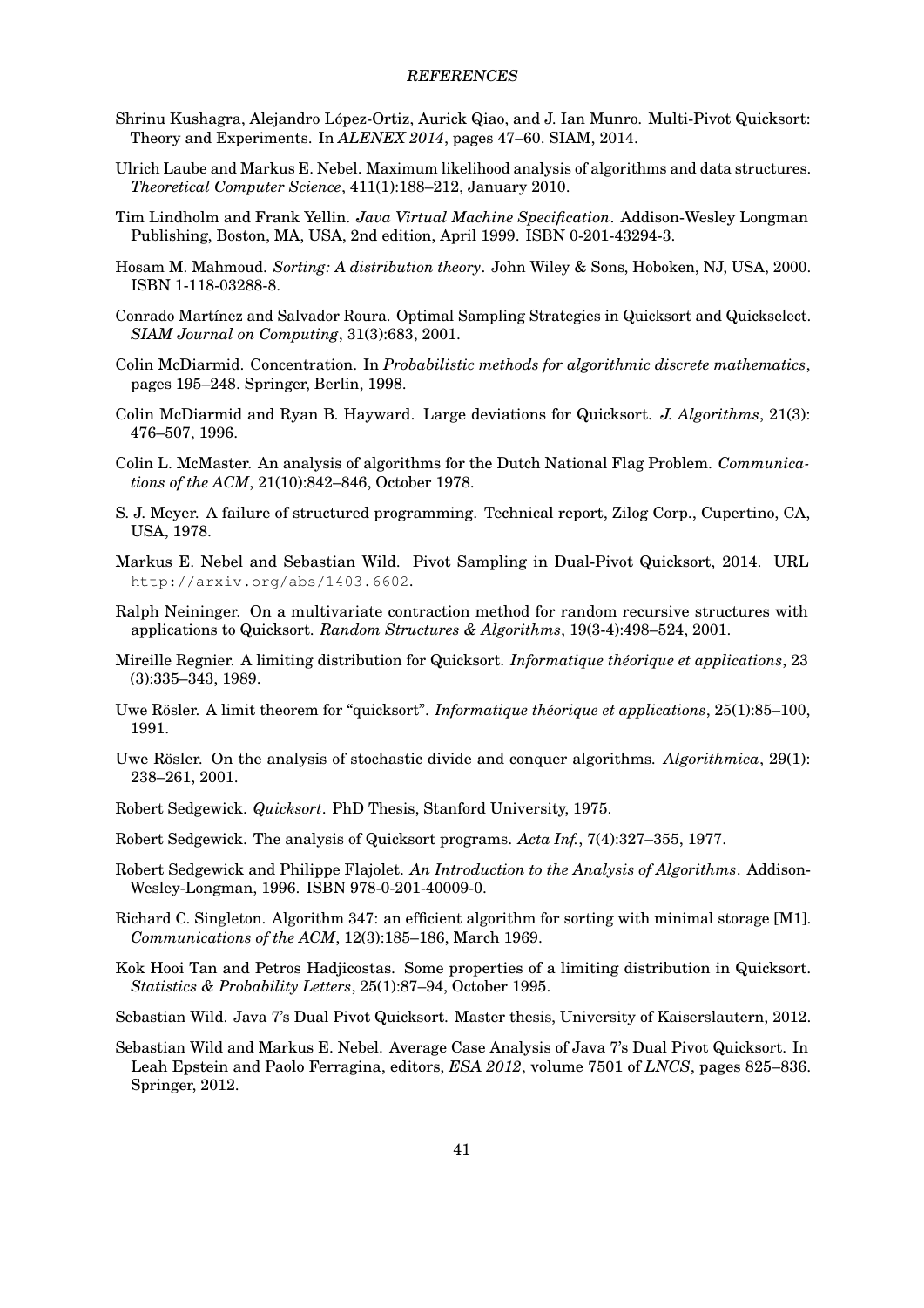Shrinu Kushagra, Alejandro López-Ortiz, Aurick Qiao, and J. Ian Munro. Multi-Pivot Quicksort: Theory and Experiments. In *ALENEX 2014*, pages 47–60. SIAM, 2014.

Ulrich Laube and Markus E. Nebel. Maximum likelihood analysis of algorithms and data structures. *Theoretical Computer Science*, 411(1):188–212, January 2010.

Tim Lindholm and Frank Yellin. *Java Virtual Machine Specification*. Addison-Wesley Longman Publishing, Boston, MA, USA, 2nd edition, April 1999. ISBN 0-201-43294-3.

Hosam M. Mahmoud. *Sorting: A distribution theory*. John Wiley & Sons, Hoboken, NJ, USA, 2000. ISBN 1-118-03288-8.

Conrado Martínez and Salvador Roura. Optimal Sampling Strategies in Quicksort and Quickselect. *SIAM Journal on Computing*, 31(3):683, 2001.

Colin McDiarmid. Concentration. In *Probabilistic methods for algorithmic discrete mathematics*, pages 195–248. Springer, Berlin, 1998.

Colin McDiarmid and Ryan B. Hayward. Large deviations for Quicksort. *J. Algorithms*, 21(3): 476–507, 1996.

Colin L. McMaster. An analysis of algorithms for the Dutch National Flag Problem. *Communications of the ACM*, 21(10):842–846, October 1978.

S. J. Meyer. A failure of structured programming. Technical report, Zilog Corp., Cupertino, CA, USA, 1978.

Markus E. Nebel and Sebastian Wild. Pivot Sampling in Dual-Pivot Quicksort, 2014. URL http://arxiv.org/abs/1403.6602.

Ralph Neininger. On a multivariate contraction method for random recursive structures with applications to Quicksort. *Random Structures & Algorithms*, 19(3-4):498–524, 2001.

Mireille Regnier. A limiting distribution for Quicksort. *Informatique théorique et applications*, 23 (3):335–343, 1989.

Uwe Rösler. A limit theorem for "quicksort". *Informatique théorique et applications*, 25(1):85–100, 1991.

Uwe Rösler. On the analysis of stochastic divide and conquer algorithms. *Algorithmica*, 29(1): 238–261, 2001.

Robert Sedgewick. *Quicksort*. PhD Thesis, Stanford University, 1975.

Robert Sedgewick. The analysis of Quicksort programs. *Acta Inf.*, 7(4):327–355, 1977.

Robert Sedgewick and Philippe Flajolet. *An Introduction to the Analysis of Algorithms*. Addison-Wesley-Longman, 1996. ISBN 978-0-201-40009-0.

Richard C. Singleton. Algorithm 347: an efficient algorithm for sorting with minimal storage [M1]. *Communications of the ACM*, 12(3):185–186, March 1969.

Kok Hooi Tan and Petros Hadjicostas. Some properties of a limiting distribution in Quicksort. *Statistics & Probability Letters*, 25(1):87–94, October 1995.

Sebastian Wild. Java 7's Dual Pivot Quicksort. Master thesis, University of Kaiserslautern, 2012.

Sebastian Wild and Markus E. Nebel. Average Case Analysis of Java 7's Dual Pivot Quicksort. In Leah Epstein and Paolo Ferragina, editors, *ESA 2012*, volume 7501 of *LNCS*, pages 825–836. Springer, 2012.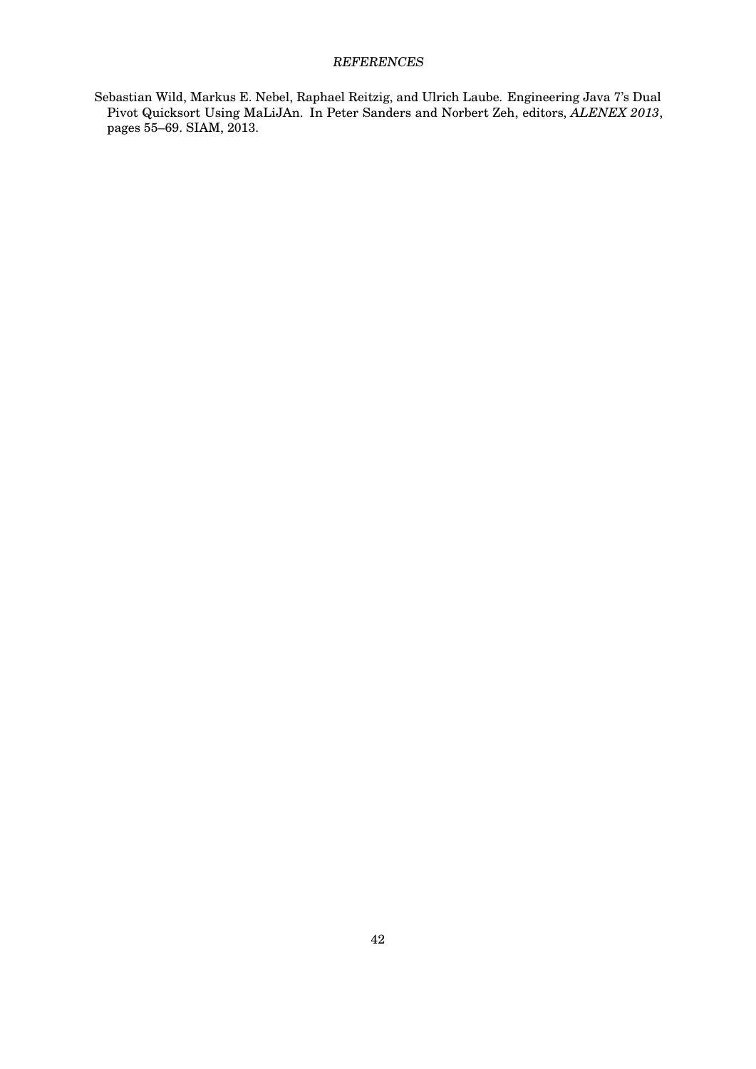Sebastian Wild, Markus E. Nebel, Raphael Reitzig, and Ulrich Laube. Engineering Java 7's Dual Pivot Quicksort Using MaLiJAn. In Peter Sanders and Norbert Zeh, editors, *ALENEX 2013*, pages 55–69. SIAM, 2013.